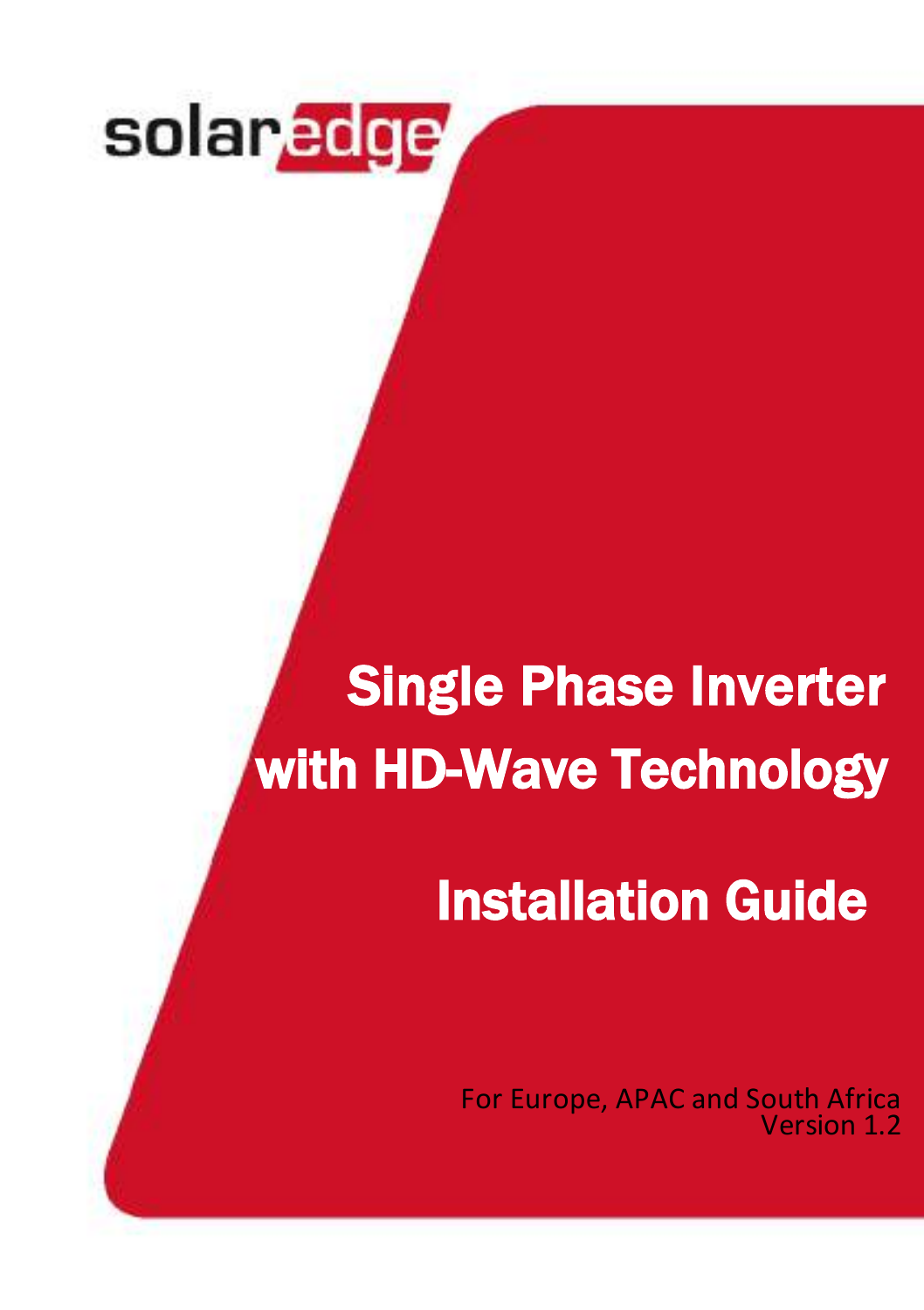solaredge

# Single Phase Inverter with HD-Wave Technology

# Installation Guide

For Europe, APAC and South Africa
Version 1.2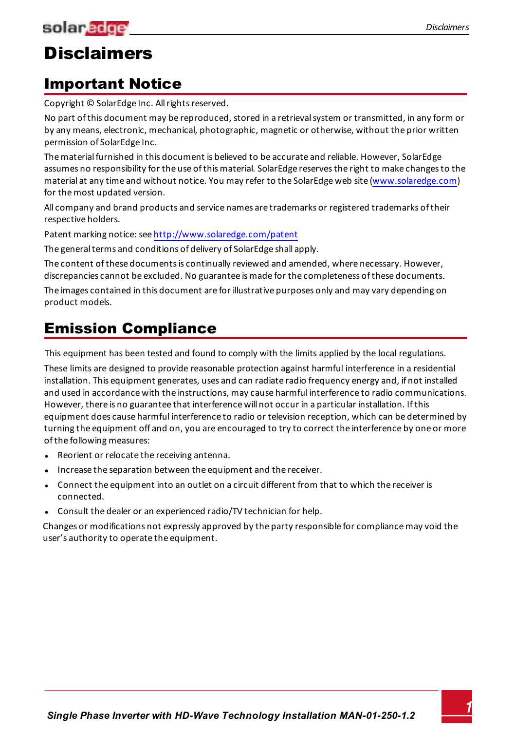# Disclaimers

## Important Notice

Copyright © SolarEdge Inc. All rights reserved.

No part of this document may be reproduced, stored in a retrieval system or transmitted, in any form or by any means, electronic, mechanical, photographic, magnetic or otherwise, without the prior written permission of SolarEdge Inc.

The material furnished in this document is believed to be accurate and reliable. However, SolarEdge assumes no responsibility for the use of this material. SolarEdge reserves the right to make changes to the material at any time and without notice. You may refer to the SolarEdge web site (www.solaredge.com) for the most updated version.

All company and brand products and service names are trademarks or registered trademarks of their respective holders.

Patent marking notice: see http://www.solaredge.com/patent

The general terms and conditions of delivery of SolarEdge shall apply.

The content of these documents is continually reviewed and amended, where necessary. However, discrepancies cannot be excluded. No guarantee is made for the completeness of these documents.

The images contained in this document are for illustrative purposes only and may vary depending on product models.

## Emission Compliance

This equipment has been tested and found to comply with the limits applied by the local regulations.

These limits are designed to provide reasonable protection against harmful interference in a residential installation. This equipment generates, uses and can radiate radio frequency energy and, if not installed and used in accordance with the instructions, may cause harmful interference to radio communications. However, there is no guarantee that interference will not occur in a particular installation. If this equipment does cause harmful interference to radio or television reception, which can be determined by turning the equipment off and on, you are encouraged to try to correct the interference by one or more of the following measures:

- Reorient or relocate the receiving antenna.
- Increase the separation between the equipment and the receiver.
- Connect the equipment into an outlet on a circuit different from that to which the receiver is connected.
- Consult the dealer or an experienced radio/TV technician for help.

Changes or modifications not expressly approved by the party responsible for compliance may void the user's authority to operate the equipment.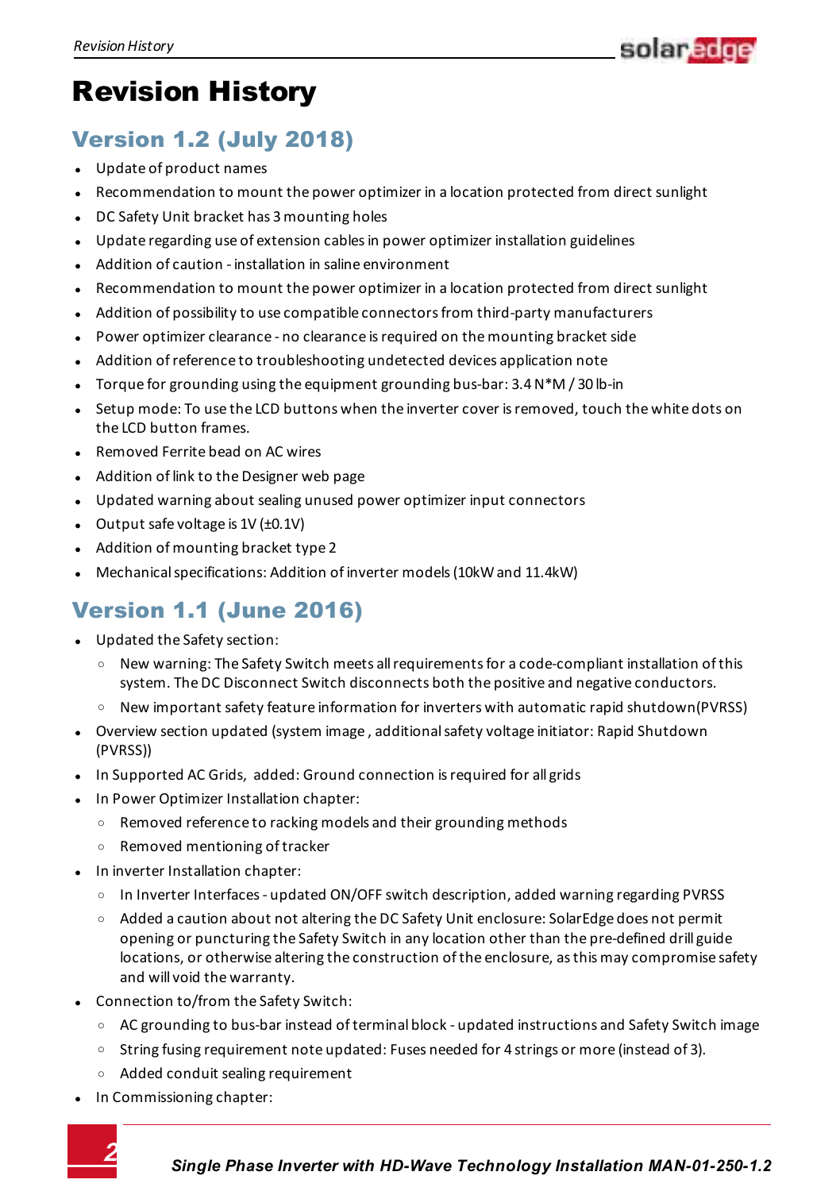# Revision History

## Version 1.2 (July 2018)

- Update of product names
- Recommendation to mount the power optimizer in a location protected from direct sunlight
- DC Safety Unit bracket has 3 mounting holes
- Update regarding use of extension cables in power optimizer installation guidelines
- Addition of caution - installation in saline environment
- Recommendation to mount the power optimizer in a location protected from direct sunlight
- Addition of possibility to use compatible connectors from third-party manufacturers
- Power optimizer clearance - no clearance is required on the mounting bracket side
- Addition of reference to troubleshooting undetected devices application note
- Torque for grounding using the equipment grounding bus-bar: 3.4 N*M / 30 lb-in
- Setup mode: To use the LCD buttons when the inverter cover is removed, touch the white dots on the LCD button frames.
- Removed Ferrite bead on AC wires
- Addition of link to the Designer web page
- Updated warning about sealing unused power optimizer input connectors
- Output safe voltage is 1V (±0.1V)
- Addition of mounting bracket type 2
- Mechanical specifications: Addition of inverter models (10kW and 11.4kW)

## Version 1.1 (June 2016)

- Updated the Safety section:
  - New warning: The Safety Switch meets all requirements for a code-compliant installation of this system. The DC Disconnect Switch disconnects both the positive and negative conductors.
  - New important safety feature information for inverters with automatic rapid shutdown(PVRSS)
- Overview section updated (system image , additional safety voltage initiator: Rapid Shutdown (PVRSS))
- In Supported AC Grids, added: Ground connection is required for all grids
- In Power Optimizer Installation chapter:
  - Removed reference to racking models and their grounding methods
  - Removed mentioning of tracker
- In inverter Installation chapter:
  - In Inverter Interfaces - updated ON/OFF switch description, added warning regarding PVRSS
  - Added a caution about not altering the DC Safety Unit enclosure: SolarEdge does not permit opening or puncturing the Safety Switch in any location other than the pre-defined drill guide locations, or otherwise altering the construction of the enclosure, as this may compromise safety and will void the warranty.
- Connection to/from the Safety Switch:
  - AC grounding to bus-bar instead of terminal block - updated instructions and Safety Switch image
  - String fusing requirement note updated: Fuses needed for 4 strings or more (instead of 3).
  - Added conduit sealing requirement
- In Commissioning chapter: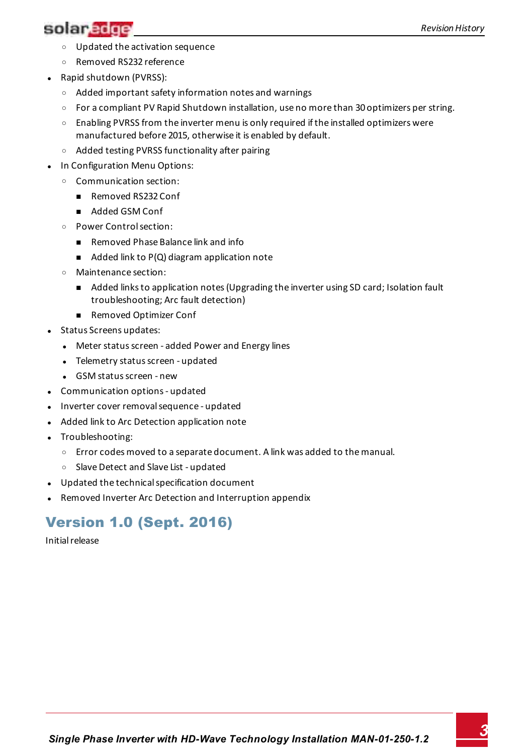- Updated the activation sequence
- Removed RS232 reference
- Rapid shutdown (PVRSS):
  - Added important safety information notes and warnings
  - For a compliant PV Rapid Shutdown installation, use no more than 30 optimizers per string.
  - Enabling PVRSS from the inverter menu is only required if the installed optimizers were manufactured before 2015, otherwise it is enabled by default.
  - Added testing PVRSS functionality after pairing
- In Configuration Menu Options:
  - Communication section:
    - Removed RS232 Conf
    - Added GSM Conf
  - Power Control section:
    - Removed Phase Balance link and info
    - Added link to P(Q) diagram application note
  - Maintenance section:
    - Added links to application notes (Upgrading the inverter using SD card; Isolation fault troubleshooting; Arc fault detection)
    - Removed Optimizer Conf
- Status Screens updates:
  - Meter status screen - added Power and Energy lines
  - Telemetry status screen - updated
  - GSM status screen - new
- Communication options - updated
- Inverter cover removal sequence - updated
- Added link to Arc Detection application note
- Troubleshooting:
  - Error codes moved to a separate document. A link was added to the manual.
  - Slave Detect and Slave List - updated
- Updated the technical specification document
- Removed Inverter Arc Detection and Interruption appendix

## Version 1.0 (Sept. 2016)

Initial release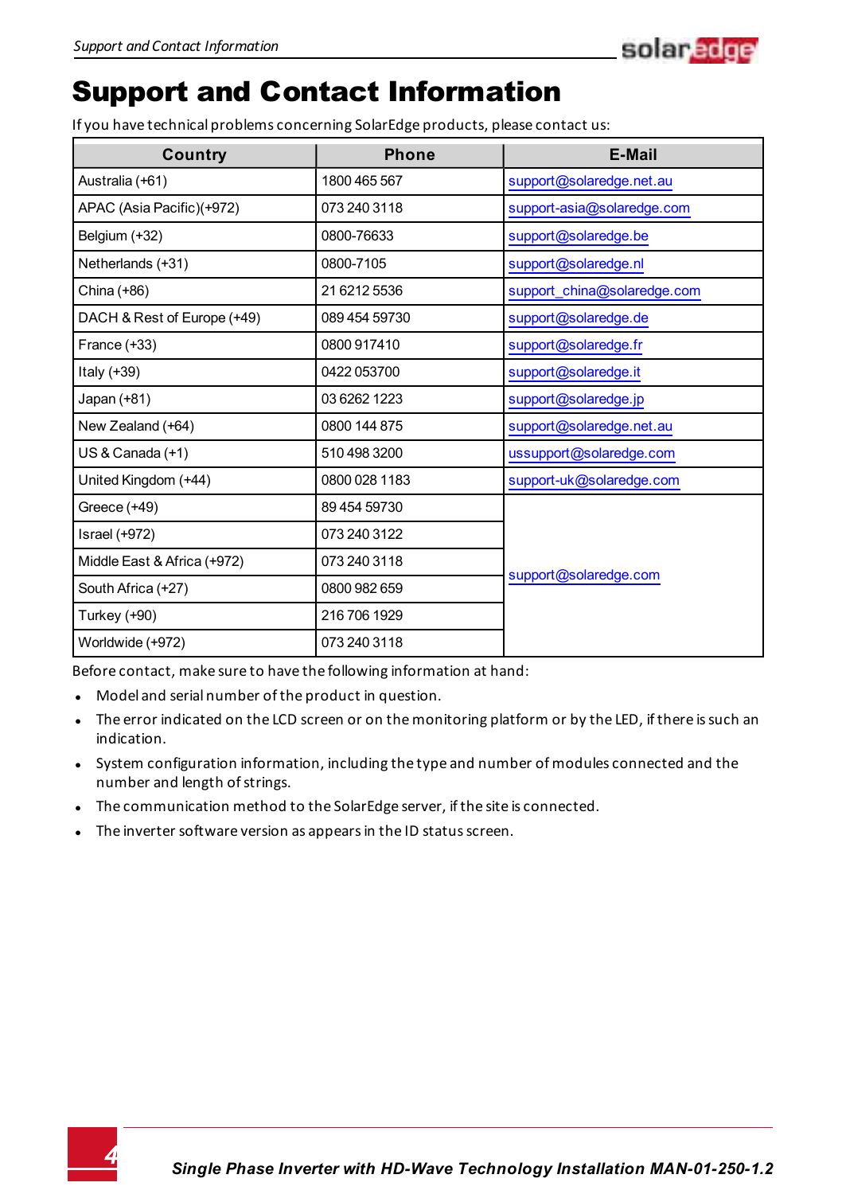# Support and Contact Information

If you have technical problems concerning SolarEdge products, please contact us:

| Country | Phone | E-Mail |
|---|---|---|
| Australia (+61) | 1800 465 567 | support@solaredge.net.au |
| APAC (Asia Pacific)(+972) | 073 240 3118 | support-asia@solaredge.com |
| Belgium (+32) | 0800-76633 | support@solaredge.be |
| Netherlands (+31) | 0800-7105 | support@solaredge.nl |
| China (+86) | 21 6212 5536 | support_china@solaredge.com |
| DACH & Rest of Europe (+49) | 089 454 59730 | support@solaredge.de |
| France (+33) | 0800 917410 | support@solaredge.fr |
| Italy (+39) | 0422 053700 | support@solaredge.it |
| Japan (+81) | 03 6262 1223 | support@solaredge.jp |
| New Zealand (+64) | 0800 144 875 | support@solaredge.net.au |
| US & Canada (+1) | 510 498 3200 | ussupport@solaredge.com |
| United Kingdom (+44) | 0800 028 1183 | support-uk@solaredge.com |
| Greece (+49) | 89 454 59730 | support@solaredge.com |
| Israel (+972) | 073 240 3122 | support@solaredge.com |
| Middle East & Africa (+972) | 073 240 3118 | support@solaredge.com |
| South Africa (+27) | 0800 982 659 | support@solaredge.com |
| Turkey (+90) | 216 706 1929 | support@solaredge.com |
| Worldwide (+972) | 073 240 3118 | support@solaredge.com |

Before contact, make sure to have the following information at hand:

- Model and serial number of the product in question.
- The error indicated on the LCD screen or on the monitoring platform or by the LED, if there is such an indication.
- System configuration information, including the type and number of modules connected and the number and length of strings.
- The communication method to the SolarEdge server, if the site is connected.
- The inverter software version as appears in the ID status screen.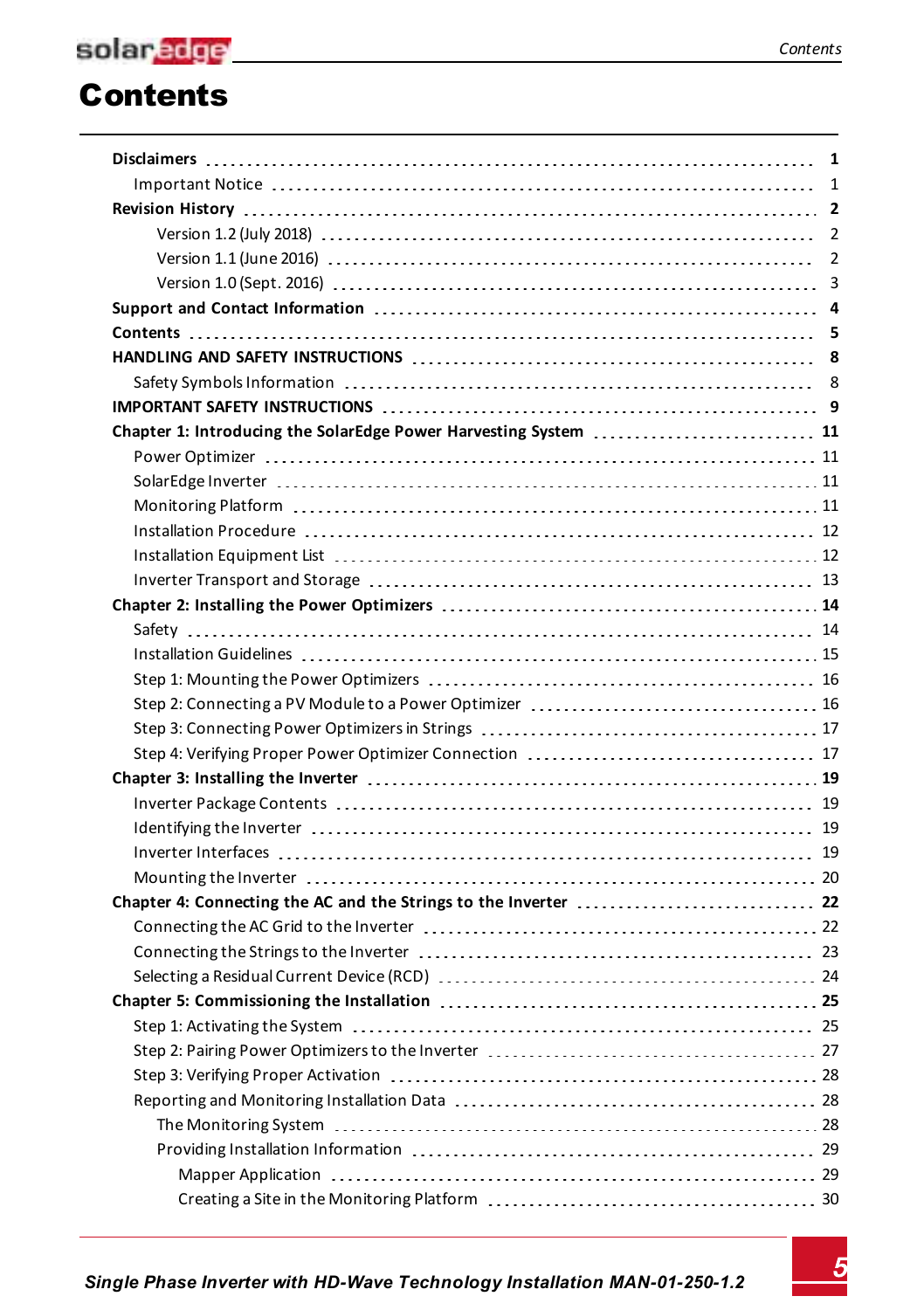# Contents

**Disclaimers** 1
- Important Notice 1

**Revision History** 2
- Version 1.2 (July 2018) 2
- Version 1.1 (June 2016) 2
- Version 1.0 (Sept. 2016) 3

**Support and Contact Information** 4

**Contents** 5

**HANDLING AND SAFETY INSTRUCTIONS** 8
- Safety Symbols Information 8

**IMPORTANT SAFETY INSTRUCTIONS** 9

**Chapter 1: Introducing the SolarEdge Power Harvesting System** 11
- Power Optimizer 11
- SolarEdge Inverter 11
- Monitoring Platform 11
- Installation Procedure 12
- Installation Equipment List 12
- Inverter Transport and Storage 13

**Chapter 2: Installing the Power Optimizers** 14
- Safety 14
- Installation Guidelines 15
- Step 1: Mounting the Power Optimizers 16
- Step 2: Connecting a PV Module to a Power Optimizer 16
- Step 3: Connecting Power Optimizers in Strings 17
- Step 4: Verifying Proper Power Optimizer Connection 17

**Chapter 3: Installing the Inverter** 19
- Inverter Package Contents 19
- Identifying the Inverter 19
- Inverter Interfaces 19
- Mounting the Inverter 20

**Chapter 4: Connecting the AC and the Strings to the Inverter** 22
- Connecting the AC Grid to the Inverter 22
- Connecting the Strings to the Inverter 23
- Selecting a Residual Current Device (RCD) 24

**Chapter 5: Commissioning the Installation** 25
- Step 1: Activating the System 25
- Step 2: Pairing Power Optimizers to the Inverter 27
- Step 3: Verifying Proper Activation 28
- Reporting and Monitoring Installation Data 28
  - The Monitoring System 28
  - Providing Installation Information 29
    - Mapper Application 29
    - Creating a Site in the Monitoring Platform 30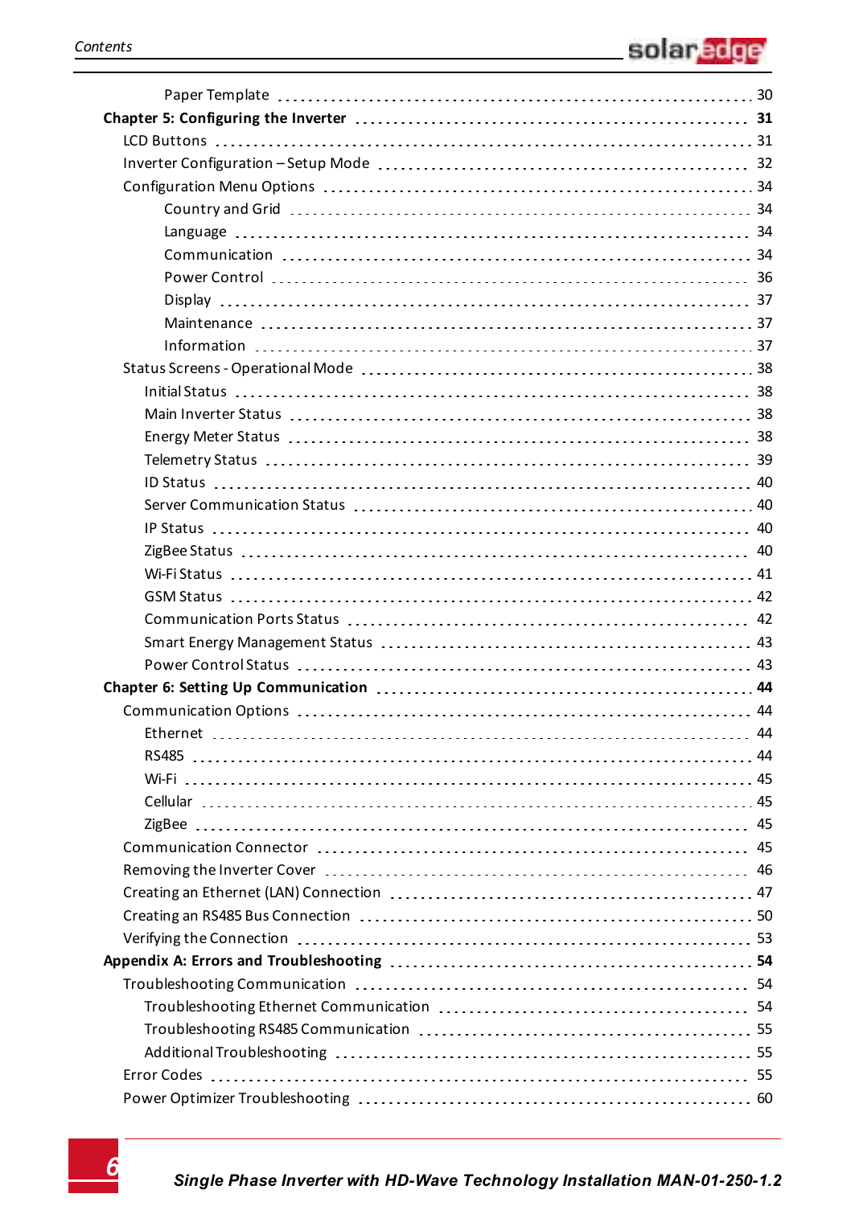Paper Template 30

**Chapter 5: Configuring the Inverter 31**

LCD Buttons 31

Inverter Configuration – Setup Mode 32

Configuration Menu Options 34

Country and Grid 34

Language 34

Communication 34

Power Control 36

Display 37

Maintenance 37

Information 37

Status Screens - Operational Mode 38

Initial Status 38

Main Inverter Status 38

Energy Meter Status 38

Telemetry Status 39

ID Status 40

Server Communication Status 40

IP Status 40

ZigBee Status 40

Wi-Fi Status 41

GSM Status 42

Communication Ports Status 42

Smart Energy Management Status 43

Power Control Status 43

**Chapter 6: Setting Up Communication 44**

Communication Options 44

Ethernet 44

RS485 44

Wi-Fi 45

Cellular 45

ZigBee 45

Communication Connector 45

Removing the Inverter Cover 46

Creating an Ethernet (LAN) Connection 47

Creating an RS485 Bus Connection 50

Verifying the Connection 53

**Appendix A: Errors and Troubleshooting 54**

Troubleshooting Communication 54

Troubleshooting Ethernet Communication 54

Troubleshooting RS485 Communication 55

Additional Troubleshooting 55

Error Codes 55

Power Optimizer Troubleshooting 60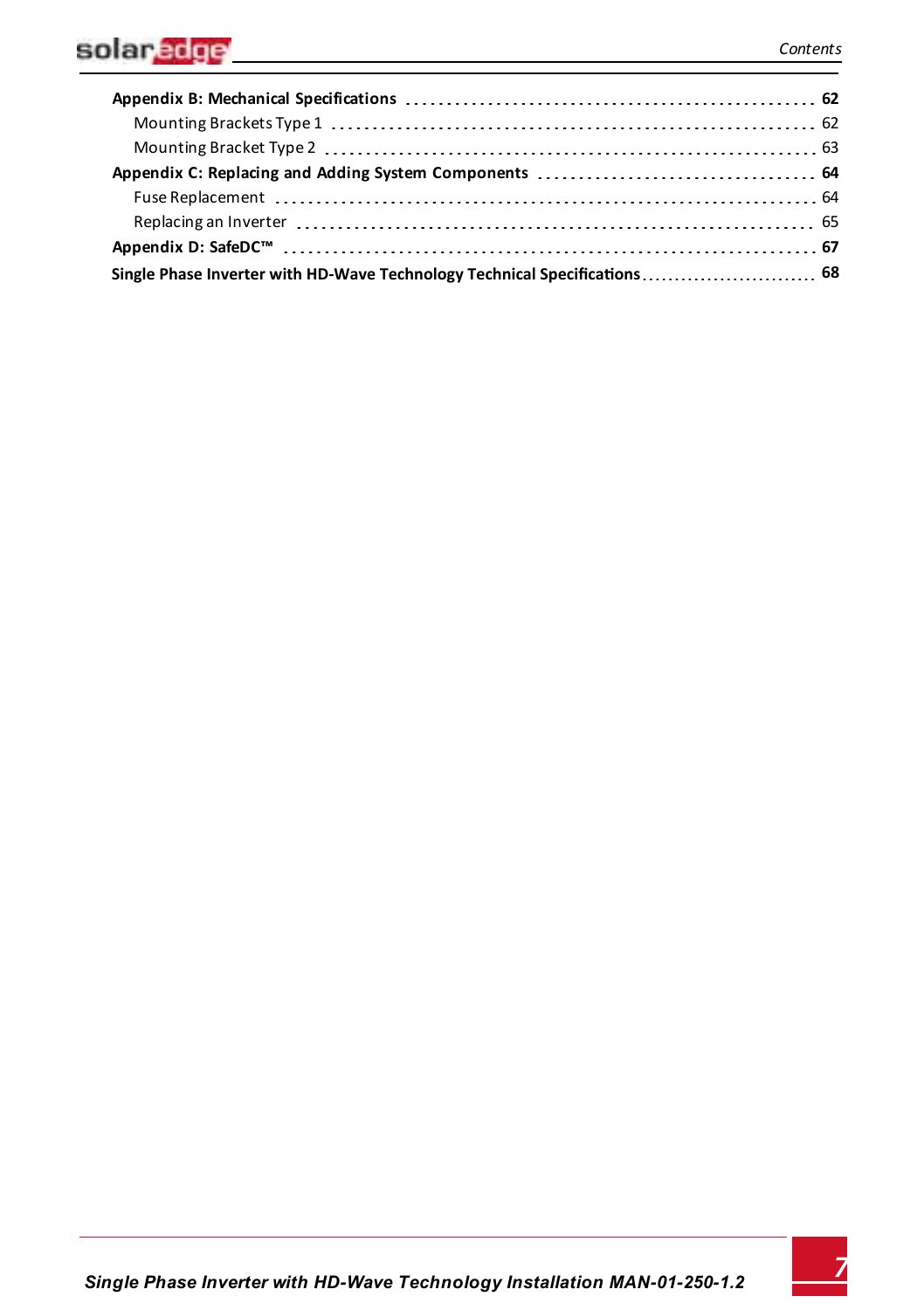**Appendix B: Mechanical Specifications** ..................... **62**

Mounting Brackets Type 1 ..................... 62

Mounting Bracket Type 2 ..................... 63

**Appendix C: Replacing and Adding System Components** ..................... **64**

Fuse Replacement ..................... 64

Replacing an Inverter ..................... 65

**Appendix D: SafeDC™** ..................... **67**

**Single Phase Inverter with HD-Wave Technology Technical Specifications** ..................... **68**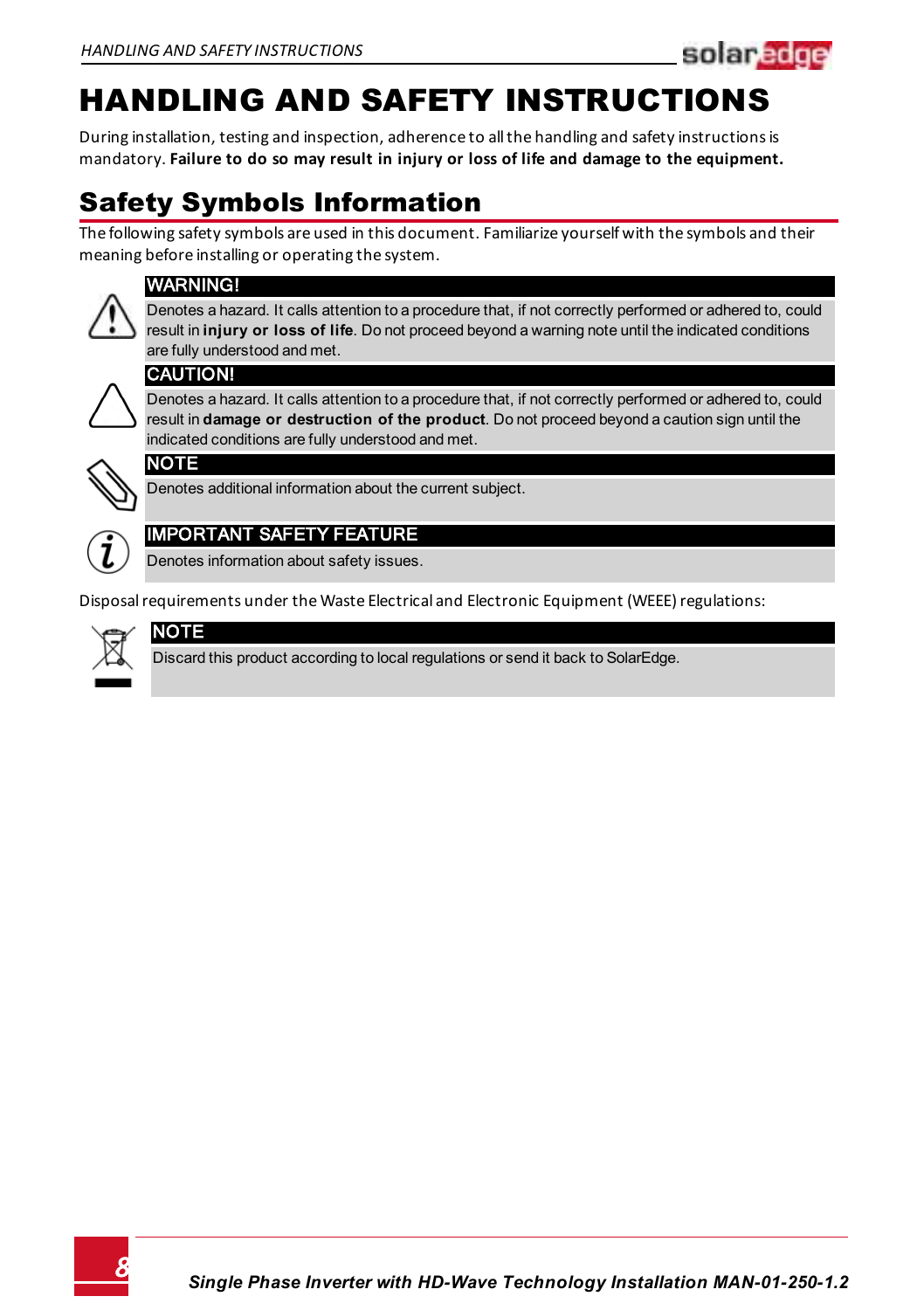# HANDLING AND SAFETY INSTRUCTIONS

During installation, testing and inspection, adherence to all the handling and safety instructions is mandatory. **Failure to do so may result in injury or loss of life and damage to the equipment.**

## Safety Symbols Information

The following safety symbols are used in this document. Familiarize yourself with the symbols and their meaning before installing or operating the system.

**WARNING!**

Denotes a hazard. It calls attention to a procedure that, if not correctly performed or adhered to, could result in **injury or loss of life**. Do not proceed beyond a warning note until the indicated conditions are fully understood and met.

**CAUTION!**

Denotes a hazard. It calls attention to a procedure that, if not correctly performed or adhered to, could result in **damage or destruction of the product**. Do not proceed beyond a caution sign until the indicated conditions are fully understood and met.

**NOTE**

Denotes additional information about the current subject.

**IMPORTANT SAFETY FEATURE**

Denotes information about safety issues.

Disposal requirements under the Waste Electrical and Electronic Equipment (WEEE) regulations:

**NOTE**

Discard this product according to local regulations or send it back to SolarEdge.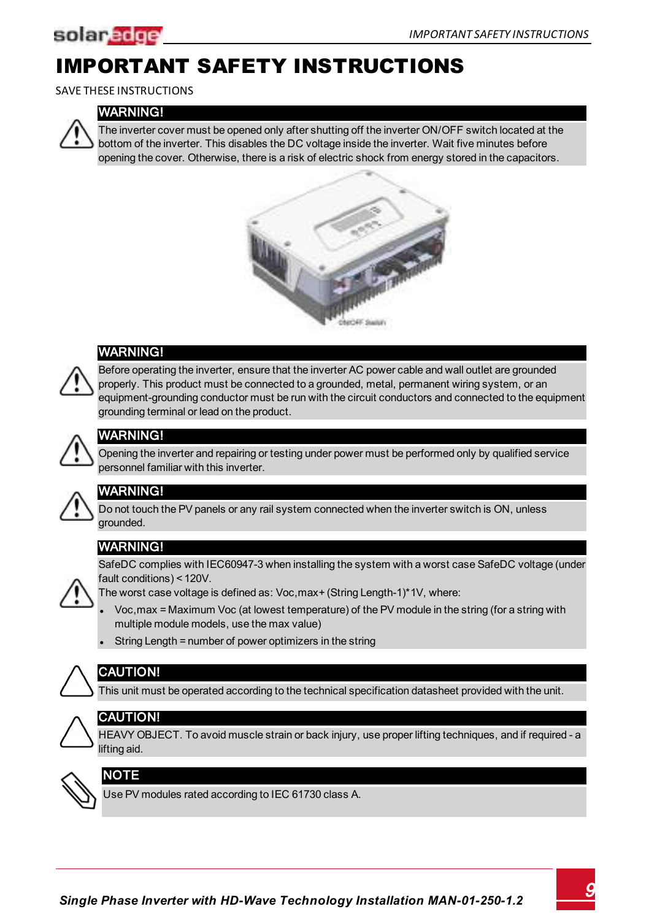# IMPORTANT SAFETY INSTRUCTIONS

SAVE THESE INSTRUCTIONS

**WARNING!**

The inverter cover must be opened only after shutting off the inverter ON/OFF switch located at the bottom of the inverter. This disables the DC voltage inside the inverter. Wait five minutes before opening the cover. Otherwise, there is a risk of electric shock from energy stored in the capacitors.

**WARNING!**

Before operating the inverter, ensure that the inverter AC power cable and wall outlet are grounded properly. This product must be connected to a grounded, metal, permanent wiring system, or an equipment-grounding conductor must be run with the circuit conductors and connected to the equipment grounding terminal or lead on the product.

**WARNING!**

Opening the inverter and repairing or testing under power must be performed only by qualified service personnel familiar with this inverter.

**WARNING!**

Do not touch the PV panels or any rail system connected when the inverter switch is ON, unless grounded.

**WARNING!**

SafeDC complies with IEC60947-3 when installing the system with a worst case SafeDC voltage (under fault conditions) < 120V.

The worst case voltage is defined as: Voc,max+ (String Length-1)*1V, where:

- Voc,max = Maximum Voc (at lowest temperature) of the PV module in the string (for a string with multiple module models, use the max value)
- String Length = number of power optimizers in the string

**CAUTION!**

This unit must be operated according to the technical specification datasheet provided with the unit.

**CAUTION!**

HEAVY OBJECT. To avoid muscle strain or back injury, use proper lifting techniques, and if required - a lifting aid.

**NOTE**

Use PV modules rated according to IEC 61730 class A.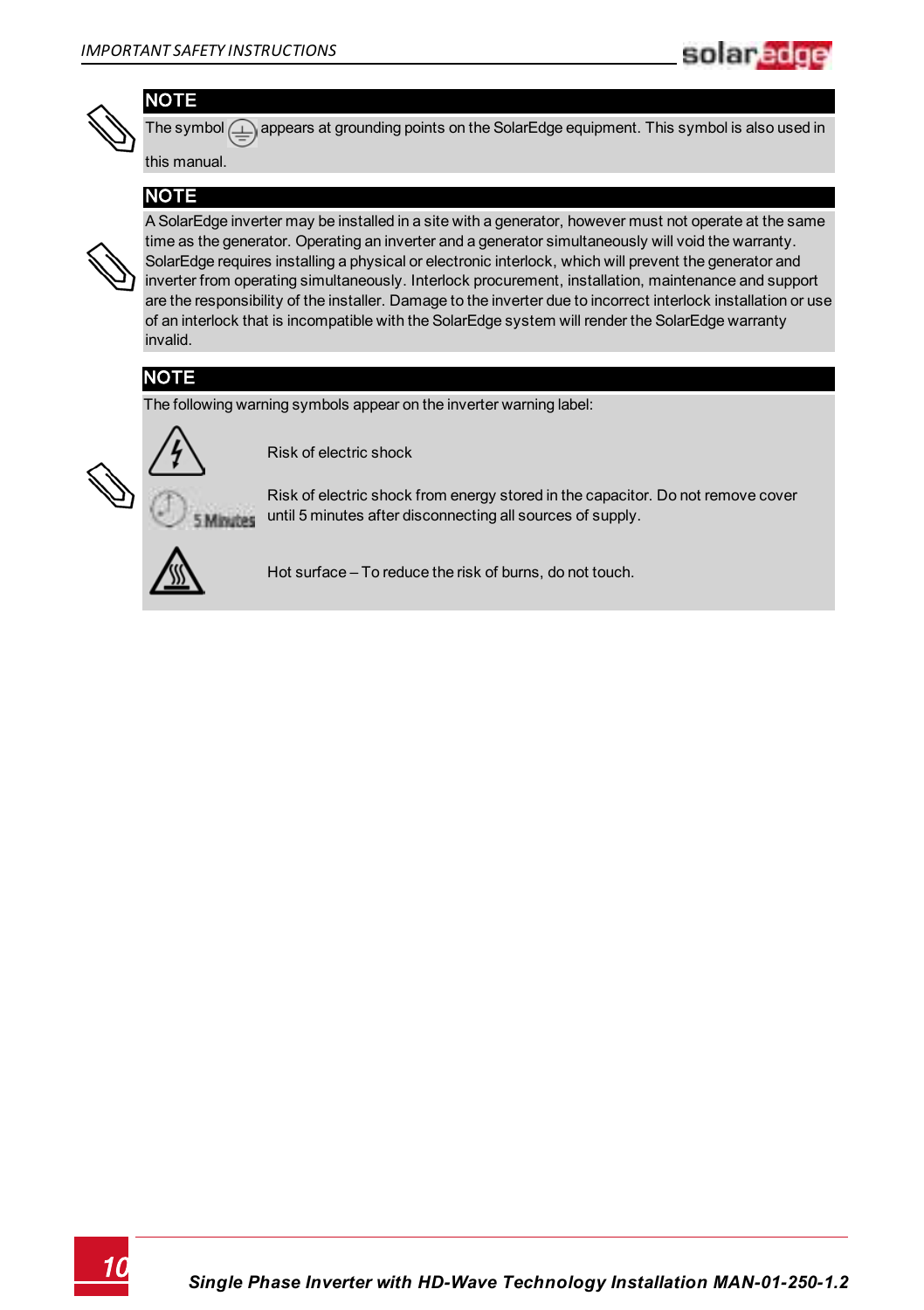**NOTE**

The symbol ⏚ appears at grounding points on the SolarEdge equipment. This symbol is also used in this manual.

**NOTE**

A SolarEdge inverter may be installed in a site with a generator, however must not operate at the same time as the generator. Operating an inverter and a generator simultaneously will void the warranty. SolarEdge requires installing a physical or electronic interlock, which will prevent the generator and inverter from operating simultaneously. Interlock procurement, installation, maintenance and support are the responsibility of the installer. Damage to the inverter due to incorrect interlock installation or use of an interlock that is incompatible with the SolarEdge system will render the SolarEdge warranty invalid.

**NOTE**

The following warning symbols appear on the inverter warning label:

| Symbol | Description |
| --- | --- |
| ⚠ | Risk of electric shock |
| 5 Minutes | Risk of electric shock from energy stored in the capacitor. Do not remove cover until 5 minutes after disconnecting all sources of supply. |
| ⚠ | Hot surface – To reduce the risk of burns, do not touch. |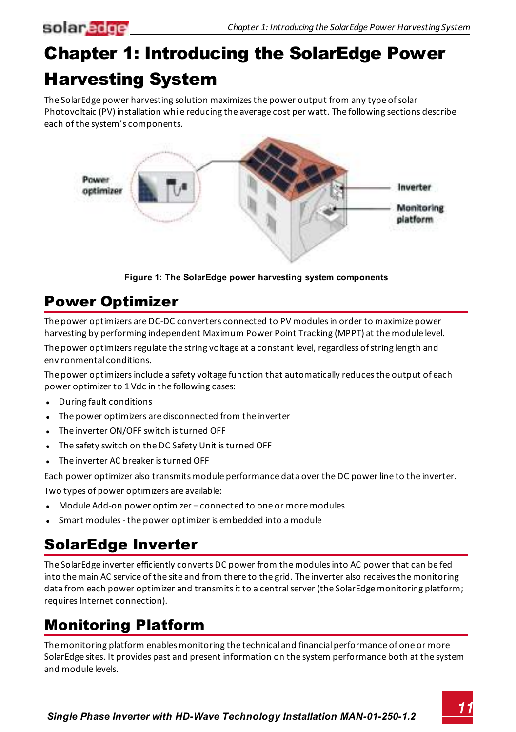# Chapter 1: Introducing the SolarEdge Power Harvesting System

The SolarEdge power harvesting solution maximizes the power output from any type of solar Photovoltaic (PV) installation while reducing the average cost per watt. The following sections describe each of the system's components.

Figure 1: The SolarEdge power harvesting system components

## Power Optimizer

The power optimizers are DC-DC converters connected to PV modules in order to maximize power harvesting by performing independent Maximum Power Point Tracking (MPPT) at the module level.

The power optimizers regulate the string voltage at a constant level, regardless of string length and environmental conditions.

The power optimizers include a safety voltage function that automatically reduces the output of each power optimizer to 1 Vdc in the following cases:

- During fault conditions
- The power optimizers are disconnected from the inverter
- The inverter ON/OFF switch is turned OFF
- The safety switch on the DC Safety Unit is turned OFF
- The inverter AC breaker is turned OFF

Each power optimizer also transmits module performance data over the DC power line to the inverter.

Two types of power optimizers are available:

- Module Add-on power optimizer – connected to one or more modules
- Smart modules - the power optimizer is embedded into a module

## SolarEdge Inverter

The SolarEdge inverter efficiently converts DC power from the modules into AC power that can be fed into the main AC service of the site and from there to the grid. The inverter also receives the monitoring data from each power optimizer and transmits it to a central server (the SolarEdge monitoring platform; requires Internet connection).

## Monitoring Platform

The monitoring platform enables monitoring the technical and financial performance of one or more SolarEdge sites. It provides past and present information on the system performance both at the system and module levels.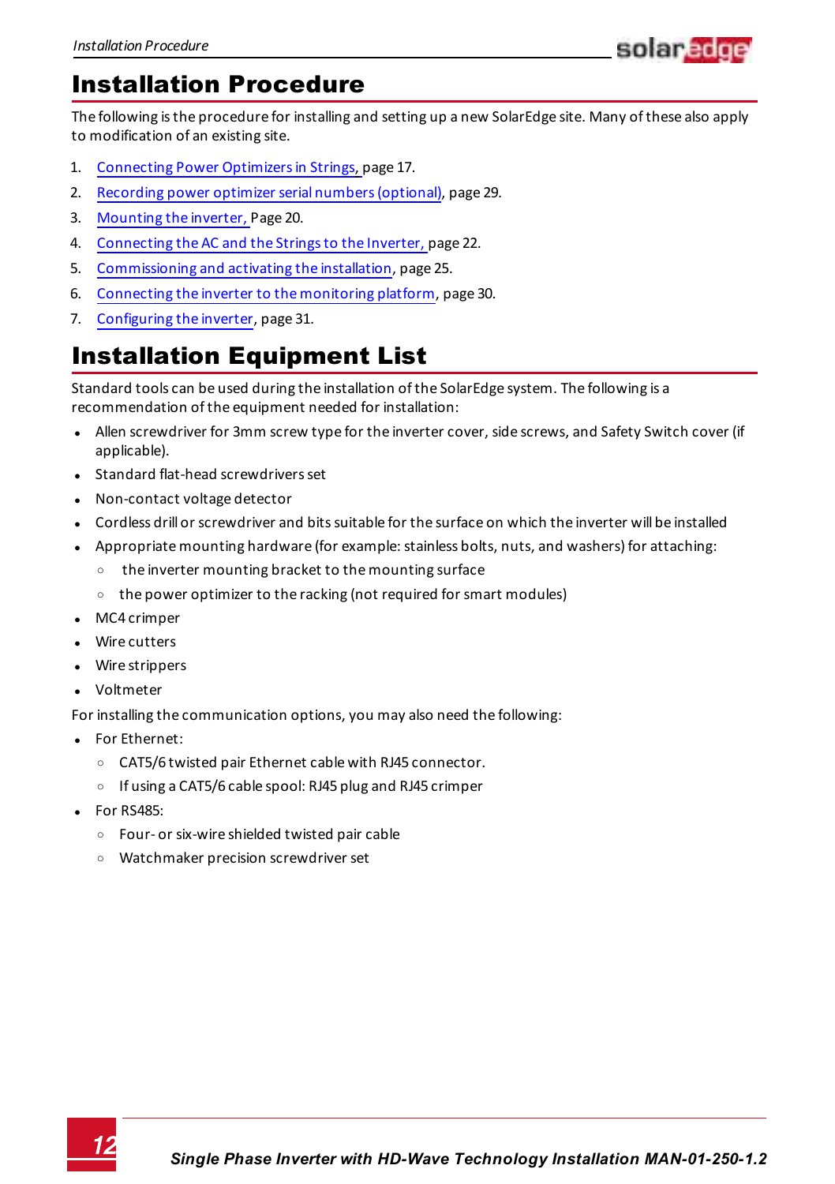# Installation Procedure

The following is the procedure for installing and setting up a new SolarEdge site. Many of these also apply to modification of an existing site.

1. Connecting Power Optimizers in Strings, page 17.
2. Recording power optimizer serial numbers (optional), page 29.
3. Mounting the inverter, Page 20.
4. Connecting the AC and the Strings to the Inverter, page 22.
5. Commissioning and activating the installation, page 25.
6. Connecting the inverter to the monitoring platform, page 30.
7. Configuring the inverter, page 31.

# Installation Equipment List

Standard tools can be used during the installation of the SolarEdge system. The following is a recommendation of the equipment needed for installation:

- Allen screwdriver for 3mm screw type for the inverter cover, side screws, and Safety Switch cover (if applicable).
- Standard flat-head screwdrivers set
- Non-contact voltage detector
- Cordless drill or screwdriver and bits suitable for the surface on which the inverter will be installed
- Appropriate mounting hardware (for example: stainless bolts, nuts, and washers) for attaching:
  - the inverter mounting bracket to the mounting surface
  - the power optimizer to the racking (not required for smart modules)
- MC4 crimper
- Wire cutters
- Wire strippers
- Voltmeter

For installing the communication options, you may also need the following:

- For Ethernet:
  - CAT5/6 twisted pair Ethernet cable with RJ45 connector.
  - If using a CAT5/6 cable spool: RJ45 plug and RJ45 crimper
- For RS485:
  - Four- or six-wire shielded twisted pair cable
  - Watchmaker precision screwdriver set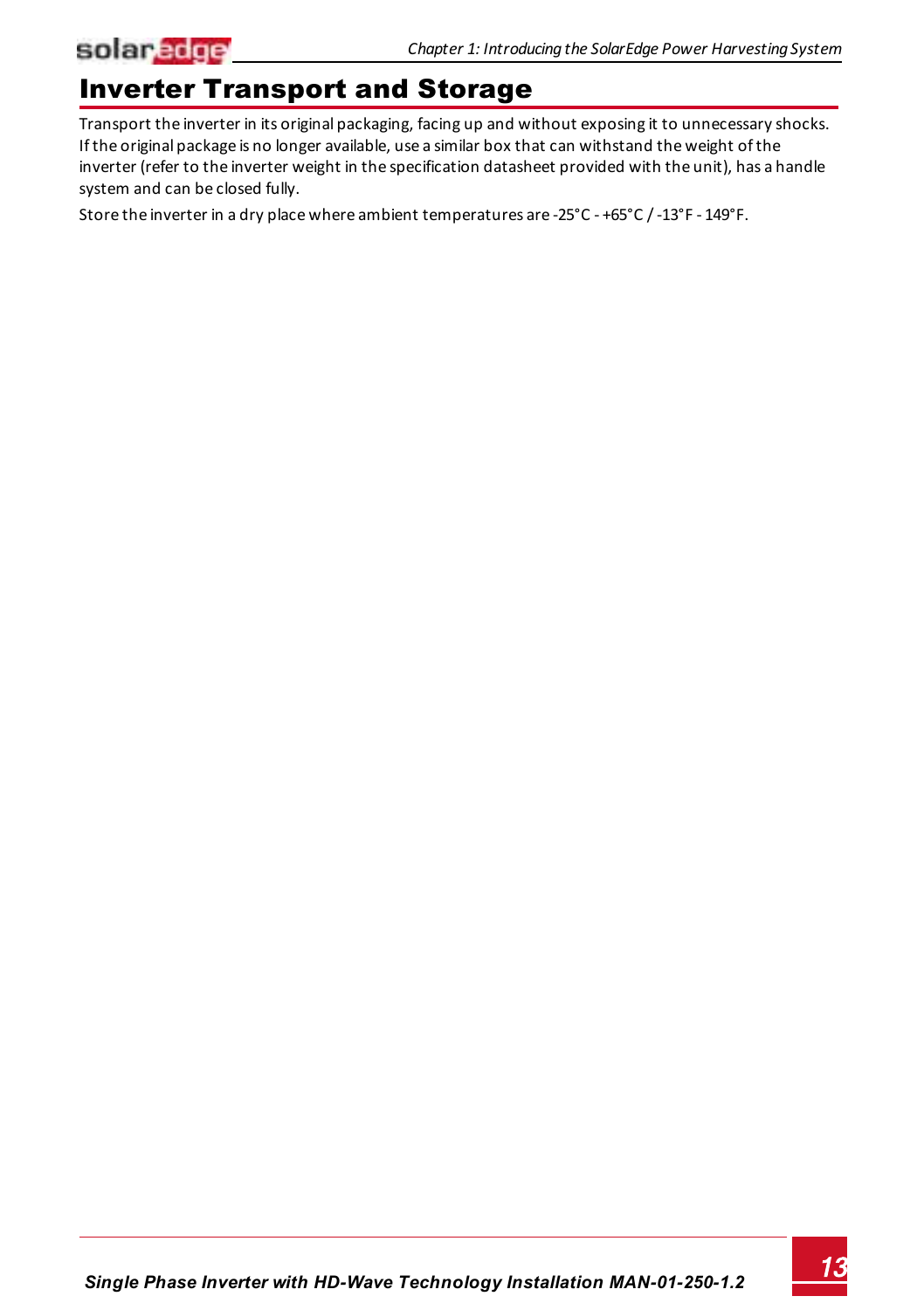# Inverter Transport and Storage

Transport the inverter in its original packaging, facing up and without exposing it to unnecessary shocks. If the original package is no longer available, use a similar box that can withstand the weight of the inverter (refer to the inverter weight in the specification datasheet provided with the unit), has a handle system and can be closed fully.

Store the inverter in a dry place where ambient temperatures are -25°C - +65°C / -13°F - 149°F.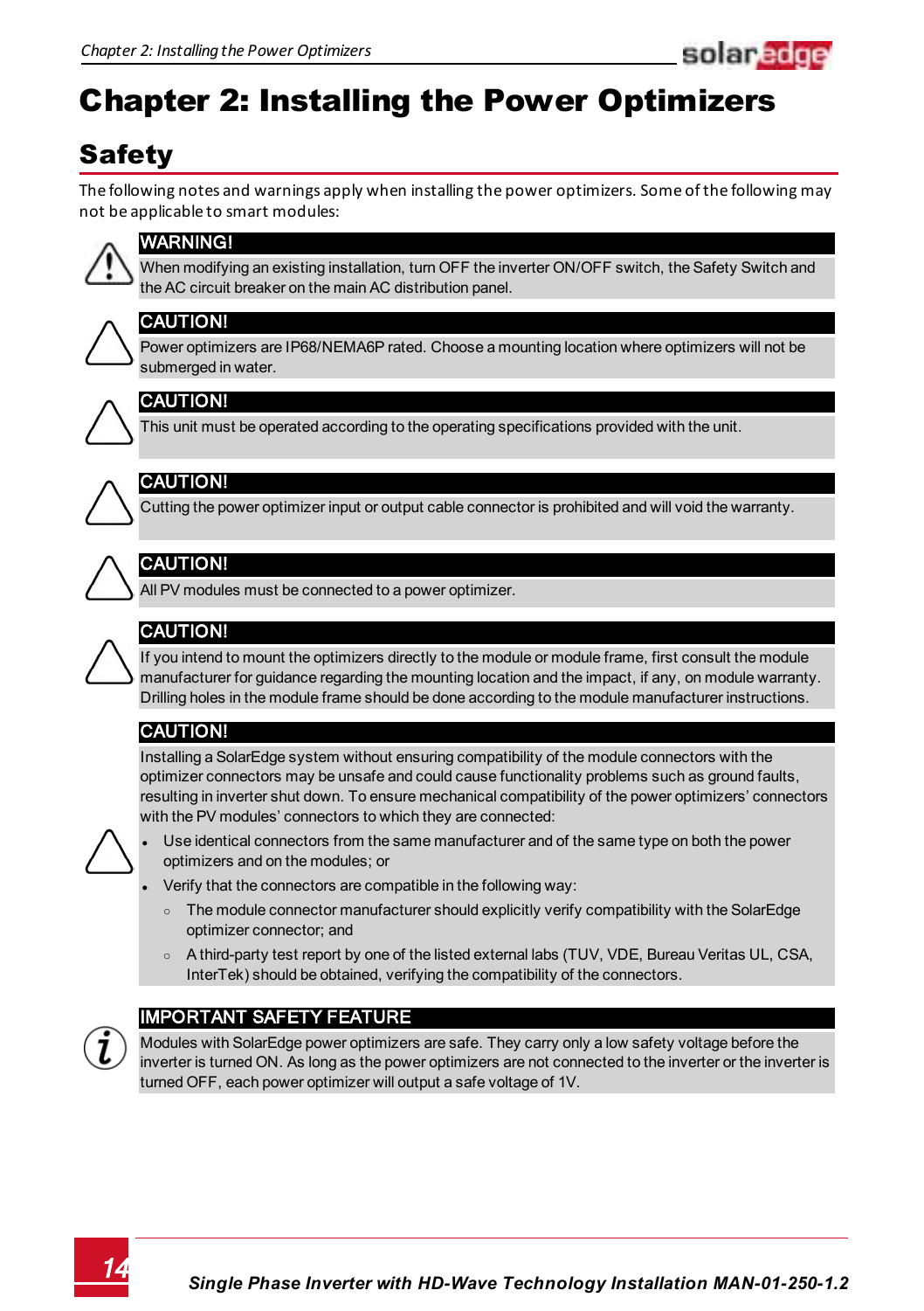# Chapter 2: Installing the Power Optimizers

## Safety

The following notes and warnings apply when installing the power optimizers. Some of the following may not be applicable to smart modules:

**WARNING!**

When modifying an existing installation, turn OFF the inverter ON/OFF switch, the Safety Switch and the AC circuit breaker on the main AC distribution panel.

**CAUTION!**

Power optimizers are IP68/NEMA6P rated. Choose a mounting location where optimizers will not be submerged in water.

**CAUTION!**

This unit must be operated according to the operating specifications provided with the unit.

**CAUTION!**

Cutting the power optimizer input or output cable connector is prohibited and will void the warranty.

**CAUTION!**

All PV modules must be connected to a power optimizer.

**CAUTION!**

If you intend to mount the optimizers directly to the module or module frame, first consult the module manufacturer for guidance regarding the mounting location and the impact, if any, on module warranty. Drilling holes in the module frame should be done according to the module manufacturer instructions.

**CAUTION!**

Installing a SolarEdge system without ensuring compatibility of the module connectors with the optimizer connectors may be unsafe and could cause functionality problems such as ground faults, resulting in inverter shut down. To ensure mechanical compatibility of the power optimizers' connectors with the PV modules' connectors to which they are connected:

- Use identical connectors from the same manufacturer and of the same type on both the power optimizers and on the modules; or
- Verify that the connectors are compatible in the following way:
  - The module connector manufacturer should explicitly verify compatibility with the SolarEdge optimizer connector; and
  - A third-party test report by one of the listed external labs (TUV, VDE, Bureau Veritas UL, CSA, InterTek) should be obtained, verifying the compatibility of the connectors.

**IMPORTANT SAFETY FEATURE**

Modules with SolarEdge power optimizers are safe. They carry only a low safety voltage before the inverter is turned ON. As long as the power optimizers are not connected to the inverter or the inverter is turned OFF, each power optimizer will output a safe voltage of 1V.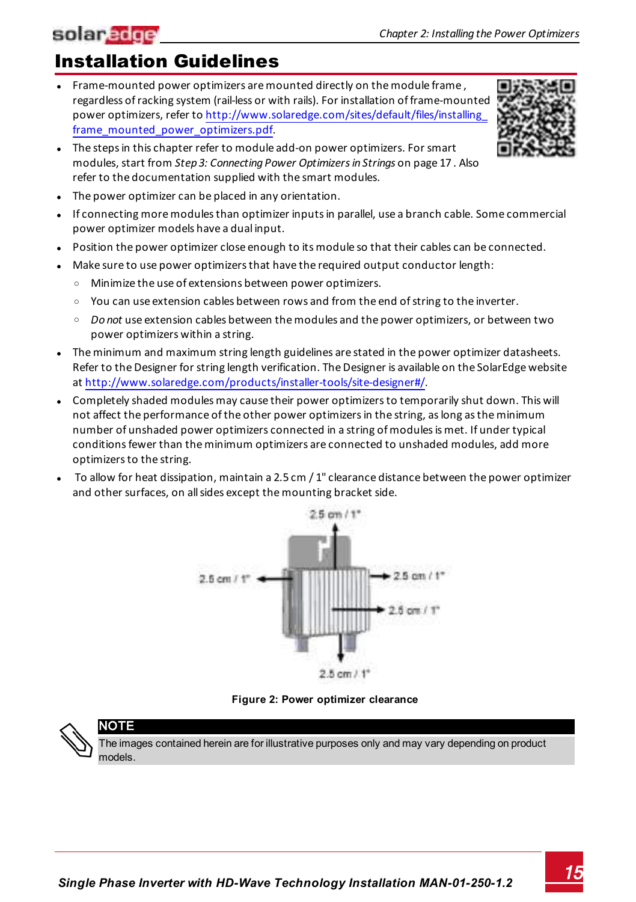# Installation Guidelines

- Frame-mounted power optimizers are mounted directly on the module frame , regardless of racking system (rail-less or with rails). For installation of frame-mounted power optimizers, refer to http://www.solaredge.com/sites/default/files/installing_frame_mounted_power_optimizers.pdf.
- The steps in this chapter refer to module add-on power optimizers. For smart modules, start from *Step 3: Connecting Power Optimizers in Strings* on page 17 . Also refer to the documentation supplied with the smart modules.
- The power optimizer can be placed in any orientation.
- If connecting more modules than optimizer inputs in parallel, use a branch cable. Some commercial power optimizer models have a dual input.
- Position the power optimizer close enough to its module so that their cables can be connected.
- Make sure to use power optimizers that have the required output conductor length:
  - Minimize the use of extensions between power optimizers.
  - You can use extension cables between rows and from the end of string to the inverter.
  - *Do not* use extension cables between the modules and the power optimizers, or between two power optimizers within a string.
- The minimum and maximum string length guidelines are stated in the power optimizer datasheets. Refer to the Designer for string length verification. The Designer is available on the SolarEdge website at http://www.solaredge.com/products/installer-tools/site-designer#/.
- Completely shaded modules may cause their power optimizers to temporarily shut down. This will not affect the performance of the other power optimizers in the string, as long as the minimum number of unshaded power optimizers connected in a string of modules is met. If under typical conditions fewer than the minimum optimizers are connected to unshaded modules, add more optimizers to the string.
- To allow for heat dissipation, maintain a 2.5 cm / 1" clearance distance between the power optimizer and other surfaces, on all sides except the mounting bracket side.

2.5 cm / 1"

2.5 cm / 1"

2.5 cm / 1"

2.5 cm / 1"

2.5 cm / 1"

**Figure 2: Power optimizer clearance**

**NOTE**

The images contained herein are for illustrative purposes only and may vary depending on product models.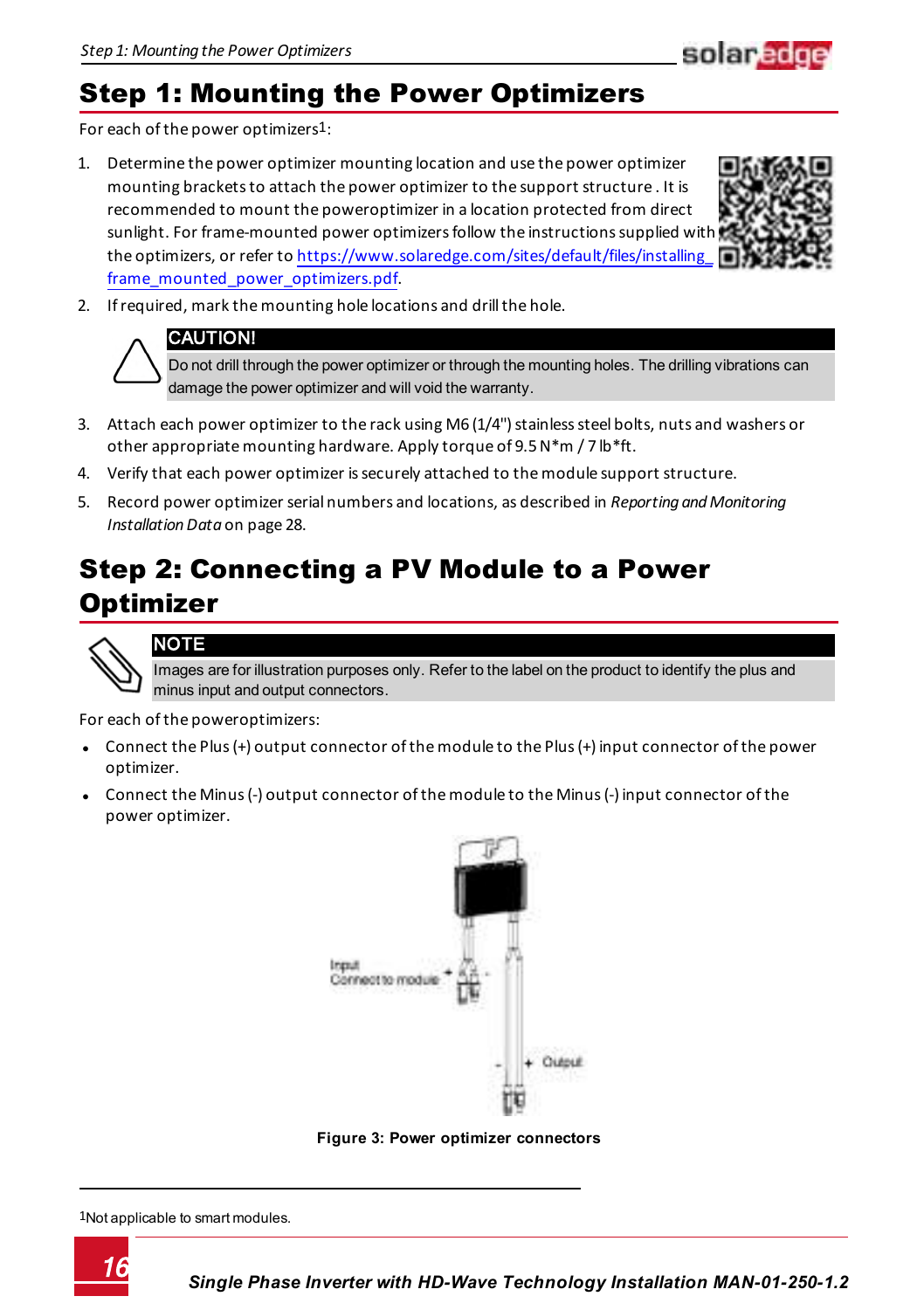# Step 1: Mounting the Power Optimizers

For each of the power optimizers[1]:

1. Determine the power optimizer mounting location and use the power optimizer mounting brackets to attach the power optimizer to the support structure . It is recommended to mount the poweroptimizer in a location protected from direct sunlight. For frame-mounted power optimizers follow the instructions supplied with the optimizers, or refer to https://www.solaredge.com/sites/default/files/installing_frame_mounted_power_optimizers.pdf.
2. If required, mark the mounting hole locations and drill the hole.

> **CAUTION!**
>
> Do not drill through the power optimizer or through the mounting holes. The drilling vibrations can damage the power optimizer and will void the warranty.

3. Attach each power optimizer to the rack using M6 (1/4") stainless steel bolts, nuts and washers or other appropriate mounting hardware. Apply torque of 9.5 N*m / 7 lb*ft.
4. Verify that each power optimizer is securely attached to the module support structure.
5. Record power optimizer serial numbers and locations, as described in *Reporting and Monitoring Installation Data* on page 28.

# Step 2: Connecting a PV Module to a Power Optimizer

> **NOTE**
>
> Images are for illustration purposes only. Refer to the label on the product to identify the plus and minus input and output connectors.

For each of the poweroptimizers:

- Connect the Plus (+) output connector of the module to the Plus (+) input connector of the power optimizer.
- Connect the Minus (-) output connector of the module to the Minus (-) input connector of the power optimizer.

**Figure 3: Power optimizer connectors**

[1]Not applicable to smart modules.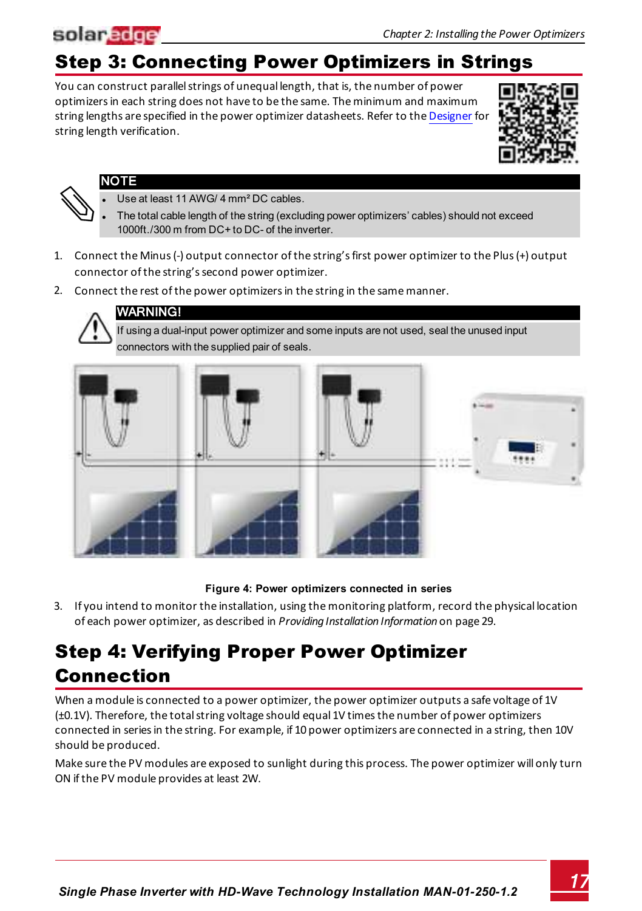## Step 3: Connecting Power Optimizers in Strings

You can construct parallel strings of unequal length, that is, the number of power optimizers in each string does not have to be the same. The minimum and maximum string lengths are specified in the power optimizer datasheets. Refer to the Designer for string length verification.

**NOTE**

- Use at least 11 AWG/ 4 mm² DC cables.
- The total cable length of the string (excluding power optimizers' cables) should not exceed 1000ft./300 m from DC+ to DC- of the inverter.

1. Connect the Minus (-) output connector of the string's first power optimizer to the Plus (+) output connector of the string's second power optimizer.
2. Connect the rest of the power optimizers in the string in the same manner.

**WARNING!**

If using a dual-input power optimizer and some inputs are not used, seal the unused input connectors with the supplied pair of seals.

**Figure 4: Power optimizers connected in series**

3. If you intend to monitor the installation, using the monitoring platform, record the physical location of each power optimizer, as described in *Providing Installation Information* on page 29.

## Step 4: Verifying Proper Power Optimizer Connection

When a module is connected to a power optimizer, the power optimizer outputs a safe voltage of 1V (±0.1V). Therefore, the total string voltage should equal 1V times the number of power optimizers connected in series in the string. For example, if 10 power optimizers are connected in a string, then 10V should be produced.

Make sure the PV modules are exposed to sunlight during this process. The power optimizer will only turn ON if the PV module provides at least 2W.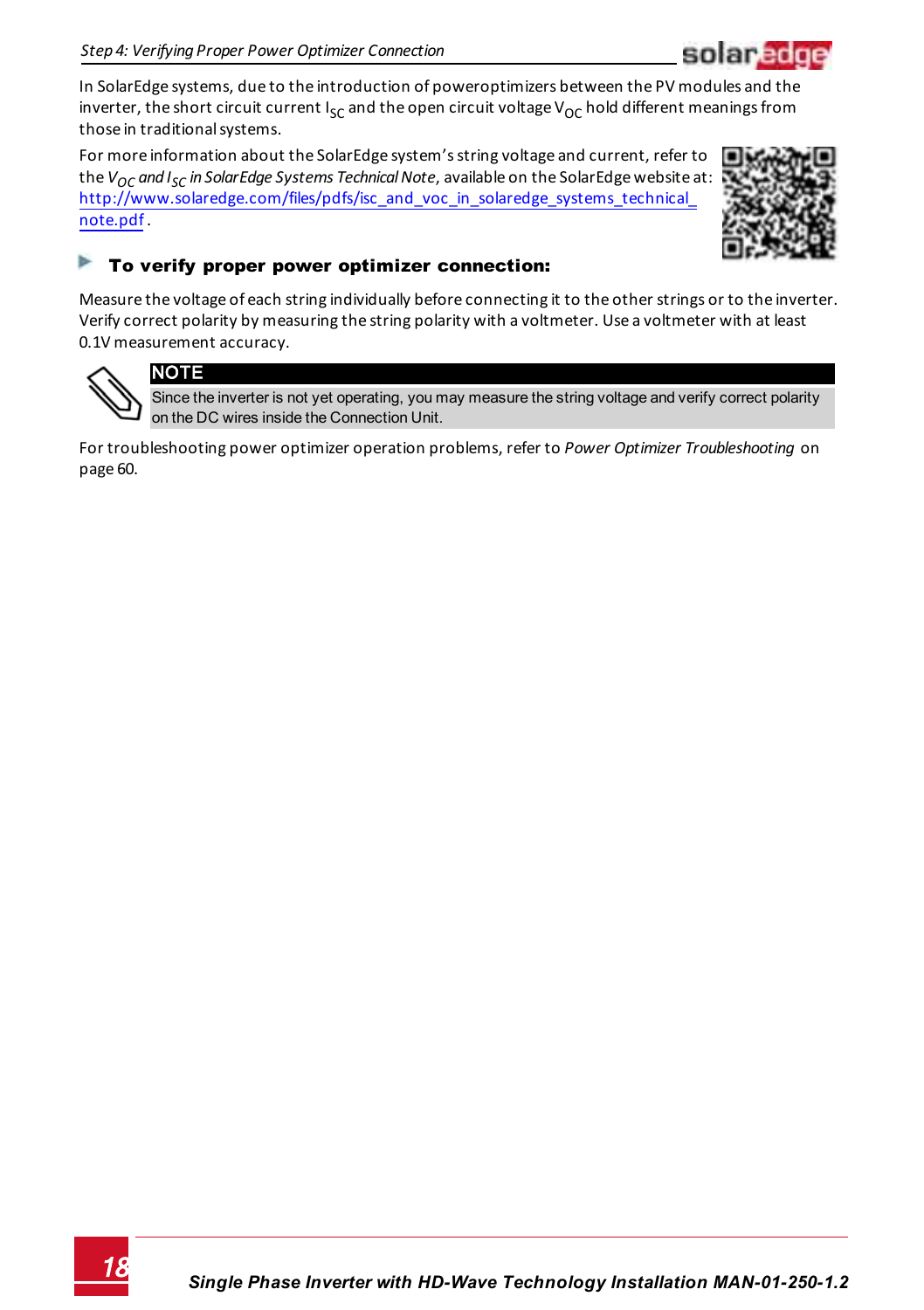In SolarEdge systems, due to the introduction of poweroptimizers between the PV modules and the inverter, the short circuit current $I_{SC}$ and the open circuit voltage $V_{OC}$ hold different meanings from those in traditional systems.

For more information about the SolarEdge system's string voltage and current, refer to the *$V_{OC}$ and $I_{SC}$ in SolarEdge Systems Technical Note*, available on the SolarEdge website at: http://www.solaredge.com/files/pdfs/isc_and_voc_in_solaredge_systems_technical_note.pdf.

### To verify proper power optimizer connection:

Measure the voltage of each string individually before connecting it to the other strings or to the inverter. Verify correct polarity by measuring the string polarity with a voltmeter. Use a voltmeter with at least 0.1V measurement accuracy.

**NOTE**

Since the inverter is not yet operating, you may measure the string voltage and verify correct polarity on the DC wires inside the Connection Unit.

For troubleshooting power optimizer operation problems, refer to *Power Optimizer Troubleshooting* on page 60.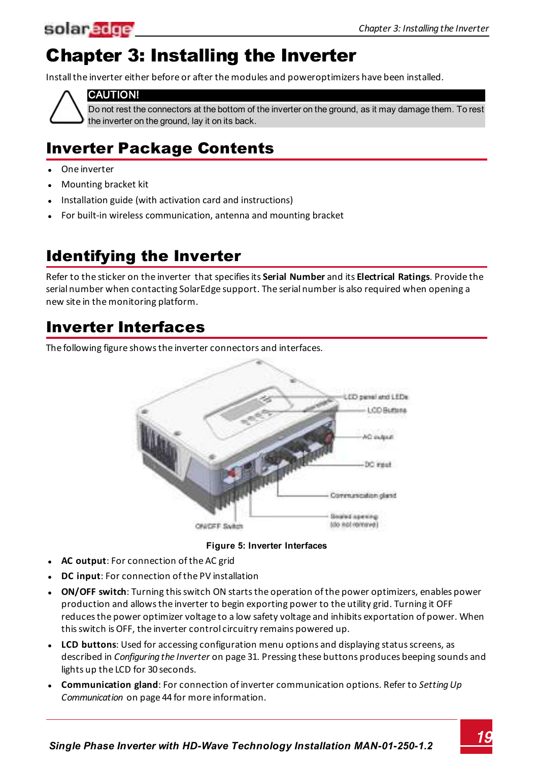# Chapter 3: Installing the Inverter

Install the inverter either before or after the modules and poweroptimizers have been installed.

> **CAUTION!**
> Do not rest the connectors at the bottom of the inverter on the ground, as it may damage them. To rest the inverter on the ground, lay it on its back.

## Inverter Package Contents

- One inverter
- Mounting bracket kit
- Installation guide (with activation card and instructions)
- For built-in wireless communication, antenna and mounting bracket

## Identifying the Inverter

Refer to the sticker on the inverter that specifies its **Serial Number** and its **Electrical Ratings**. Provide the serial number when contacting SolarEdge support. The serial number is also required when opening a new site in the monitoring platform.

## Inverter Interfaces

The following figure shows the inverter connectors and interfaces.

**Figure 5: Inverter Interfaces**

- **AC output**: For connection of the AC grid
- **DC input**: For connection of the PV installation
- **ON/OFF switch**: Turning this switch ON starts the operation of the power optimizers, enables power production and allows the inverter to begin exporting power to the utility grid. Turning it OFF reduces the power optimizer voltage to a low safety voltage and inhibits exportation of power. When this switch is OFF, the inverter control circuitry remains powered up.
- **LCD buttons**: Used for accessing configuration menu options and displaying status screens, as described in *Configuring the Inverter* on page 31. Pressing these buttons produces beeping sounds and lights up the LCD for 30 seconds.
- **Communication gland**: For connection of inverter communication options. Refer to *Setting Up Communication* on page 44 for more information.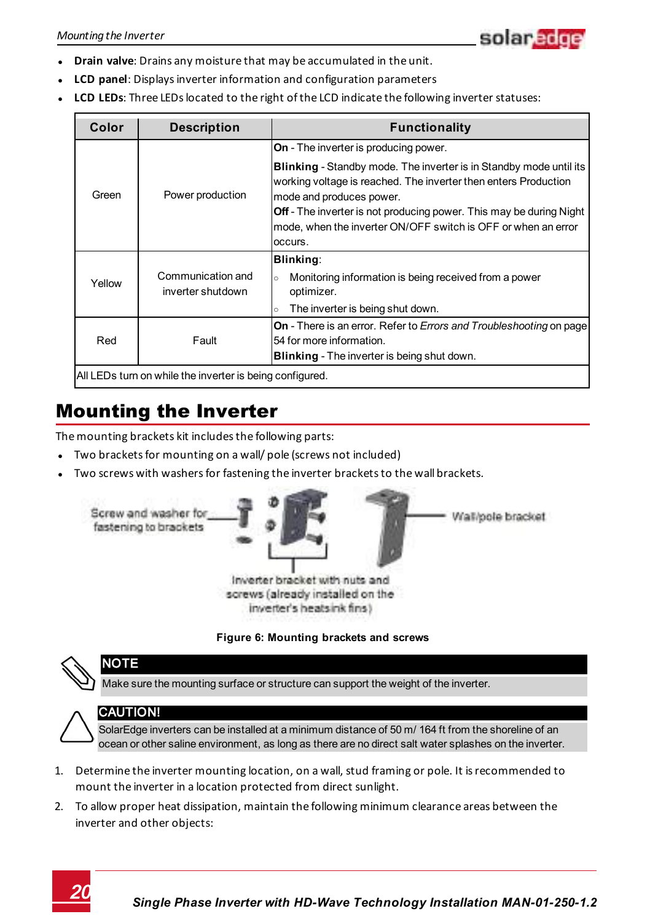- **Drain valve**: Drains any moisture that may be accumulated in the unit.
- **LCD panel**: Displays inverter information and configuration parameters
- **LCD LEDs**: Three LEDs located to the right of the LCD indicate the following inverter statuses:

| Color | Description | Functionality |
|---|---|---|
| Green | Power production | **On** - The inverter is producing power.<br>**Blinking** - Standby mode. The inverter is in Standby mode until its working voltage is reached. The inverter then enters Production mode and produces power.<br>**Off** - The inverter is not producing power. This may be during Night mode, when the inverter ON/OFF switch is OFF or when an error occurs. |
| Yellow | Communication and inverter shutdown | **Blinking**:<br>○ Monitoring information is being received from a power optimizer.<br>○ The inverter is being shut down. |
| Red | Fault | **On** - There is an error. Refer to *Errors and Troubleshooting* on page 54 for more information.<br>**Blinking** - The inverter is being shut down. |
| All LEDs turn on while the inverter is being configured. | | |

# Mounting the Inverter

The mounting brackets kit includes the following parts:

- Two brackets for mounting on a wall/ pole (screws not included)
- Two screws with washers for fastening the inverter brackets to the wall brackets.

Screw and washer for fastening to brackets

Wall/pole bracket

Inverter bracket with nuts and screws (already installed on the inverter's heatsink fins)

**Figure 6: Mounting brackets and screws**

**NOTE**

Make sure the mounting surface or structure can support the weight of the inverter.

**CAUTION!**

SolarEdge inverters can be installed at a minimum distance of 50 m/ 164 ft from the shoreline of an ocean or other saline environment, as long as there are no direct salt water splashes on the inverter.

1. Determine the inverter mounting location, on a wall, stud framing or pole. It is recommended to mount the inverter in a location protected from direct sunlight.
2. To allow proper heat dissipation, maintain the following minimum clearance areas between the inverter and other objects: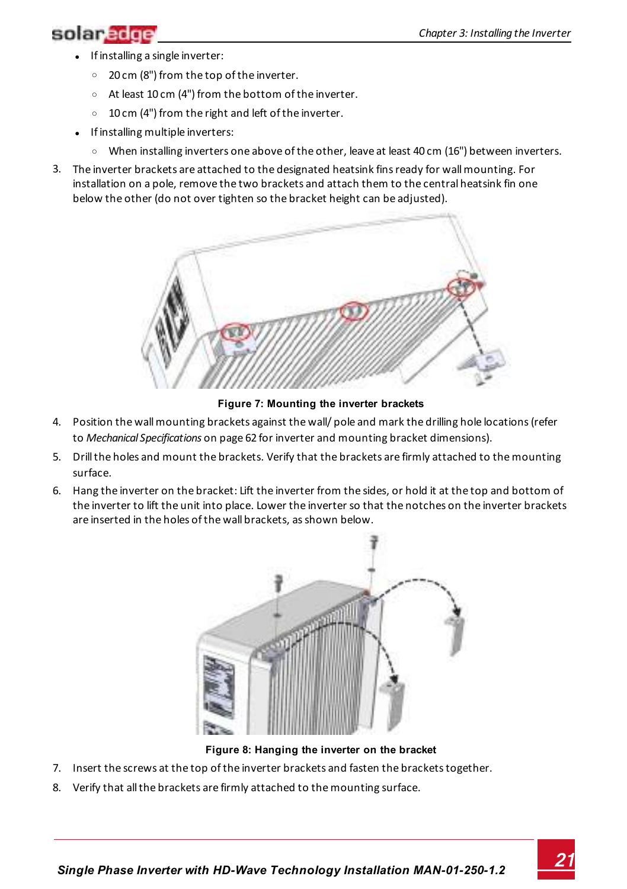- If installing a single inverter:
  - 20 cm (8") from the top of the inverter.
  - At least 10 cm (4") from the bottom of the inverter.
  - 10 cm (4") from the right and left of the inverter.
- If installing multiple inverters:
  - When installing inverters one above of the other, leave at least 40 cm (16") between inverters.

3. The inverter brackets are attached to the designated heatsink fins ready for wall mounting. For installation on a pole, remove the two brackets and attach them to the central heatsink fin one below the other (do not over tighten so the bracket height can be adjusted).

**Figure 7: Mounting the inverter brackets**

4. Position the wall mounting brackets against the wall/ pole and mark the drilling hole locations (refer to *Mechanical Specifications* on page 62 for inverter and mounting bracket dimensions).
5. Drill the holes and mount the brackets. Verify that the brackets are firmly attached to the mounting surface.
6. Hang the inverter on the bracket: Lift the inverter from the sides, or hold it at the top and bottom of the inverter to lift the unit into place. Lower the inverter so that the notches on the inverter brackets are inserted in the holes of the wall brackets, as shown below.

**Figure 8: Hanging the inverter on the bracket**

7. Insert the screws at the top of the inverter brackets and fasten the brackets together.
8. Verify that all the brackets are firmly attached to the mounting surface.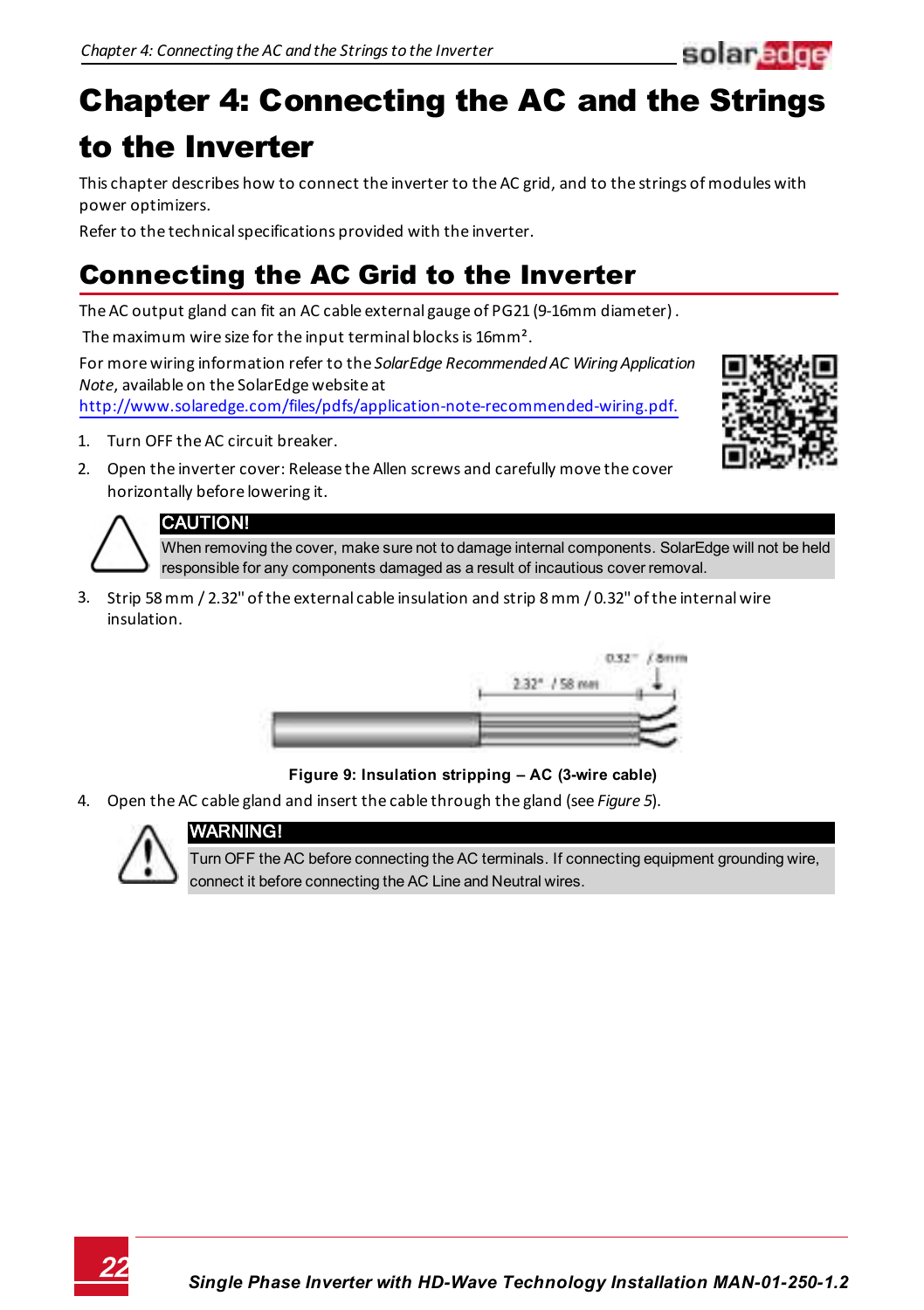# Chapter 4: Connecting the AC and the Strings to the Inverter

This chapter describes how to connect the inverter to the AC grid, and to the strings of modules with power optimizers.

Refer to the technical specifications provided with the inverter.

## Connecting the AC Grid to the Inverter

The AC output gland can fit an AC cable external gauge of PG21 (9-16mm diameter) .

The maximum wire size for the input terminal blocks is 16mm².

For more wiring information refer to the *SolarEdge Recommended AC Wiring Application Note*, available on the SolarEdge website at http://www.solaredge.com/files/pdfs/application-note-recommended-wiring.pdf.

1. Turn OFF the AC circuit breaker.
2. Open the inverter cover: Release the Allen screws and carefully move the cover horizontally before lowering it.

> **CAUTION!**
> When removing the cover, make sure not to damage internal components. SolarEdge will not be held responsible for any components damaged as a result of incautious cover removal.

3. Strip 58 mm / 2.32" of the external cable insulation and strip 8 mm / 0.32" of the internal wire insulation.

**Figure 9: Insulation stripping – AC (3-wire cable)**

4. Open the AC cable gland and insert the cable through the gland (see *Figure 5*).

> **WARNING!**
> Turn OFF the AC before connecting the AC terminals. If connecting equipment grounding wire, connect it before connecting the AC Line and Neutral wires.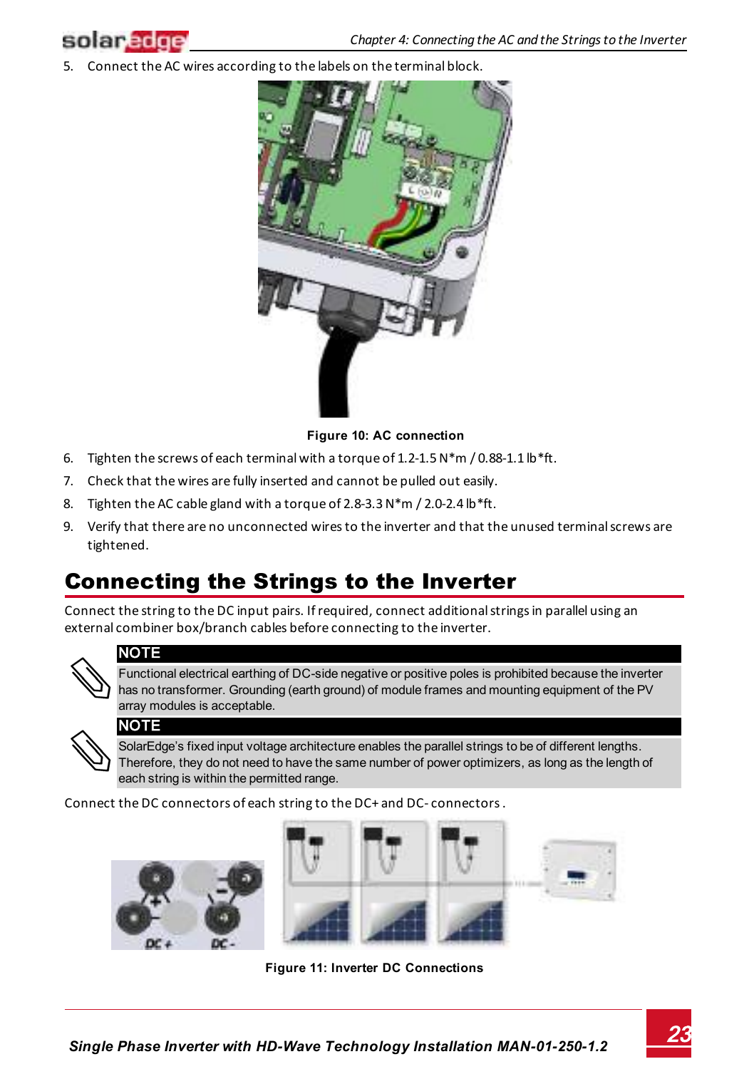5. Connect the AC wires according to the labels on the terminal block.

**Figure 10: AC connection**

6. Tighten the screws of each terminal with a torque of 1.2-1.5 N*m / 0.88-1.1 lb*ft.
7. Check that the wires are fully inserted and cannot be pulled out easily.
8. Tighten the AC cable gland with a torque of 2.8-3.3 N*m / 2.0-2.4 lb*ft.
9. Verify that there are no unconnected wires to the inverter and that the unused terminal screws are tightened.

## Connecting the Strings to the Inverter

Connect the string to the DC input pairs. If required, connect additional strings in parallel using an external combiner box/branch cables before connecting to the inverter.

**NOTE**

Functional electrical earthing of DC-side negative or positive poles is prohibited because the inverter has no transformer. Grounding (earth ground) of module frames and mounting equipment of the PV array modules is acceptable.

**NOTE**

SolarEdge's fixed input voltage architecture enables the parallel strings to be of different lengths. Therefore, they do not need to have the same number of power optimizers, as long as the length of each string is within the permitted range.

Connect the DC connectors of each string to the DC+ and DC- connectors .

**Figure 11: Inverter DC Connections**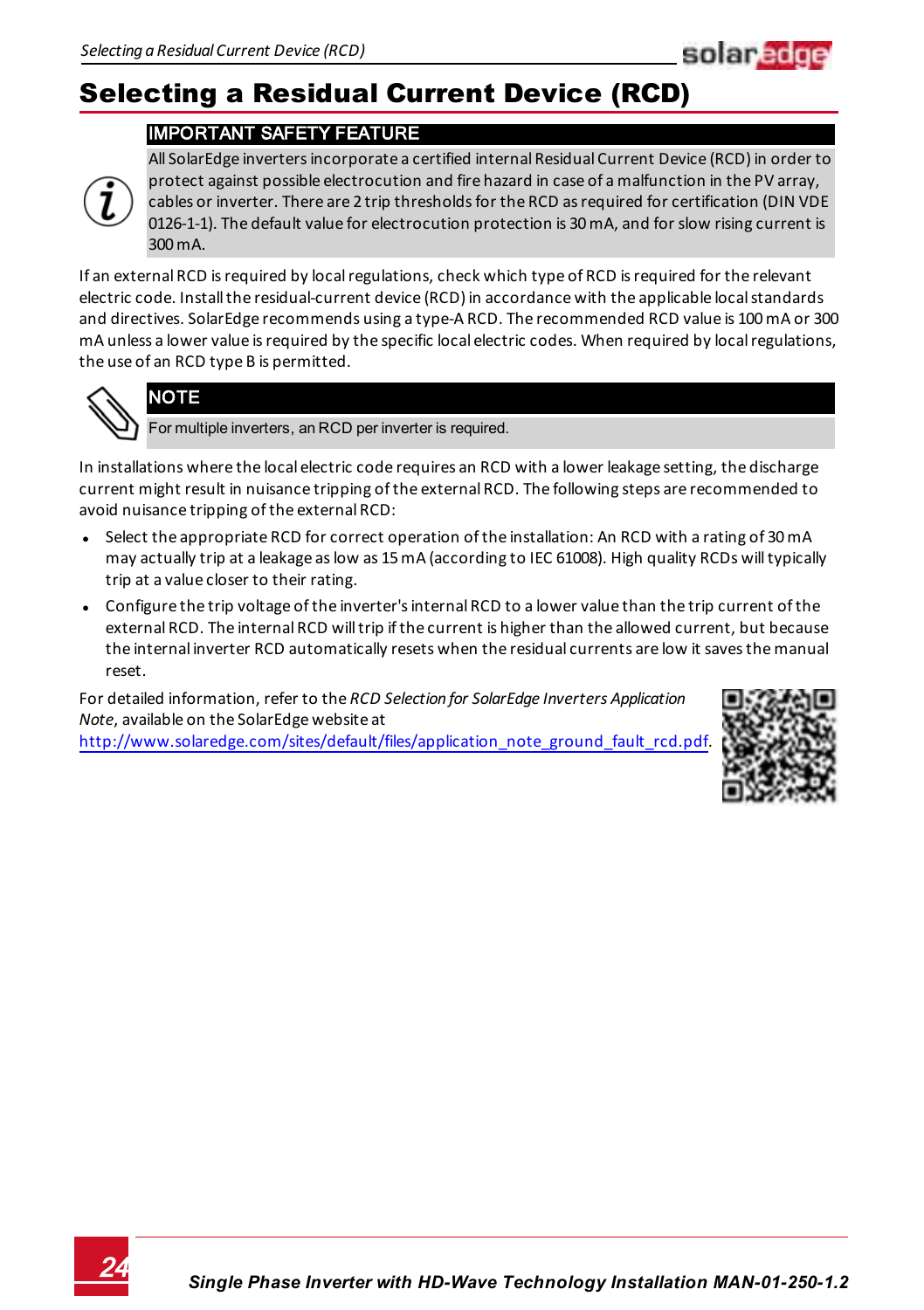# Selecting a Residual Current Device (RCD)

**IMPORTANT SAFETY FEATURE**

All SolarEdge inverters incorporate a certified internal Residual Current Device (RCD) in order to protect against possible electrocution and fire hazard in case of a malfunction in the PV array, cables or inverter. There are 2 trip thresholds for the RCD as required for certification (DIN VDE 0126-1-1). The default value for electrocution protection is 30 mA, and for slow rising current is 300 mA.

If an external RCD is required by local regulations, check which type of RCD is required for the relevant electric code. Install the residual-current device (RCD) in accordance with the applicable local standards and directives. SolarEdge recommends using a type-A RCD. The recommended RCD value is 100 mA or 300 mA unless a lower value is required by the specific local electric codes. When required by local regulations, the use of an RCD type B is permitted.

**NOTE**

For multiple inverters, an RCD per inverter is required.

In installations where the local electric code requires an RCD with a lower leakage setting, the discharge current might result in nuisance tripping of the external RCD. The following steps are recommended to avoid nuisance tripping of the external RCD:

- Select the appropriate RCD for correct operation of the installation: An RCD with a rating of 30 mA may actually trip at a leakage as low as 15 mA (according to IEC 61008). High quality RCDs will typically trip at a value closer to their rating.
- Configure the trip voltage of the inverter's internal RCD to a lower value than the trip current of the external RCD. The internal RCD will trip if the current is higher than the allowed current, but because the internal inverter RCD automatically resets when the residual currents are low it saves the manual reset.

For detailed information, refer to the *RCD Selection for SolarEdge Inverters Application Note*, available on the SolarEdge website at http://www.solaredge.com/sites/default/files/application_note_ground_fault_rcd.pdf.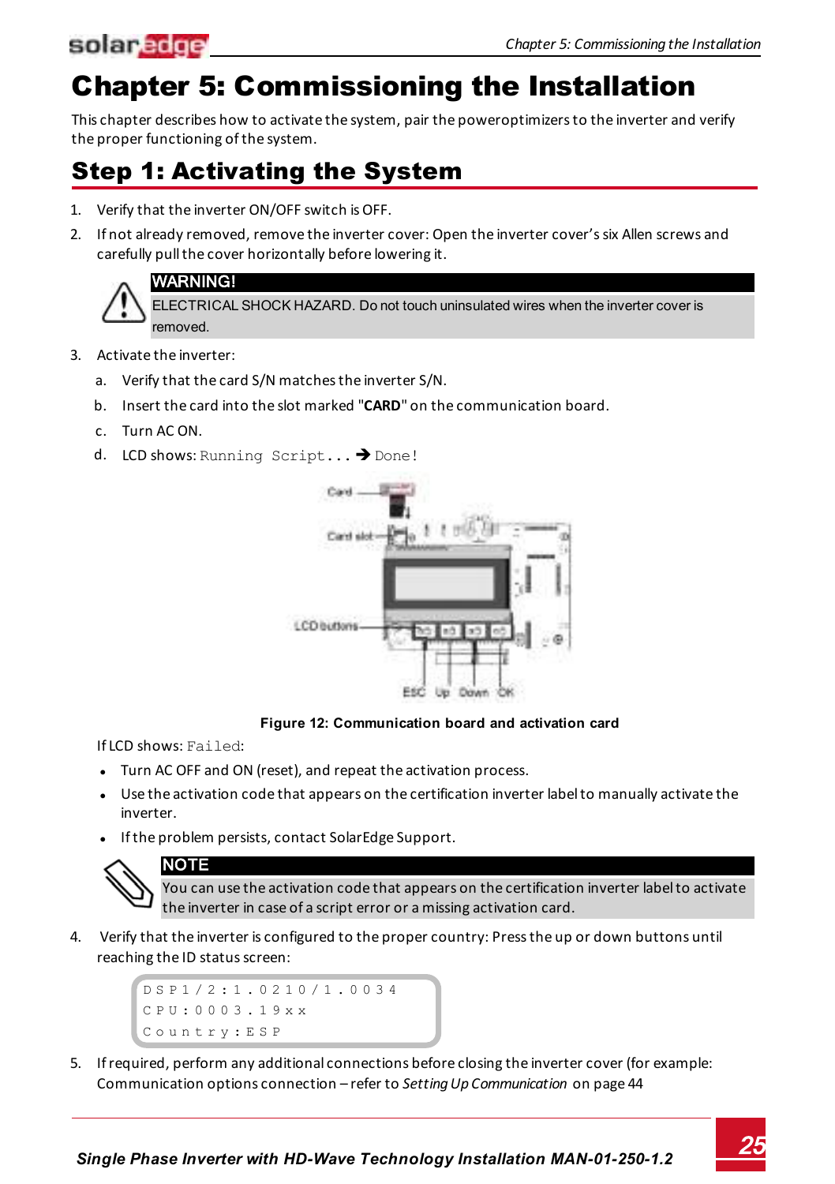# Chapter 5: Commissioning the Installation

This chapter describes how to activate the system, pair the poweroptimizers to the inverter and verify the proper functioning of the system.

## Step 1: Activating the System

1. Verify that the inverter ON/OFF switch is OFF.
2. If not already removed, remove the inverter cover: Open the inverter cover's six Allen screws and carefully pull the cover horizontally before lowering it.

> **WARNING!**
> ELECTRICAL SHOCK HAZARD. Do not touch uninsulated wires when the inverter cover is removed.

3. Activate the inverter:
   a. Verify that the card S/N matches the inverter S/N.
   b. Insert the card into the slot marked "**CARD**" on the communication board.
   c. Turn AC ON.
   d. LCD shows: `Running Script...` ➔ `Done!`

**Figure 12: Communication board and activation card**

If LCD shows: `Failed`:

- Turn AC OFF and ON (reset), and repeat the activation process.
- Use the activation code that appears on the certification inverter label to manually activate the inverter.
- If the problem persists, contact SolarEdge Support.

> **NOTE**
> You can use the activation code that appears on the certification inverter label to activate the inverter in case of a script error or a missing activation card.

4. Verify that the inverter is configured to the proper country: Press the up or down buttons until reaching the ID status screen:

```
DSP1/2:1.0210/1.0034
CPU:0003.19xx
Country:ESP
```

5. If required, perform any additional connections before closing the inverter cover (for example: Communication options connection – refer to *Setting Up Communication* on page 44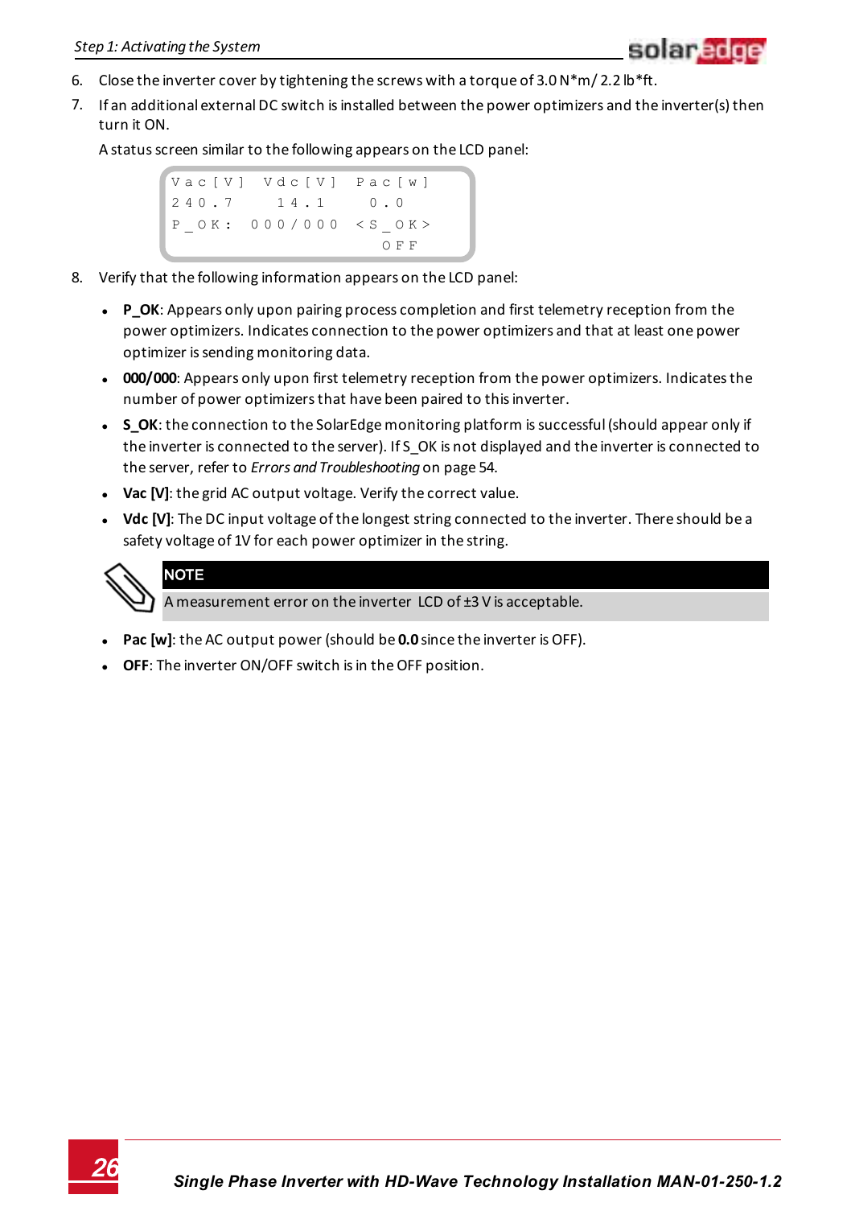6. Close the inverter cover by tightening the screws with a torque of 3.0 N*m/ 2.2 lb*ft.
7. If an additional external DC switch is installed between the power optimizers and the inverter(s) then turn it ON.

   A status screen similar to the following appears on the LCD panel:

```
Vac[V]  Vdc[V]  Pac[w]
240.7    14.1     0.0
P_OK:  000/000  <S_OK>
                  OFF
```

8. Verify that the following information appears on the LCD panel:

- **P_OK**: Appears only upon pairing process completion and first telemetry reception from the power optimizers. Indicates connection to the power optimizers and that at least one power optimizer is sending monitoring data.
- **000/000**: Appears only upon first telemetry reception from the power optimizers. Indicates the number of power optimizers that have been paired to this inverter.
- **S_OK**: the connection to the SolarEdge monitoring platform is successful (should appear only if the inverter is connected to the server). If S_OK is not displayed and the inverter is connected to the server, refer to *Errors and Troubleshooting* on page 54.
- **Vac [V]**: the grid AC output voltage. Verify the correct value.
- **Vdc [V]**: The DC input voltage of the longest string connected to the inverter. There should be a safety voltage of 1V for each power optimizer in the string.

**NOTE**

A measurement error on the inverter LCD of ±3 V is acceptable.

- **Pac [w]**: the AC output power (should be **0.0** since the inverter is OFF).
- **OFF**: The inverter ON/OFF switch is in the OFF position.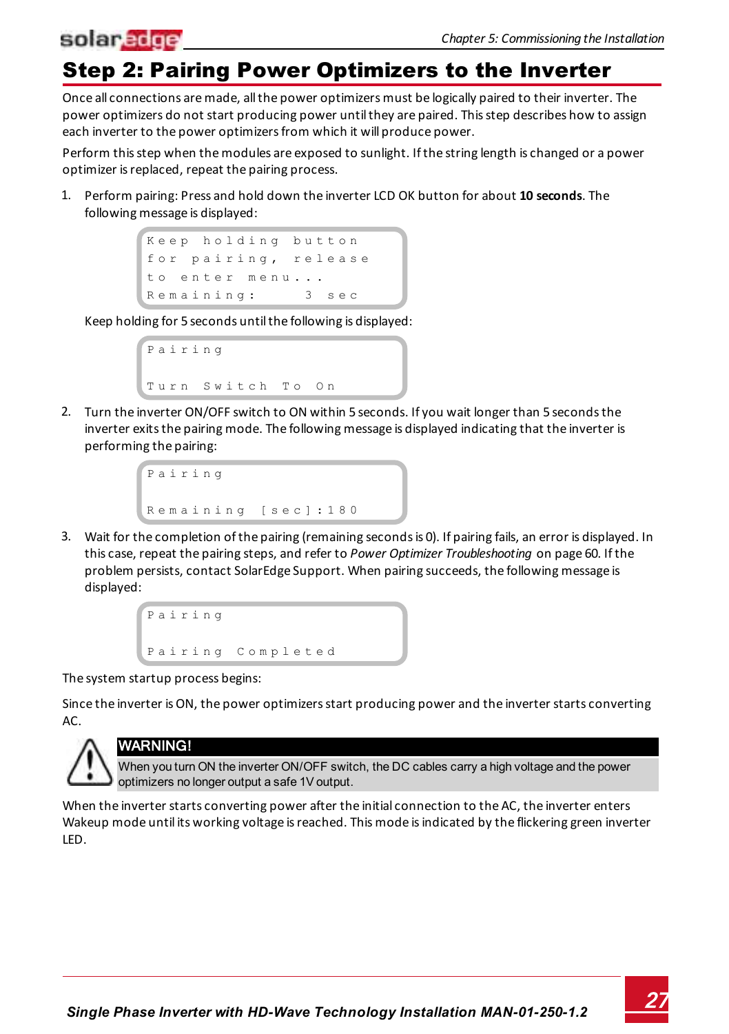# Step 2: Pairing Power Optimizers to the Inverter

Once all connections are made, all the power optimizers must be logically paired to their inverter. The power optimizers do not start producing power until they are paired. This step describes how to assign each inverter to the power optimizers from which it will produce power.

Perform this step when the modules are exposed to sunlight. If the string length is changed or a power optimizer is replaced, repeat the pairing process.

1. Perform pairing: Press and hold down the inverter LCD OK button for about **10 seconds**. The following message is displayed:

   ```
   Keep holding button
   for pairing, release
   to enter menu...
   Remaining:     3 sec
   ```

   Keep holding for 5 seconds until the following is displayed:

   ```
   Pairing

   Turn Switch To On
   ```

2. Turn the inverter ON/OFF switch to ON within 5 seconds. If you wait longer than 5 seconds the inverter exits the pairing mode. The following message is displayed indicating that the inverter is performing the pairing:

   ```
   Pairing

   Remaining [sec]:180
   ```

3. Wait for the completion of the pairing (remaining seconds is 0). If pairing fails, an error is displayed. In this case, repeat the pairing steps, and refer to *Power Optimizer Troubleshooting* on page 60. If the problem persists, contact SolarEdge Support. When pairing succeeds, the following message is displayed:

   ```
   Pairing

   Pairing Completed
   ```

The system startup process begins:

Since the inverter is ON, the power optimizers start producing power and the inverter starts converting AC.

**WARNING!**

When you turn ON the inverter ON/OFF switch, the DC cables carry a high voltage and the power optimizers no longer output a safe 1V output.

When the inverter starts converting power after the initial connection to the AC, the inverter enters Wakeup mode until its working voltage is reached. This mode is indicated by the flickering green inverter LED.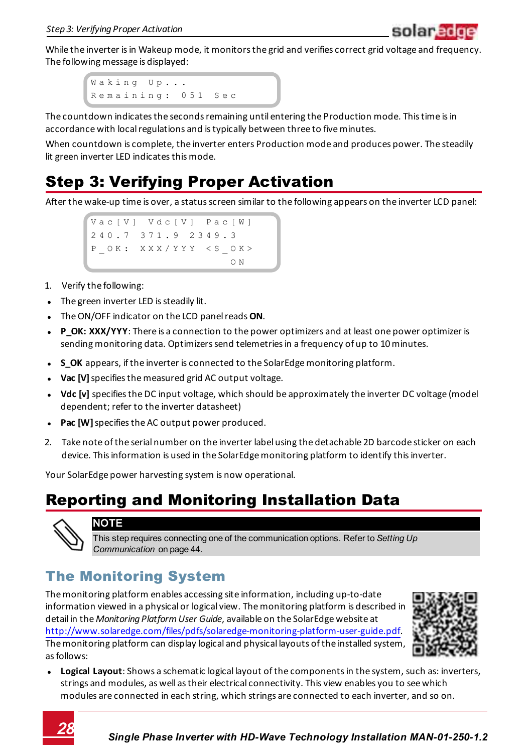While the inverter is in Wakeup mode, it monitors the grid and verifies correct grid voltage and frequency. The following message is displayed:

```
Waking Up...
Remaining: 051 Sec
```

The countdown indicates the seconds remaining until entering the Production mode. This time is in accordance with local regulations and is typically between three to five minutes.

When countdown is complete, the inverter enters Production mode and produces power. The steadily lit green inverter LED indicates this mode.

# Step 3: Verifying Proper Activation

After the wake-up time is over, a status screen similar to the following appears on the inverter LCD panel:

```
Vac[V]  Vdc[V]  Pac[W]
240.7   371.9   2349.3
P_OK:  XXX/YYY  <S_OK>
                  ON
```

1. Verify the following:

- The green inverter LED is steadily lit.
- The ON/OFF indicator on the LCD panel reads **ON**.
- **P_OK: XXX/YYY**: There is a connection to the power optimizers and at least one power optimizer is sending monitoring data. Optimizers send telemetries in a frequency of up to 10 minutes.
- **S_OK** appears, if the inverter is connected to the SolarEdge monitoring platform.
- **Vac [V]** specifies the measured grid AC output voltage.
- **Vdc [v]** specifies the DC input voltage, which should be approximately the inverter DC voltage (model dependent; refer to the inverter datasheet)
- **Pac [W]** specifies the AC output power produced.

2. Take note of the serial number on the inverter label using the detachable 2D barcode sticker on each device. This information is used in the SolarEdge monitoring platform to identify this inverter.

Your SolarEdge power harvesting system is now operational.

# Reporting and Monitoring Installation Data

> **NOTE**
>
> This step requires connecting one of the communication options. Refer to *Setting Up Communication* on page 44.

## The Monitoring System

The monitoring platform enables accessing site information, including up-to-date information viewed in a physical or logical view. The monitoring platform is described in detail in the *Monitoring Platform User Guide*, available on the SolarEdge website at http://www.solaredge.com/files/pdfs/solaredge-monitoring-platform-user-guide.pdf. The monitoring platform can display logical and physical layouts of the installed system, as follows:

- **Logical Layout**: Shows a schematic logical layout of the components in the system, such as: inverters, strings and modules, as well as their electrical connectivity. This view enables you to see which modules are connected in each string, which strings are connected to each inverter, and so on.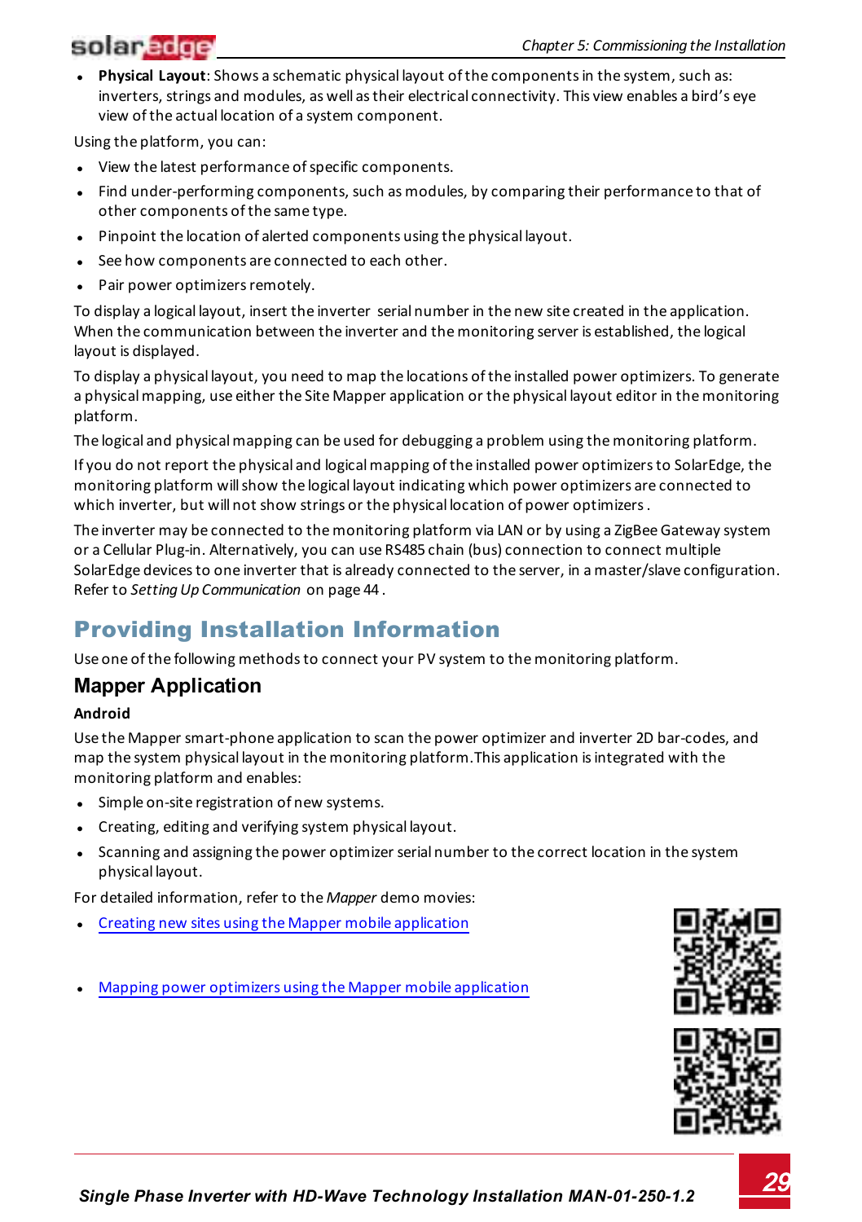- **Physical Layout**: Shows a schematic physical layout of the components in the system, such as: inverters, strings and modules, as well as their electrical connectivity. This view enables a bird's eye view of the actual location of a system component.

Using the platform, you can:

- View the latest performance of specific components.
- Find under-performing components, such as modules, by comparing their performance to that of other components of the same type.
- Pinpoint the location of alerted components using the physical layout.
- See how components are connected to each other.
- Pair power optimizers remotely.

To display a logical layout, insert the inverter serial number in the new site created in the application. When the communication between the inverter and the monitoring server is established, the logical layout is displayed.

To display a physical layout, you need to map the locations of the installed power optimizers. To generate a physical mapping, use either the Site Mapper application or the physical layout editor in the monitoring platform.

The logical and physical mapping can be used for debugging a problem using the monitoring platform.

If you do not report the physical and logical mapping of the installed power optimizers to SolarEdge, the monitoring platform will show the logical layout indicating which power optimizers are connected to which inverter, but will not show strings or the physical location of power optimizers.

The inverter may be connected to the monitoring platform via LAN or by using a ZigBee Gateway system or a Cellular Plug-in. Alternatively, you can use RS485 chain (bus) connection to connect multiple SolarEdge devices to one inverter that is already connected to the server, in a master/slave configuration. Refer to *Setting Up Communication* on page 44.

# Providing Installation Information

Use one of the following methods to connect your PV system to the monitoring platform.

## Mapper Application

### Android

Use the Mapper smart-phone application to scan the power optimizer and inverter 2D bar-codes, and map the system physical layout in the monitoring platform.This application is integrated with the monitoring platform and enables:

- Simple on-site registration of new systems.
- Creating, editing and verifying system physical layout.
- Scanning and assigning the power optimizer serial number to the correct location in the system physical layout.

For detailed information, refer to the *Mapper* demo movies:

- Creating new sites using the Mapper mobile application
- Mapping power optimizers using the Mapper mobile application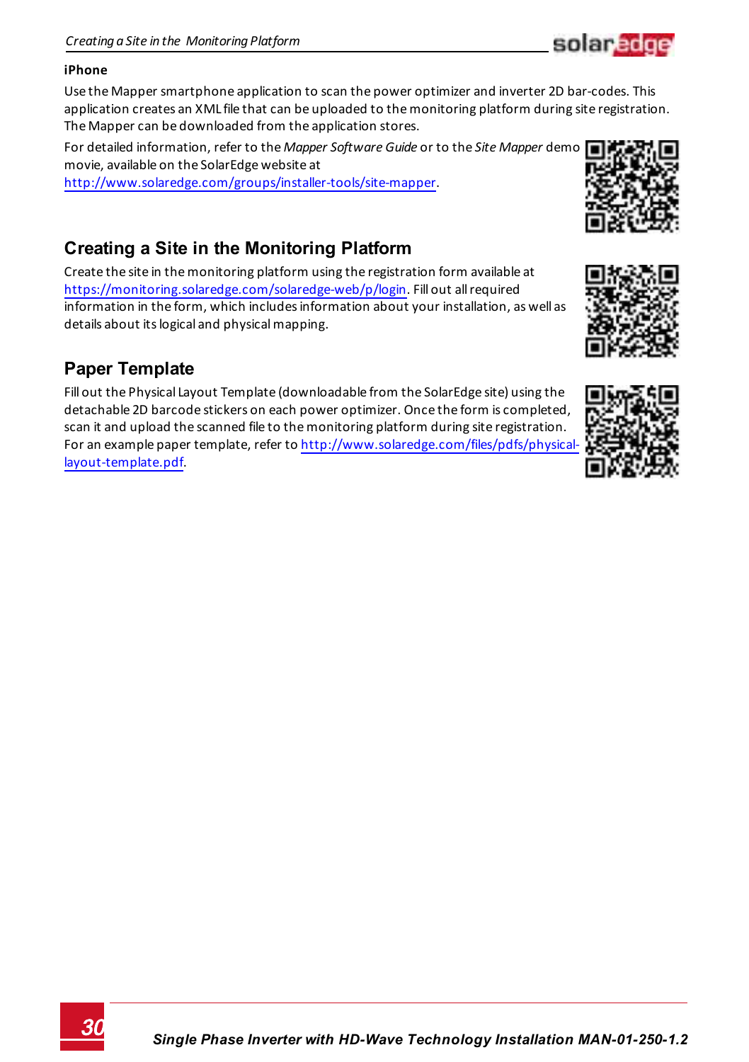**iPhone**

Use the Mapper smartphone application to scan the power optimizer and inverter 2D bar-codes. This application creates an XML file that can be uploaded to the monitoring platform during site registration. The Mapper can be downloaded from the application stores.

For detailed information, refer to the *Mapper Software Guide* or to the *Site Mapper* demo movie, available on the SolarEdge website at http://www.solaredge.com/groups/installer-tools/site-mapper.

## Creating a Site in the Monitoring Platform

Create the site in the monitoring platform using the registration form available at https://monitoring.solaredge.com/solaredge-web/p/login. Fill out all required information in the form, which includes information about your installation, as well as details about its logical and physical mapping.

## Paper Template

Fill out the Physical Layout Template (downloadable from the SolarEdge site) using the detachable 2D barcode stickers on each power optimizer. Once the form is completed, scan it and upload the scanned file to the monitoring platform during site registration. For an example paper template, refer to http://www.solaredge.com/files/pdfs/physical-layout-template.pdf.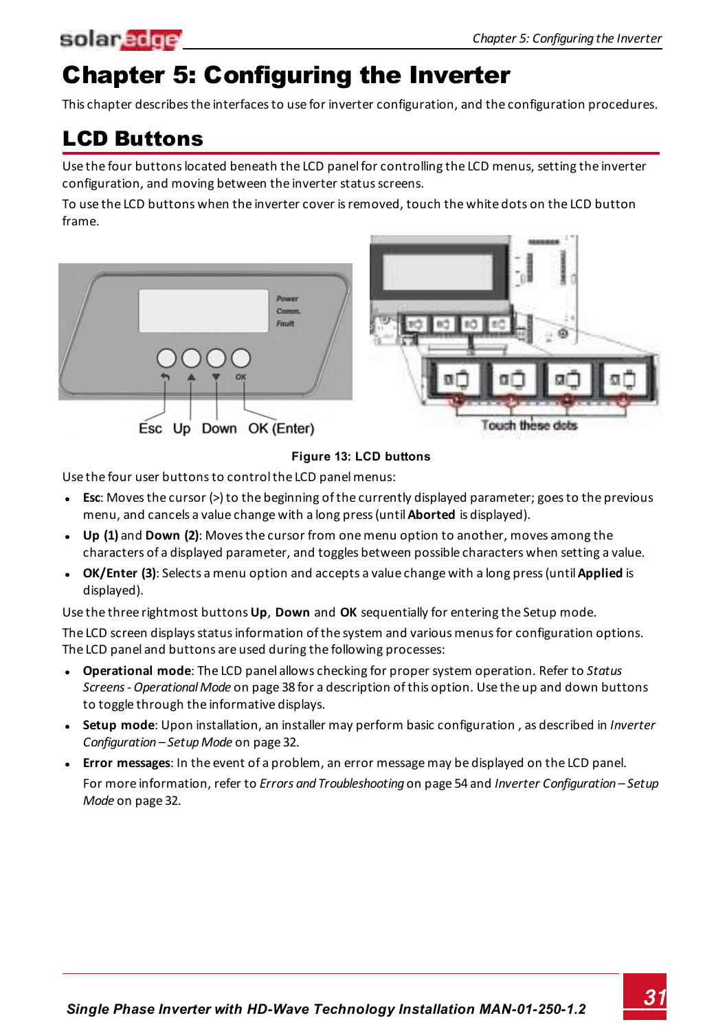# Chapter 5: Configuring the Inverter

This chapter describes the interfaces to use for inverter configuration, and the configuration procedures.

## LCD Buttons

Use the four buttons located beneath the LCD panel for controlling the LCD menus, setting the inverter configuration, and moving between the inverter status screens.

To use the LCD buttons when the inverter cover is removed, touch the white dots on the LCD button frame.

**Figure 13: LCD buttons**

Use the four user buttons to control the LCD panel menus:

- **Esc**: Moves the cursor (>) to the beginning of the currently displayed parameter; goes to the previous menu, and cancels a value change with a long press (until **Aborted** is displayed).
- **Up (1)** and **Down (2)**: Moves the cursor from one menu option to another, moves among the characters of a displayed parameter, and toggles between possible characters when setting a value.
- **OK/Enter (3)**: Selects a menu option and accepts a value change with a long press (until **Applied** is displayed).

Use the three rightmost buttons **Up**, **Down** and **OK** sequentially for entering the Setup mode.

The LCD screen displays status information of the system and various menus for configuration options. The LCD panel and buttons are used during the following processes:

- **Operational mode**: The LCD panel allows checking for proper system operation. Refer to *Status Screens - Operational Mode* on page 38 for a description of this option. Use the up and down buttons to toggle through the informative displays.
- **Setup mode**: Upon installation, an installer may perform basic configuration , as described in *Inverter Configuration – Setup Mode* on page 32.
- **Error messages**: In the event of a problem, an error message may be displayed on the LCD panel.

  For more information, refer to *Errors and Troubleshooting* on page 54 and *Inverter Configuration – Setup Mode* on page 32.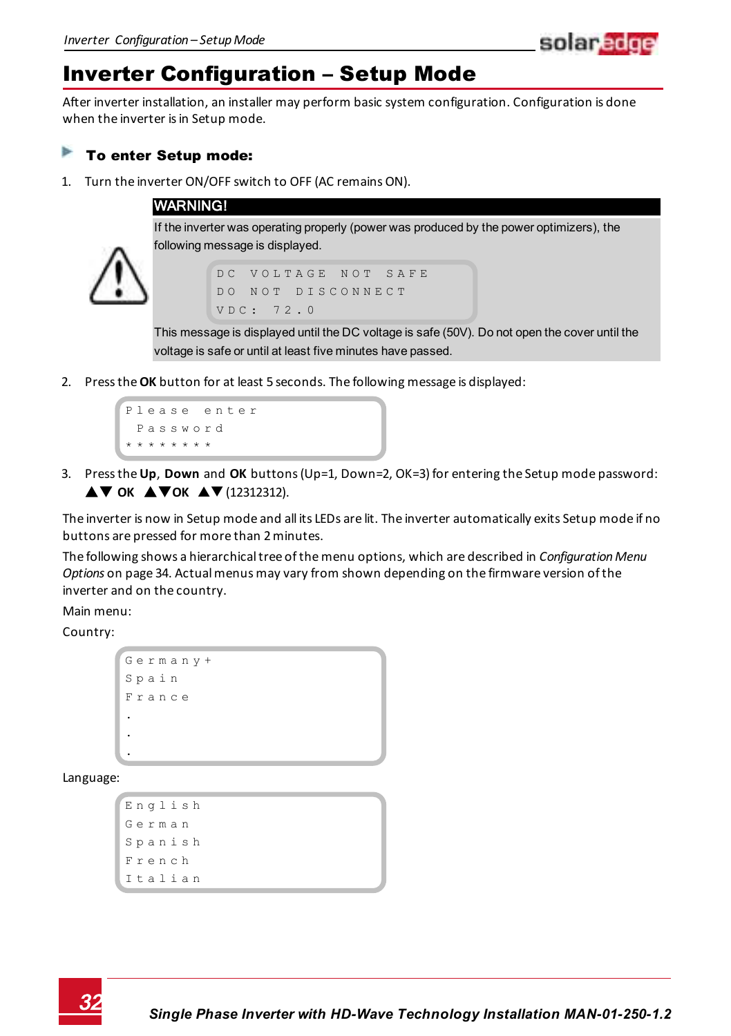# Inverter Configuration – Setup Mode

After inverter installation, an installer may perform basic system configuration. Configuration is done when the inverter is in Setup mode.

### To enter Setup mode:

1. Turn the inverter ON/OFF switch to OFF (AC remains ON).

> **WARNING!**
>
> If the inverter was operating properly (power was produced by the power optimizers), the following message is displayed.
>
> ```
> DC VOLTAGE NOT SAFE
> DO NOT DISCONNECT
> VDC: 72.0
> ```
>
> This message is displayed until the DC voltage is safe (50V). Do not open the cover until the voltage is safe or until at least five minutes have passed.

2. Press the **OK** button for at least 5 seconds. The following message is displayed:

```
Please enter
 Password
********
```

3. Press the **Up**, **Down** and **OK** buttons (Up=1, Down=2, OK=3) for entering the Setup mode password: ▲▼ **OK** ▲▼**OK** ▲▼ (12312312).

The inverter is now in Setup mode and all its LEDs are lit. The inverter automatically exits Setup mode if no buttons are pressed for more than 2 minutes.

The following shows a hierarchical tree of the menu options, which are described in *Configuration Menu Options* on page 34. Actual menus may vary from shown depending on the firmware version of the inverter and on the country.

Main menu:

Country:

```
Germany+
Spain
France
.
.
.
```

Language:

```
English
German
Spanish
French
Italian
```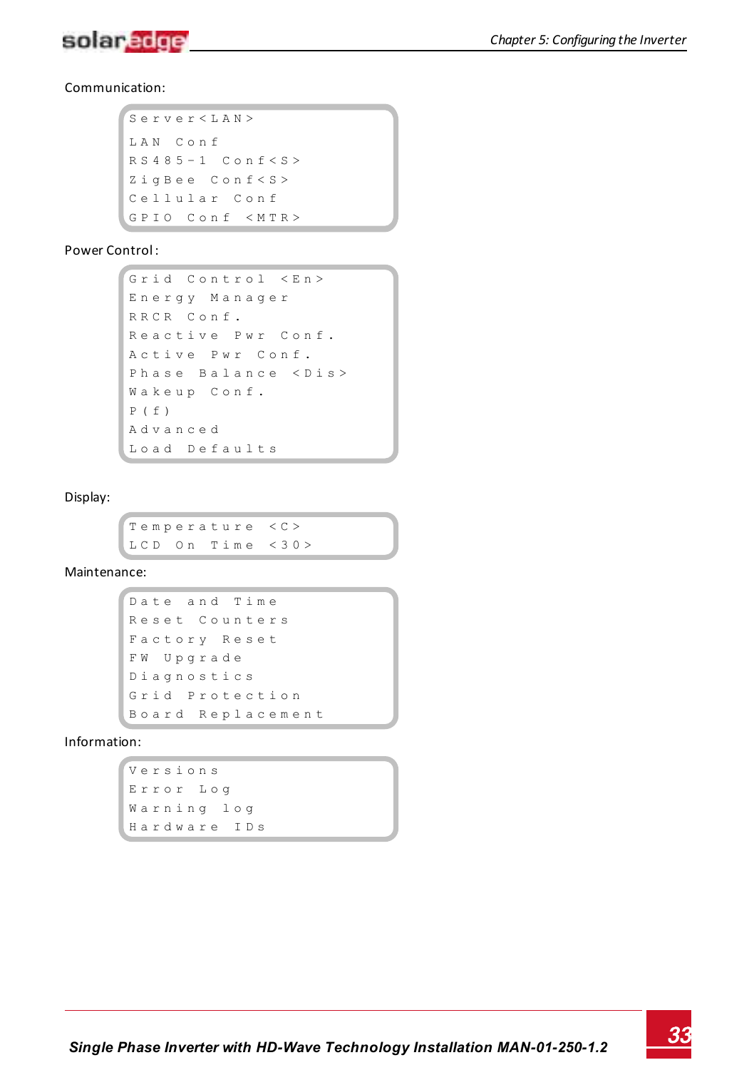Communication:

```
Server<LAN>
LAN Conf
RS485-1 Conf<S>
ZigBee Conf<S>
Cellular Conf
GPIO Conf <MTR>
```

Power Control:

```
Grid Control <En>
Energy Manager
RRCR Conf.
Reactive Pwr Conf.
Active Pwr Conf.
Phase Balance <Dis>
Wakeup Conf.
P(f)
Advanced
Load Defaults
```

Display:

```
Temperature <C>
LCD On Time <30>
```

Maintenance:

```
Date and Time
Reset Counters
Factory Reset
FW Upgrade
Diagnostics
Grid Protection
Board Replacement
```

Information:

```
Versions
Error Log
Warning log
Hardware IDs
```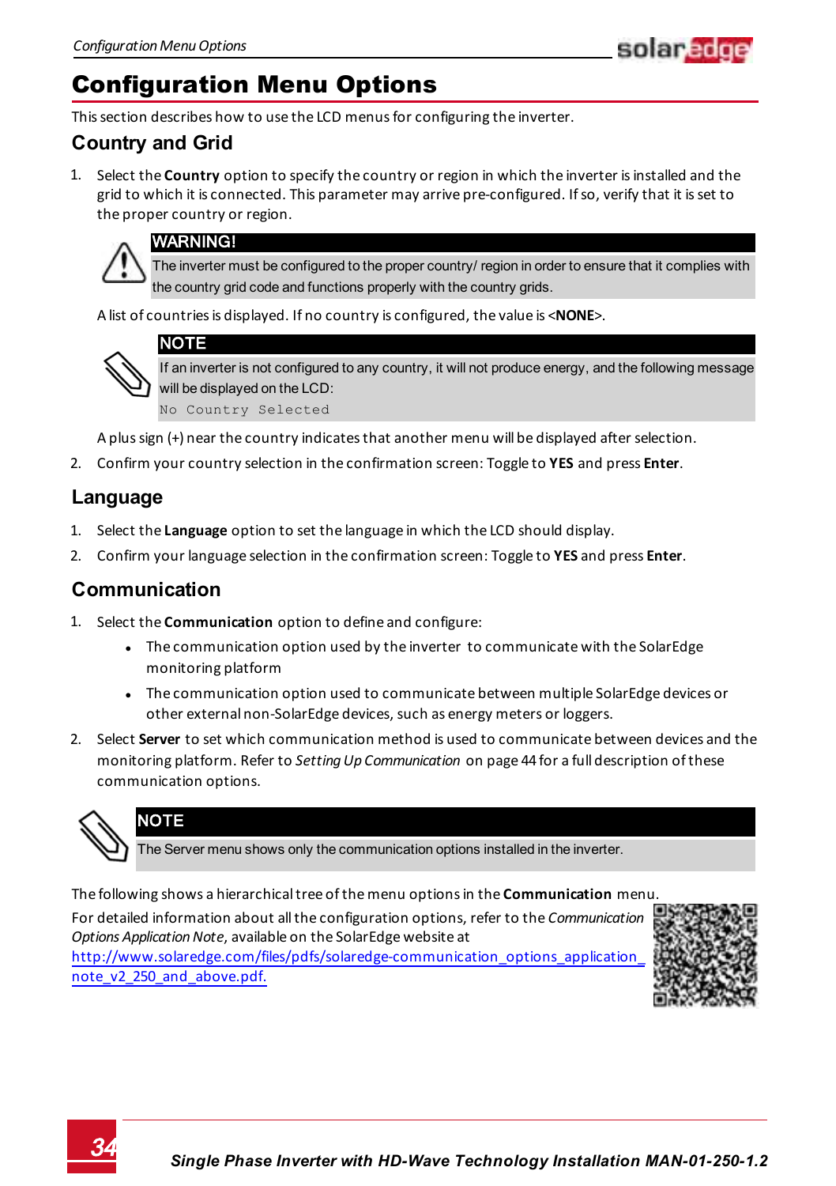# Configuration Menu Options

This section describes how to use the LCD menus for configuring the inverter.

## Country and Grid

1. Select the **Country** option to specify the country or region in which the inverter is installed and the grid to which it is connected. This parameter may arrive pre-configured. If so, verify that it is set to the proper country or region.

> **WARNING!**
>
> The inverter must be configured to the proper country/ region in order to ensure that it complies with the country grid code and functions properly with the country grids.

   A list of countries is displayed. If no country is configured, the value is <**NONE**>.

> **NOTE**
>
> If an inverter is not configured to any country, it will not produce energy, and the following message will be displayed on the LCD:
>
> `No Country Selected`

   A plus sign (+) near the country indicates that another menu will be displayed after selection.

2. Confirm your country selection in the confirmation screen: Toggle to **YES** and press **Enter**.

## Language

1. Select the **Language** option to set the language in which the LCD should display.
2. Confirm your language selection in the confirmation screen: Toggle to **YES** and press **Enter**.

## Communication

1. Select the **Communication** option to define and configure:
   - The communication option used by the inverter to communicate with the SolarEdge monitoring platform
   - The communication option used to communicate between multiple SolarEdge devices or other external non-SolarEdge devices, such as energy meters or loggers.
2. Select **Server** to set which communication method is used to communicate between devices and the monitoring platform. Refer to *Setting Up Communication* on page 44 for a full description of these communication options.

> **NOTE**
>
> The Server menu shows only the communication options installed in the inverter.

The following shows a hierarchical tree of the menu options in the **Communication** menu.

For detailed information about all the configuration options, refer to the *Communication Options Application Note*, available on the SolarEdge website at http://www.solaredge.com/files/pdfs/solaredge-communication_options_application_note_v2_250_and_above.pdf.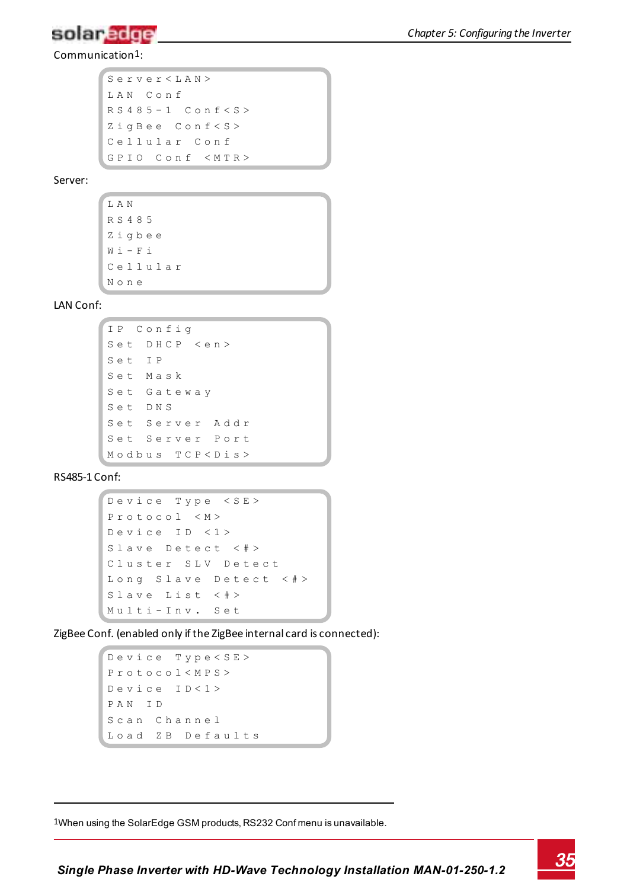Communication[1]:

```
Server<LAN>
LAN Conf
RS485-1 Conf<S>
ZigBee Conf<S>
Cellular Conf
GPIO Conf <MTR>
```

Server:

```
LAN
RS485
Zigbee
Wi-Fi
Cellular
None
```

LAN Conf:

```
IP Config
Set DHCP <en>
Set IP
Set Mask
Set Gateway
Set DNS
Set Server Addr
Set Server Port
Modbus TCP<Dis>
```

RS485-1 Conf:

```
Device Type <SE>
Protocol <M>
Device ID <1>
Slave Detect <#>
Cluster SLV Detect
Long Slave Detect <#>
Slave List <#>
Multi-Inv. Set
```

ZigBee Conf. (enabled only if the ZigBee internal card is connected):

```
Device Type<SE>
Protocol<MPS>
Device ID<1>
PAN ID
Scan Channel
Load ZB Defaults
```

---

[1] When using the SolarEdge GSM products, RS232 Conf menu is unavailable.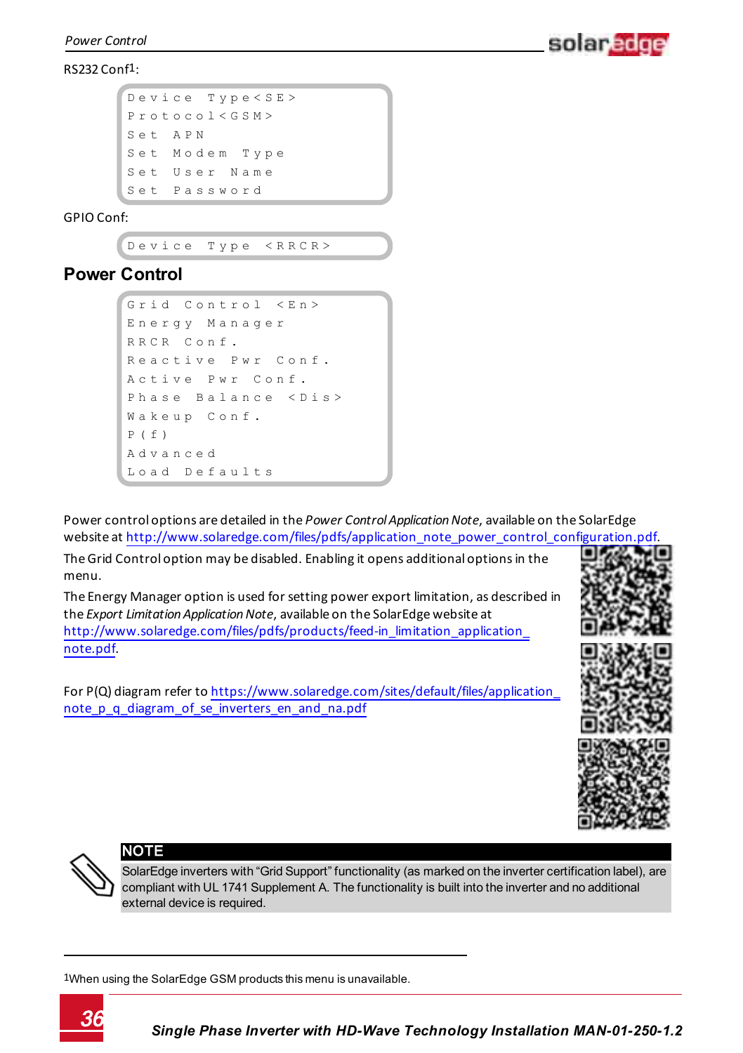RS232 Conf[1]:

```
Device Type<SE>
Protocol<GSM>
Set APN
Set Modem Type
Set User Name
Set Password
```

GPIO Conf:

```
Device Type <RRCR>
```

## Power Control

```
Grid Control <En>
Energy Manager
RRCR Conf.
Reactive Pwr Conf.
Active Pwr Conf.
Phase Balance <Dis>
Wakeup Conf.
P(f)
Advanced
Load Defaults
```

Power control options are detailed in the *Power Control Application Note*, available on the SolarEdge website at http://www.solaredge.com/files/pdfs/application_note_power_control_configuration.pdf.

The Grid Control option may be disabled. Enabling it opens additional options in the menu.

The Energy Manager option is used for setting power export limitation, as described in the *Export Limitation Application Note*, available on the SolarEdge website at http://www.solaredge.com/files/pdfs/products/feed-in_limitation_application_note.pdf.

For P(Q) diagram refer to https://www.solaredge.com/sites/default/files/application_note_p_q_diagram_of_se_inverters_en_and_na.pdf

**NOTE**

SolarEdge inverters with "Grid Support" functionality (as marked on the inverter certification label), are compliant with UL 1741 Supplement A. The functionality is built into the inverter and no additional external device is required.

[1]When using the SolarEdge GSM products this menu is unavailable.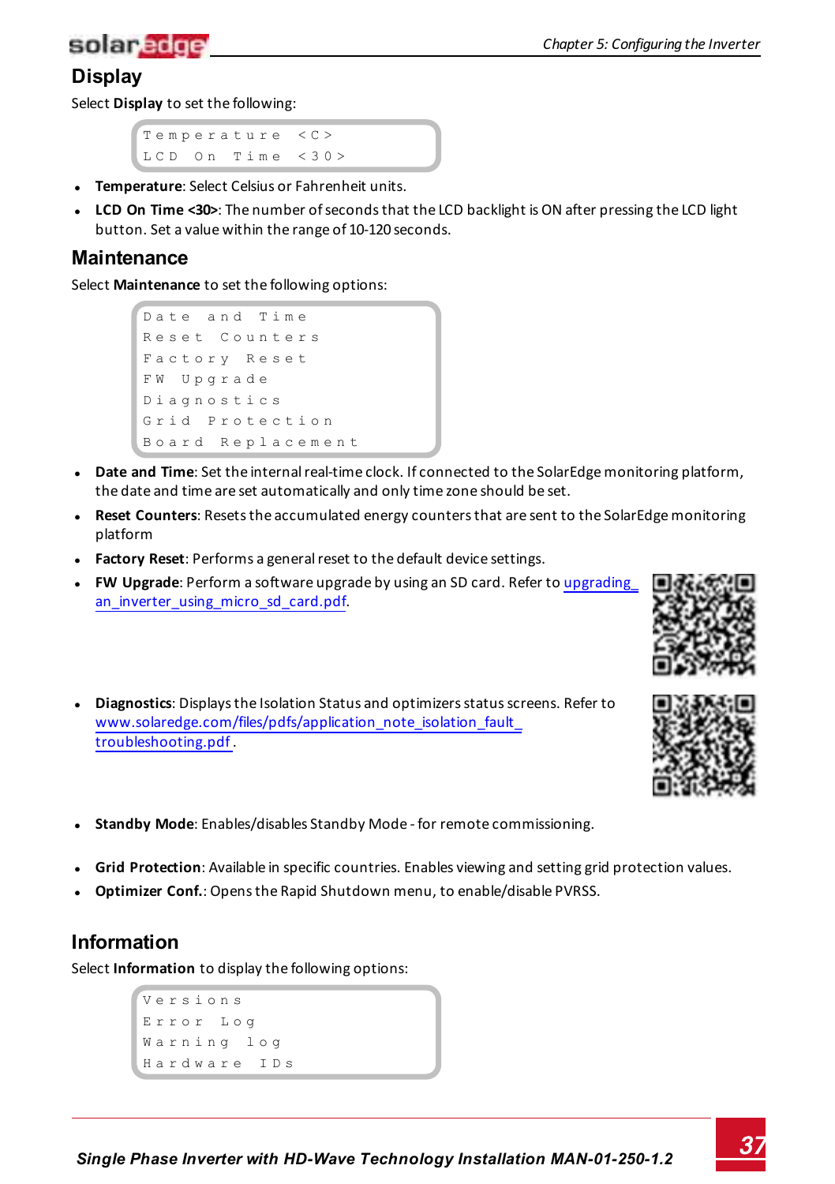## Display

Select **Display** to set the following:

```
Temperature <C>
LCD On Time <30>
```

- **Temperature**: Select Celsius or Fahrenheit units.
- **LCD On Time <30>**: The number of seconds that the LCD backlight is ON after pressing the LCD light button. Set a value within the range of 10-120 seconds.

## Maintenance

Select **Maintenance** to set the following options:

```
Date and Time
Reset Counters
Factory Reset
FW Upgrade
Diagnostics
Grid Protection
Board Replacement
```

- **Date and Time**: Set the internal real-time clock. If connected to the SolarEdge monitoring platform, the date and time are set automatically and only time zone should be set.
- **Reset Counters**: Resets the accumulated energy counters that are sent to the SolarEdge monitoring platform
- **Factory Reset**: Performs a general reset to the default device settings.
- **FW Upgrade**: Perform a software upgrade by using an SD card. Refer to upgrading_an_inverter_using_micro_sd_card.pdf.
- **Diagnostics**: Displays the Isolation Status and optimizers status screens. Refer to www.solaredge.com/files/pdfs/application_note_isolation_fault_troubleshooting.pdf.
- **Standby Mode**: Enables/disables Standby Mode - for remote commissioning.
- **Grid Protection**: Available in specific countries. Enables viewing and setting grid protection values.
- **Optimizer Conf.**: Opens the Rapid Shutdown menu, to enable/disable PVRSS.

## Information

Select **Information** to display the following options:

```
Versions
Error Log
Warning log
Hardware IDs
```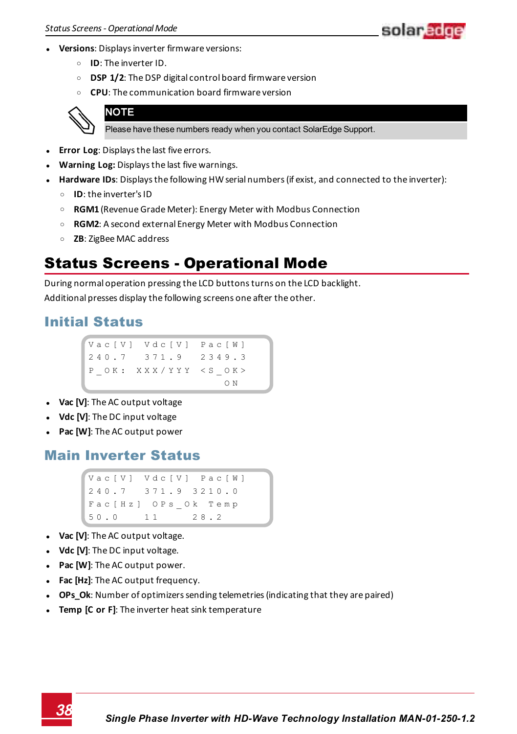- **Versions**: Displays inverter firmware versions:
  - **ID**: The inverter ID.
  - **DSP 1/2**: The DSP digital control board firmware version
  - **CPU**: The communication board firmware version

> **NOTE**
>
> Please have these numbers ready when you contact SolarEdge Support.

- **Error Log**: Displays the last five errors.
- **Warning Log:** Displays the last five warnings.
- **Hardware IDs**: Displays the following HW serial numbers (if exist, and connected to the inverter):
  - **ID**: the inverter's ID
  - **RGM1** (Revenue Grade Meter): Energy Meter with Modbus Connection
  - **RGM2**: A second external Energy Meter with Modbus Connection
  - **ZB**: ZigBee MAC address

# Status Screens - Operational Mode

During normal operation pressing the LCD buttons turns on the LCD backlight.
Additional presses display the following screens one after the other.

## Initial Status

```
Vac[V]  Vdc[V]  Pac[W]
240.7   371.9   2349.3
P_OK:  XXX/YYY  <S_OK>
                    ON
```

- **Vac [V]**: The AC output voltage
- **Vdc [V]**: The DC input voltage
- **Pac [W]**: The AC output power

## Main Inverter Status

```
Vac[V]  Vdc[V]  Pac[W]
240.7   371.9  3210.0
Fac[Hz]  OPs_Ok  Temp
50.0     11      28.2
```

- **Vac [V]**: The AC output voltage.
- **Vdc [V]**: The DC input voltage.
- **Pac [W]**: The AC output power.
- **Fac [Hz]**: The AC output frequency.
- **OPs_Ok**: Number of optimizers sending telemetries (indicating that they are paired)
- **Temp [C or F]**: The inverter heat sink temperature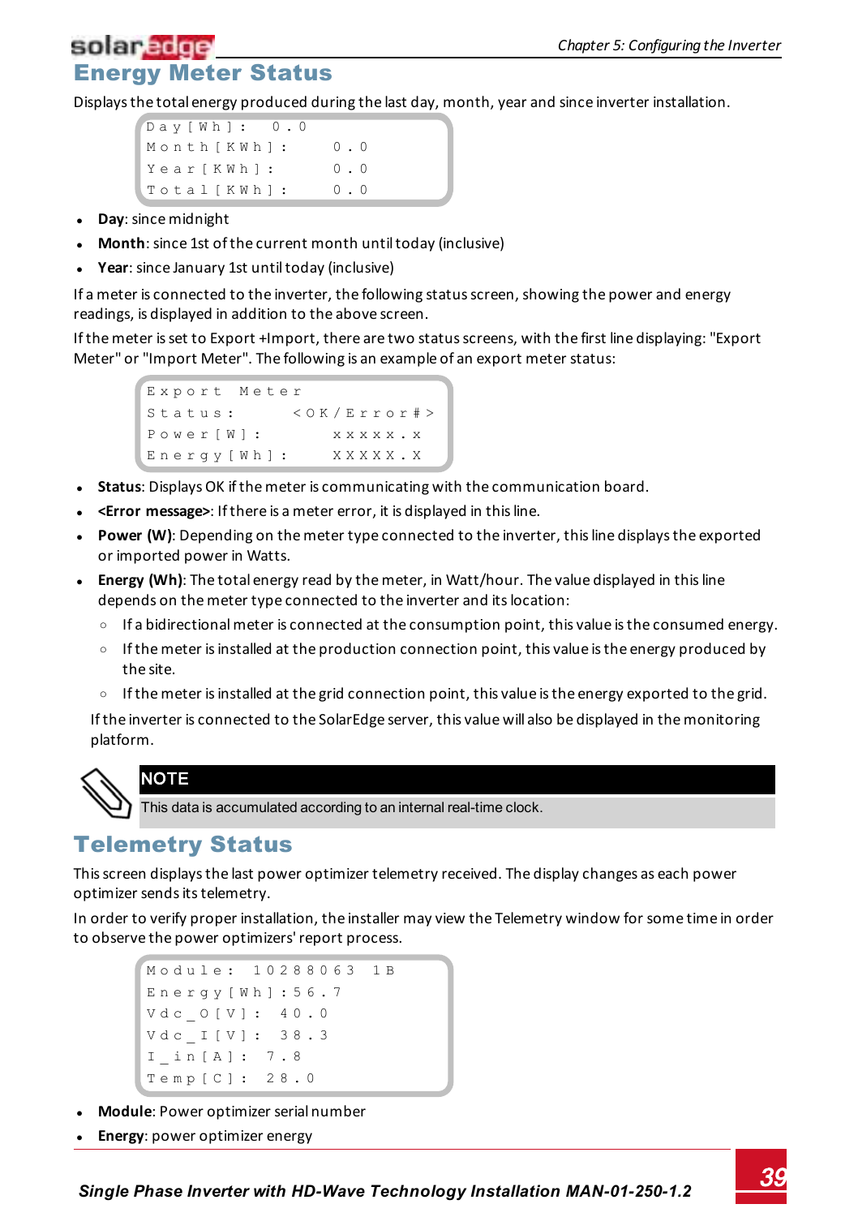## Energy Meter Status

Displays the total energy produced during the last day, month, year and since inverter installation.

```
Day[Wh]:  0.0
Month[KWh]:    0.0
Year[KWh]:     0.0
Total[KWh]:    0.0
```

- **Day**: since midnight
- **Month**: since 1st of the current month until today (inclusive)
- **Year**: since January 1st until today (inclusive)

If a meter is connected to the inverter, the following status screen, showing the power and energy readings, is displayed in addition to the above screen.

If the meter is set to Export +Import, there are two status screens, with the first line displaying: "Export Meter" or "Import Meter". The following is an example of an export meter status:

```
Export Meter
Status:      <OK/Error#>
Power[W]:       xxxxx.x
Energy[Wh]:     XXXXX.X
```

- **Status**: Displays OK if the meter is communicating with the communication board.
- **<Error message>**: If there is a meter error, it is displayed in this line.
- **Power (W)**: Depending on the meter type connected to the inverter, this line displays the exported or imported power in Watts.
- **Energy (Wh)**: The total energy read by the meter, in Watt/hour. The value displayed in this line depends on the meter type connected to the inverter and its location:
  - If a bidirectional meter is connected at the consumption point, this value is the consumed energy.
  - If the meter is installed at the production connection point, this value is the energy produced by the site.
  - If the meter is installed at the grid connection point, this value is the energy exported to the grid.

  If the inverter is connected to the SolarEdge server, this value will also be displayed in the monitoring platform.

**NOTE**

This data is accumulated according to an internal real-time clock.

## Telemetry Status

This screen displays the last power optimizer telemetry received. The display changes as each power optimizer sends its telemetry.

In order to verify proper installation, the installer may view the Telemetry window for some time in order to observe the power optimizers' report process.

```
Module: 10288063 1B
Energy[Wh]:56.7
Vdc_O[V]: 40.0
Vdc_I[V]: 38.3
I_in[A]: 7.8
Temp[C]: 28.0
```

- **Module**: Power optimizer serial number
- **Energy**: power optimizer energy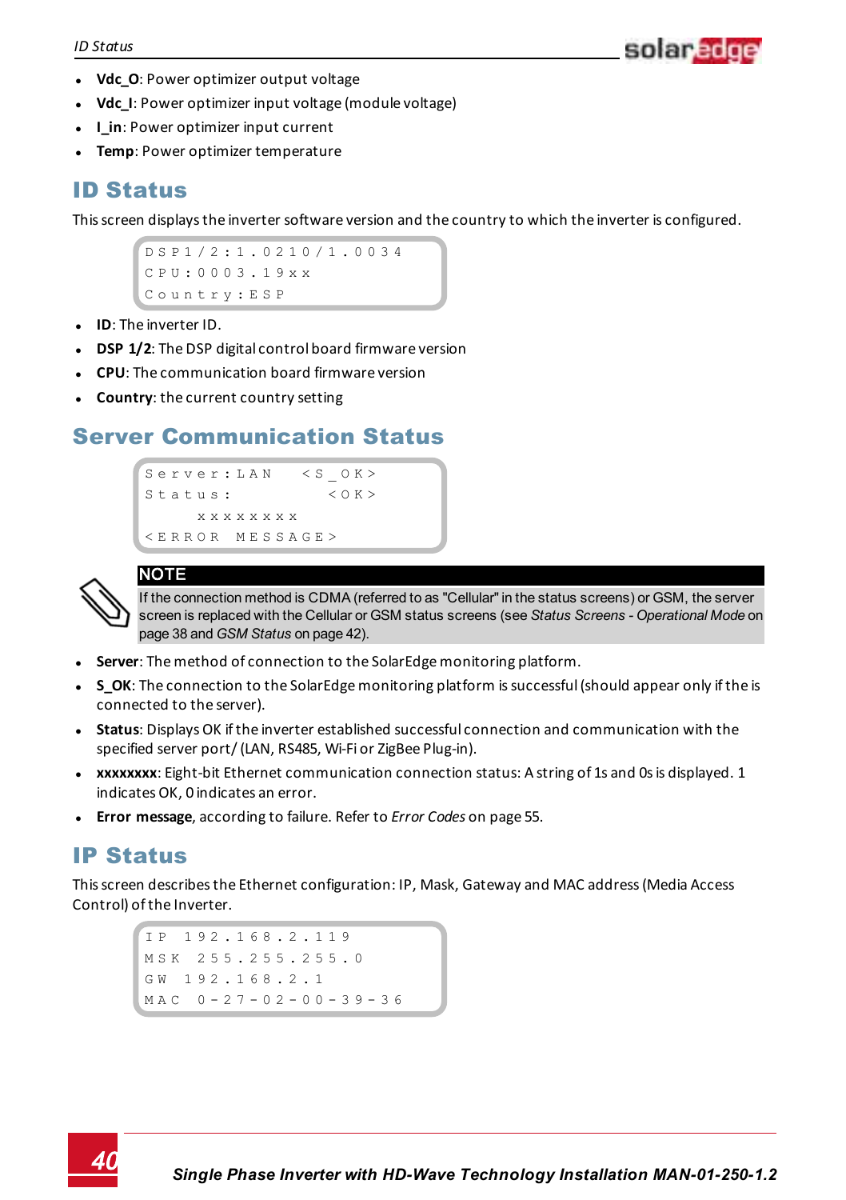- **Vdc_O**: Power optimizer output voltage
- **Vdc_I**: Power optimizer input voltage (module voltage)
- **I_in**: Power optimizer input current
- **Temp**: Power optimizer temperature

## ID Status

This screen displays the inverter software version and the country to which the inverter is configured.

```
DSP1/2:1.0210/1.0034
CPU:0003.19xx
Country:ESP
```

- **ID**: The inverter ID.
- **DSP 1/2**: The DSP digital control board firmware version
- **CPU**: The communication board firmware version
- **Country**: the current country setting

## Server Communication Status

```
Server:LAN   <S_OK>
Status:        <OK>
     xxxxxxxx
<ERROR MESSAGE>
```

> **NOTE**
> If the connection method is CDMA (referred to as "Cellular" in the status screens) or GSM, the server screen is replaced with the Cellular or GSM status screens (see *Status Screens - Operational Mode* on page 38 and *GSM Status* on page 42).

- **Server**: The method of connection to the SolarEdge monitoring platform.
- **S_OK**: The connection to the SolarEdge monitoring platform is successful (should appear only if the is connected to the server).
- **Status**: Displays OK if the inverter established successful connection and communication with the specified server port/ (LAN, RS485, Wi-Fi or ZigBee Plug-in).
- **xxxxxxxx**: Eight-bit Ethernet communication connection status: A string of 1s and 0s is displayed. 1 indicates OK, 0 indicates an error.
- **Error message**, according to failure. Refer to *Error Codes* on page 55.

## IP Status

This screen describes the Ethernet configuration: IP, Mask, Gateway and MAC address (Media Access Control) of the Inverter.

```
IP  192.168.2.119
MSK  255.255.255.0
GW  192.168.2.1
MAC  0-27-02-00-39-36
```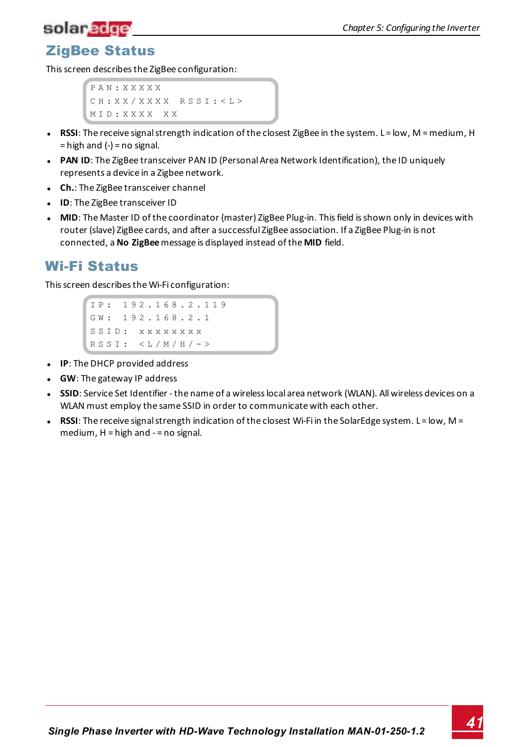## ZigBee Status

This screen describes the ZigBee configuration:

```
PAN:XXXXX
CH:XX/XXXX  RSSI:<L>
MID:XXXX  XX
```

- **RSSI**: The receive signal strength indication of the closest ZigBee in the system. L = low, M = medium, H = high and (-) = no signal.
- **PAN ID**: The ZigBee transceiver PAN ID (Personal Area Network Identification), the ID uniquely represents a device in a Zigbee network.
- **Ch.**: The ZigBee transceiver channel
- **ID**: The ZigBee transceiver ID
- **MID**: The Master ID of the coordinator (master) ZigBee Plug-in. This field is shown only in devices with router (slave) ZigBee cards, and after a successful ZigBee association. If a ZigBee Plug-in is not connected, a **No ZigBee** message is displayed instead of the **MID** field.

## Wi-Fi Status

This screen describes the Wi-Fi configuration:

```
IP:  192.168.2.119
GW:  192.168.2.1
SSID:  xxxxxxxx
RSSI:  <L/M/H/->
```

- **IP**: The DHCP provided address
- **GW**: The gateway IP address
- **SSID**: Service Set Identifier - the name of a wireless local area network (WLAN). All wireless devices on a WLAN must employ the same SSID in order to communicate with each other.
- **RSSI**: The receive signal strength indication of the closest Wi-Fi in the SolarEdge system. L = low, M = medium, H = high and - = no signal.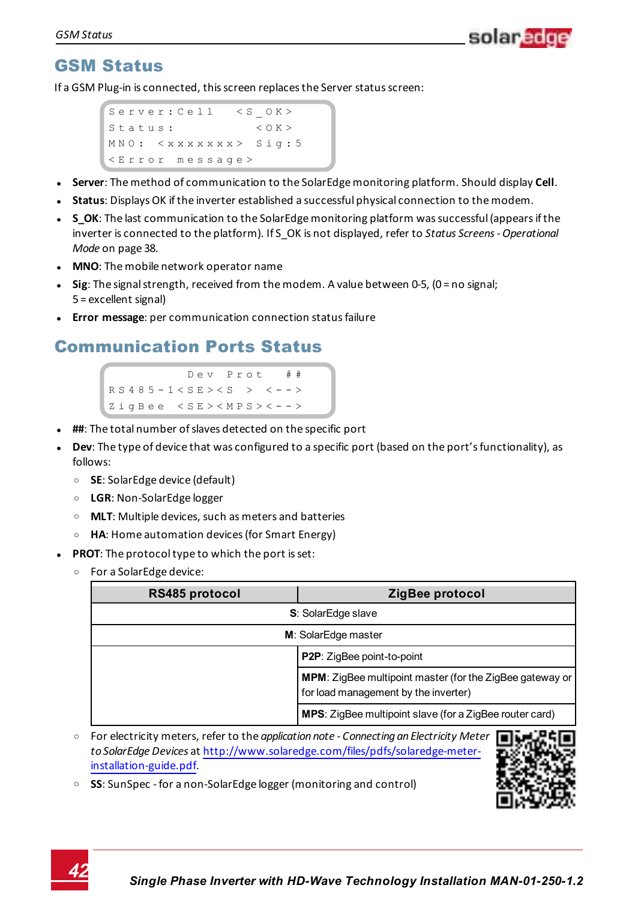# GSM Status

If a GSM Plug-in is connected, this screen replaces the Server status screen:

```
Server:Cell   <S_OK>
Status:         <OK>
MNO: <xxxxxxx> Sig:5
<Error message>
```

- **Server**: The method of communication to the SolarEdge monitoring platform. Should display **Cell**.
- **Status**: Displays OK if the inverter established a successful physical connection to the modem.
- **S_OK**: The last communication to the SolarEdge monitoring platform was successful (appears if the inverter is connected to the platform). If S_OK is not displayed, refer to *Status Screens - Operational Mode* on page 38.
- **MNO**: The mobile network operator name
- **Sig**: The signal strength, received from the modem. A value between 0-5, (0 = no signal; 5 = excellent signal)
- **Error message**: per communication connection status failure

# Communication Ports Status

```
        Dev Prot  ##
RS485-1<SE><S  > <-->
ZigBee <SE><MPS><-->
```

- **##**: The total number of slaves detected on the specific port
- **Dev**: The type of device that was configured to a specific port (based on the port's functionality), as follows:
  - **SE**: SolarEdge device (default)
  - **LGR**: Non-SolarEdge logger
  - **MLT**: Multiple devices, such as meters and batteries
  - **HA**: Home automation devices (for Smart Energy)
- **PROT**: The protocol type to which the port is set:
  - For a SolarEdge device:

| RS485 protocol | ZigBee protocol |
|---|---|
| **S**: SolarEdge slave | |
| **M**: SolarEdge master | |
| | **P2P**: ZigBee point-to-point |
| | **MPM**: ZigBee multipoint master (for the ZigBee gateway or for load management by the inverter) |
| | **MPS**: ZigBee multipoint slave (for a ZigBee router card) |

  - For electricity meters, refer to the *application note - Connecting an Electricity Meter to SolarEdge Devices* at http://www.solaredge.com/files/pdfs/solaredge-meter-installation-guide.pdf.
  - **SS**: SunSpec - for a non-SolarEdge logger (monitoring and control)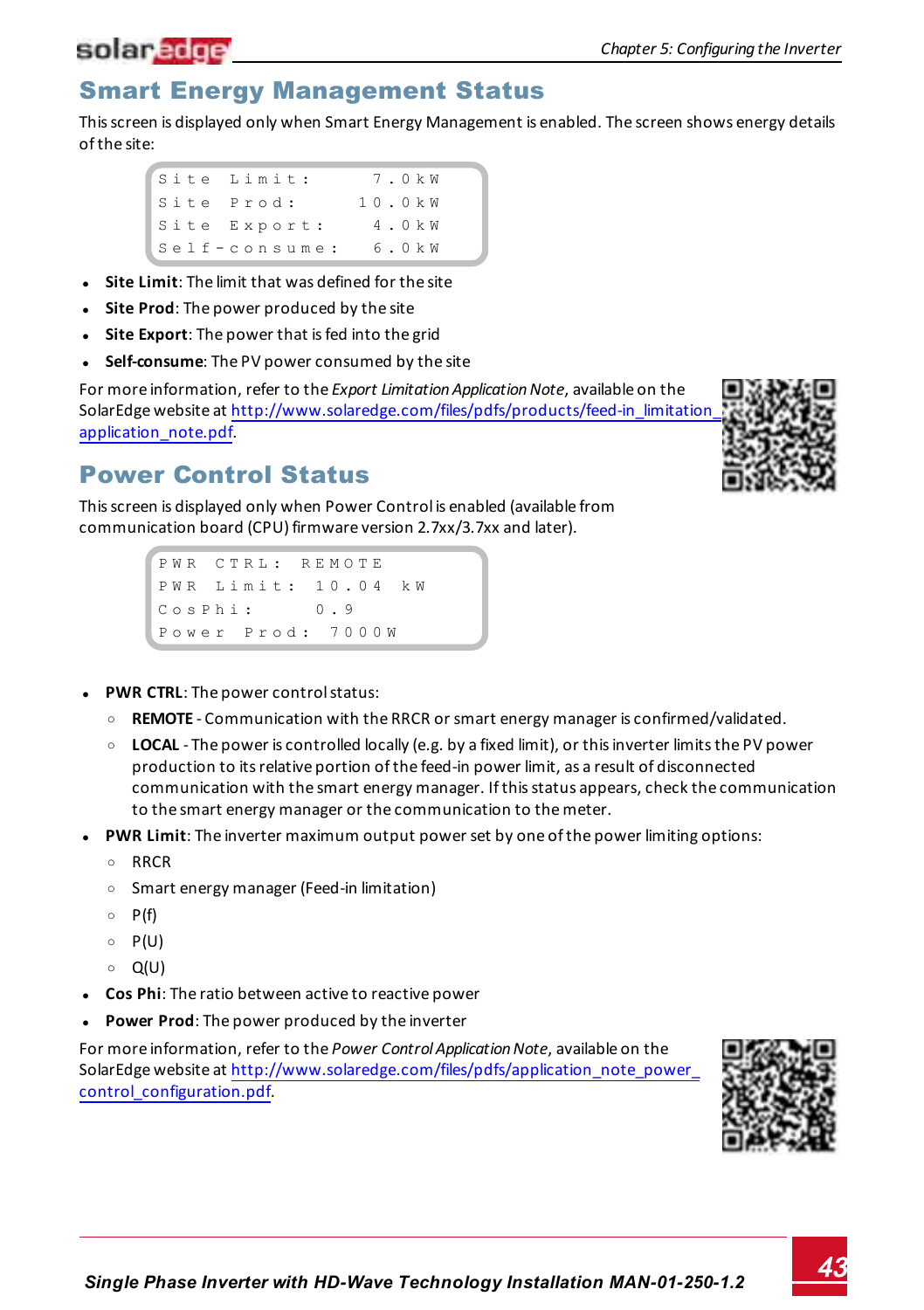## Smart Energy Management Status

This screen is displayed only when Smart Energy Management is enabled. The screen shows energy details of the site:

```
Site Limit:      7.0kW
Site Prod:      10.0kW
Site Export:     4.0kW
Self-consume:    6.0kW
```

- **Site Limit**: The limit that was defined for the site
- **Site Prod**: The power produced by the site
- **Site Export**: The power that is fed into the grid
- **Self-consume**: The PV power consumed by the site

For more information, refer to the *Export Limitation Application Note*, available on the SolarEdge website at http://www.solaredge.com/files/pdfs/products/feed-in_limitation_application_note.pdf.

## Power Control Status

This screen is displayed only when Power Control is enabled (available from communication board (CPU) firmware version 2.7xx/3.7xx and later).

```
PWR CTRL: REMOTE
PWR Limit: 10.04 kW
CosPhi:     0.9
Power Prod: 7000W
```

- **PWR CTRL**: The power control status:
  - **REMOTE** - Communication with the RRCR or smart energy manager is confirmed/validated.
  - **LOCAL** - The power is controlled locally (e.g. by a fixed limit), or this inverter limits the PV power production to its relative portion of the feed-in power limit, as a result of disconnected communication with the smart energy manager. If this status appears, check the communication to the smart energy manager or the communication to the meter.
- **PWR Limit**: The inverter maximum output power set by one of the power limiting options:
  - RRCR
  - Smart energy manager (Feed-in limitation)
  - P(f)
  - P(U)
  - Q(U)
- **Cos Phi**: The ratio between active to reactive power
- **Power Prod**: The power produced by the inverter

For more information, refer to the *Power Control Application Note*, available on the SolarEdge website at http://www.solaredge.com/files/pdfs/application_note_power_control_configuration.pdf.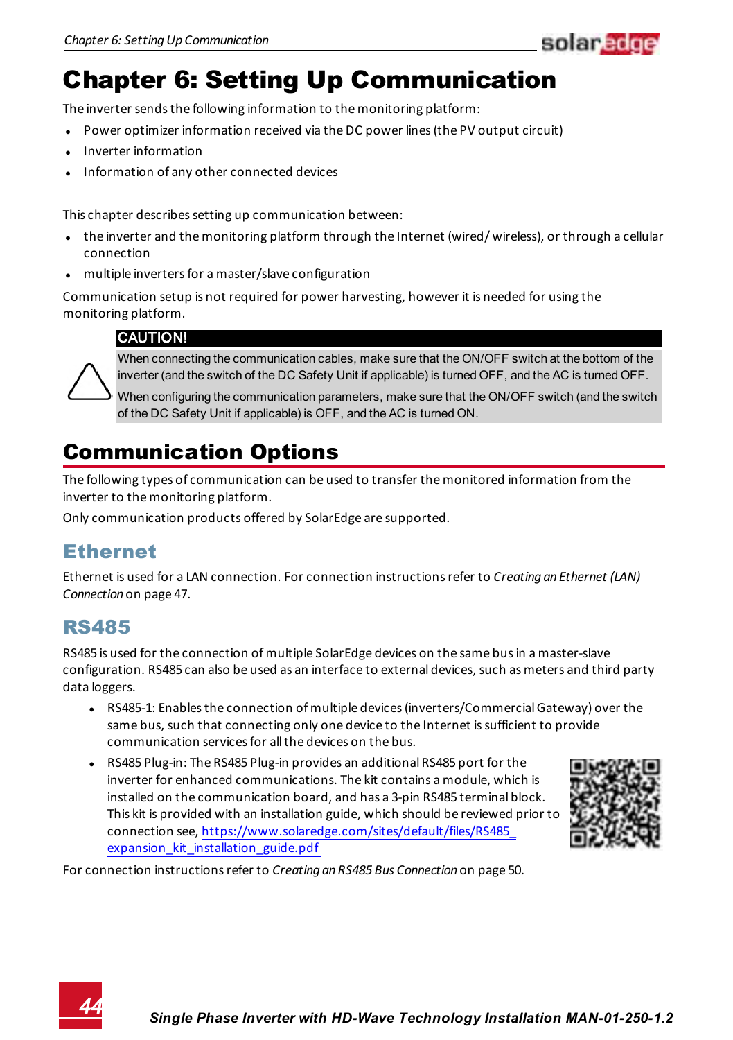# Chapter 6: Setting Up Communication

The inverter sends the following information to the monitoring platform:

- Power optimizer information received via the DC power lines (the PV output circuit)
- Inverter information
- Information of any other connected devices

This chapter describes setting up communication between:

- the inverter and the monitoring platform through the Internet (wired/ wireless), or through a cellular connection
- multiple inverters for a master/slave configuration

Communication setup is not required for power harvesting, however it is needed for using the monitoring platform.

**CAUTION!**

When connecting the communication cables, make sure that the ON/OFF switch at the bottom of the inverter (and the switch of the DC Safety Unit if applicable) is turned OFF, and the AC is turned OFF.

When configuring the communication parameters, make sure that the ON/OFF switch (and the switch of the DC Safety Unit if applicable) is OFF, and the AC is turned ON.

## Communication Options

The following types of communication can be used to transfer the monitored information from the inverter to the monitoring platform.

Only communication products offered by SolarEdge are supported.

### Ethernet

Ethernet is used for a LAN connection. For connection instructions refer to *Creating an Ethernet (LAN) Connection* on page 47.

### RS485

RS485 is used for the connection of multiple SolarEdge devices on the same bus in a master-slave configuration. RS485 can also be used as an interface to external devices, such as meters and third party data loggers.

- RS485-1: Enables the connection of multiple devices (inverters/Commercial Gateway) over the same bus, such that connecting only one device to the Internet is sufficient to provide communication services for all the devices on the bus.
- RS485 Plug-in: The RS485 Plug-in provides an additional RS485 port for the inverter for enhanced communications. The kit contains a module, which is installed on the communication board, and has a 3-pin RS485 terminal block. This kit is provided with an installation guide, which should be reviewed prior to connection see, https://www.solaredge.com/sites/default/files/RS485_expansion_kit_installation_guide.pdf

For connection instructions refer to *Creating an RS485 Bus Connection* on page 50.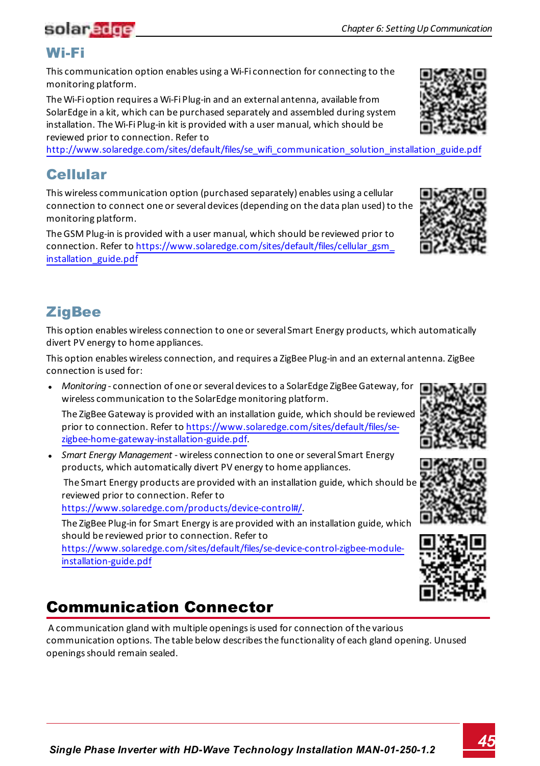## Wi-Fi

This communication option enables using a Wi-Fi connection for connecting to the monitoring platform.

The Wi-Fi option requires a Wi-Fi Plug-in and an external antenna, available from SolarEdge in a kit, which can be purchased separately and assembled during system installation. The Wi-Fi Plug-in kit is provided with a user manual, which should be reviewed prior to connection. Refer to http://www.solaredge.com/sites/default/files/se_wifi_communication_solution_installation_guide.pdf

## Cellular

This wireless communication option (purchased separately) enables using a cellular connection to connect one or several devices (depending on the data plan used) to the monitoring platform.

The GSM Plug-in is provided with a user manual, which should be reviewed prior to connection. Refer to https://www.solaredge.com/sites/default/files/cellular_gsm_installation_guide.pdf

## ZigBee

This option enables wireless connection to one or several Smart Energy products, which automatically divert PV energy to home appliances.

This option enables wireless connection, and requires a ZigBee Plug-in and an external antenna. ZigBee connection is used for:

- *Monitoring* - connection of one or several devices to a SolarEdge ZigBee Gateway, for wireless communication to the SolarEdge monitoring platform.

  The ZigBee Gateway is provided with an installation guide, which should be reviewed prior to connection. Refer to https://www.solaredge.com/sites/default/files/se-zigbee-home-gateway-installation-guide.pdf.

- *Smart Energy Management* - wireless connection to one or several Smart Energy products, which automatically divert PV energy to home appliances.

  The Smart Energy products are provided with an installation guide, which should be reviewed prior to connection. Refer to https://www.solaredge.com/products/device-control#/.

  The ZigBee Plug-in for Smart Energy is are provided with an installation guide, which should be reviewed prior to connection. Refer to https://www.solaredge.com/sites/default/files/se-device-control-zigbee-module-installation-guide.pdf

# Communication Connector

A communication gland with multiple openings is used for connection of the various communication options. The table below describes the functionality of each gland opening. Unused openings should remain sealed.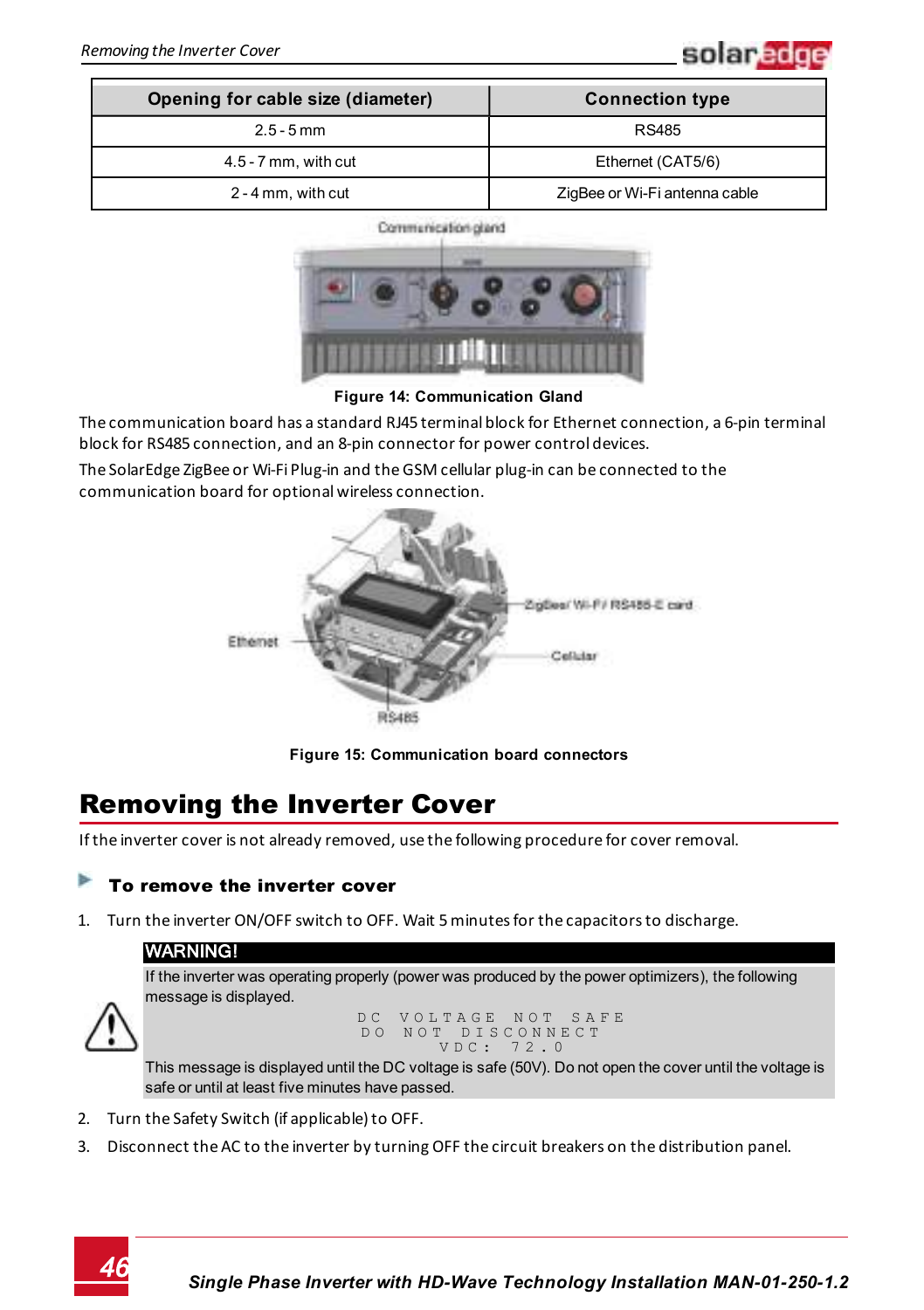| Opening for cable size (diameter) | Connection type |
| --- | --- |
| 2.5 - 5 mm | RS485 |
| 4.5 - 7 mm, with cut | Ethernet (CAT5/6) |
| 2 - 4 mm, with cut | ZigBee or Wi-Fi antenna cable |

Figure 14: Communication Gland

The communication board has a standard RJ45 terminal block for Ethernet connection, a 6-pin terminal block for RS485 connection, and an 8-pin connector for power control devices.

The SolarEdge ZigBee or Wi-Fi Plug-in and the GSM cellular plug-in can be connected to the communication board for optional wireless connection.

Figure 15: Communication board connectors

# Removing the Inverter Cover

If the inverter cover is not already removed, use the following procedure for cover removal.

## To remove the inverter cover

1. Turn the inverter ON/OFF switch to OFF. Wait 5 minutes for the capacitors to discharge.

**WARNING!**

If the inverter was operating properly (power was produced by the power optimizers), the following message is displayed.

```
DC VOLTAGE NOT SAFE
DO NOT DISCONNECT
VDC: 72.0
```

This message is displayed until the DC voltage is safe (50V). Do not open the cover until the voltage is safe or until at least five minutes have passed.

2. Turn the Safety Switch (if applicable) to OFF.
3. Disconnect the AC to the inverter by turning OFF the circuit breakers on the distribution panel.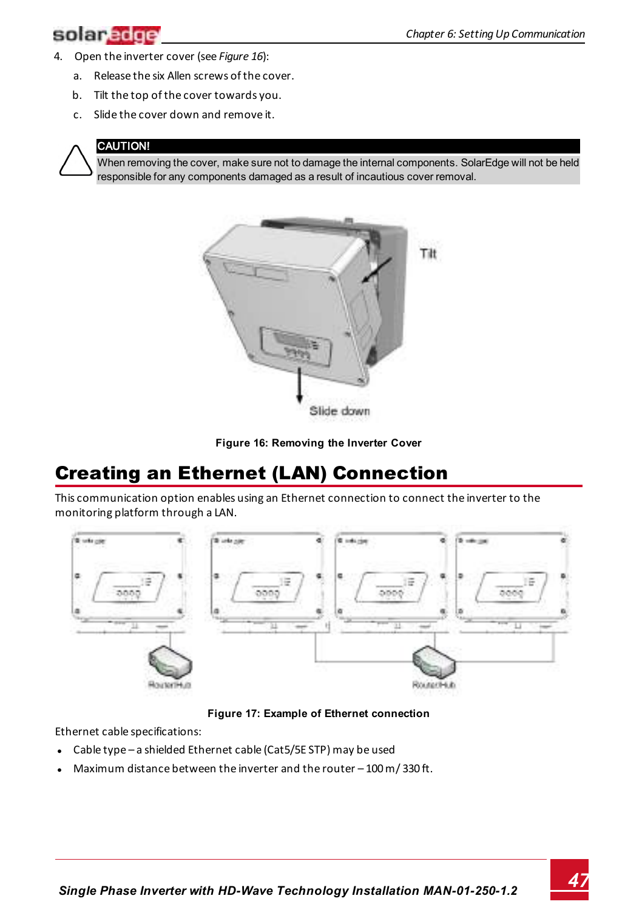4. Open the inverter cover (see *Figure 16*):
   a. Release the six Allen screws of the cover.
   b. Tilt the top of the cover towards you.
   c. Slide the cover down and remove it.

**CAUTION!**
When removing the cover, make sure not to damage the internal components. SolarEdge will not be held responsible for any components damaged as a result of incautious cover removal.

**Figure 16: Removing the Inverter Cover**

# Creating an Ethernet (LAN) Connection

This communication option enables using an Ethernet connection to connect the inverter to the monitoring platform through a LAN.

**Figure 17: Example of Ethernet connection**

Ethernet cable specifications:

- Cable type – a shielded Ethernet cable (Cat5/5E STP) may be used
- Maximum distance between the inverter and the router – 100 m / 330 ft.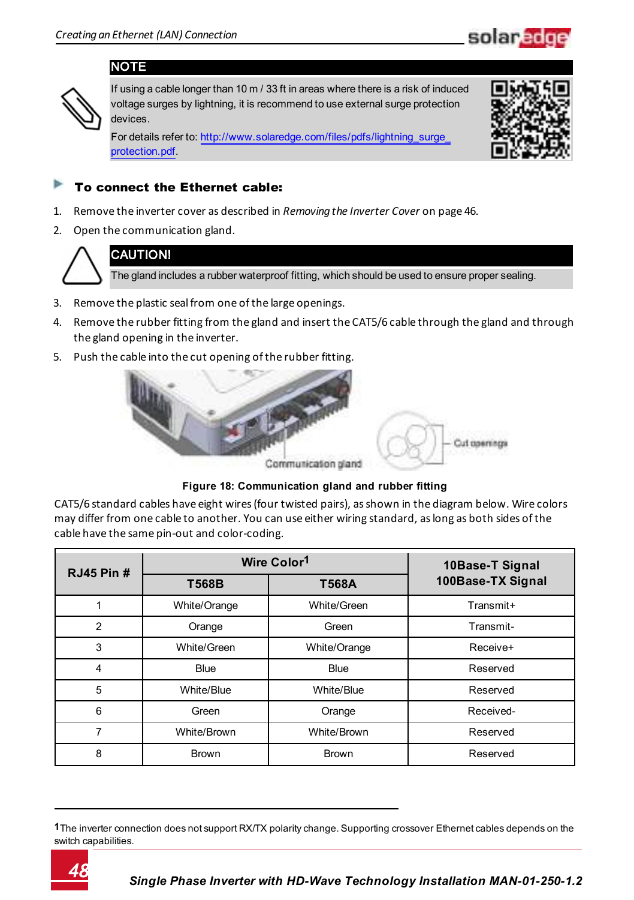**NOTE**

If using a cable longer than 10 m / 33 ft in areas where there is a risk of induced voltage surges by lightning, it is recommend to use external surge protection devices.

For details refer to: http://www.solaredge.com/files/pdfs/lightning_surge_protection.pdf.

### To connect the Ethernet cable:

1. Remove the inverter cover as described in *Removing the Inverter Cover* on page 46.
2. Open the communication gland.

**CAUTION!**

The gland includes a rubber waterproof fitting, which should be used to ensure proper sealing.

3. Remove the plastic seal from one of the large openings.
4. Remove the rubber fitting from the gland and insert the CAT5/6 cable through the gland and through the gland opening in the inverter.
5. Push the cable into the cut opening of the rubber fitting.

Communication gland

Cut openings

**Figure 18: Communication gland and rubber fitting**

CAT5/6 standard cables have eight wires (four twisted pairs), as shown in the diagram below. Wire colors may differ from one cable to another. You can use either wiring standard, as long as both sides of the cable have the same pin-out and color-coding.

| RJ45 Pin # | Wire Color[1] | | 10Base-T Signal 100Base-TX Signal |
|---|---|---|---|
| | T568B | T568A | |
| 1 | White/Orange | White/Green | Transmit+ |
| 2 | Orange | Green | Transmit- |
| 3 | White/Green | White/Orange | Receive+ |
| 4 | Blue | Blue | Reserved |
| 5 | White/Blue | White/Blue | Reserved |
| 6 | Green | Orange | Received- |
| 7 | White/Brown | White/Brown | Reserved |
| 8 | Brown | Brown | Reserved |

[1] The inverter connection does not support RX/TX polarity change. Supporting crossover Ethernet cables depends on the switch capabilities.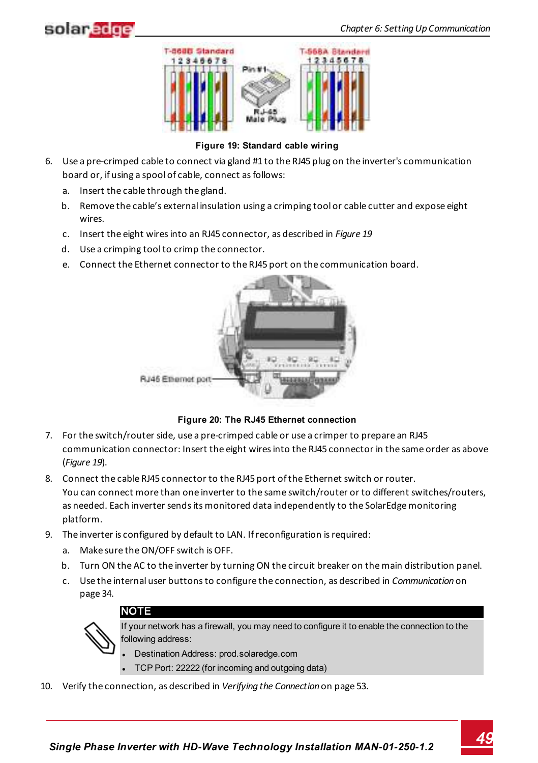Figure 19: Standard cable wiring

6. Use a pre-crimped cable to connect via gland #1 to the RJ45 plug on the inverter's communication board or, if using a spool of cable, connect as follows:
   a. Insert the cable through the gland.
   b. Remove the cable’s external insulation using a crimping tool or cable cutter and expose eight wires.
   c. Insert the eight wires into an RJ45 connector, as described in *Figure 19*
   d. Use a crimping tool to crimp the connector.
   e. Connect the Ethernet connector to the RJ45 port on the communication board.

Figure 20: The RJ45 Ethernet connection

7. For the switch/router side, use a pre-crimped cable or use a crimper to prepare an RJ45 communication connector: Insert the eight wires into the RJ45 connector in the same order as above (*Figure 19*).
8. Connect the cable RJ45 connector to the RJ45 port of the Ethernet switch or router.
   You can connect more than one inverter to the same switch/router or to different switches/routers, as needed. Each inverter sends its monitored data independently to the SolarEdge monitoring platform.
9. The inverter is configured by default to LAN. If reconfiguration is required:
   a. Make sure the ON/OFF switch is OFF.
   b. Turn ON the AC to the inverter by turning ON the circuit breaker on the main distribution panel.
   c. Use the internal user buttons to configure the connection, as described in *Communication* on page 34.

**NOTE**

If your network has a firewall, you may need to configure it to enable the connection to the following address:

- Destination Address: prod.solaredge.com
- TCP Port: 22222 (for incoming and outgoing data)

10. Verify the connection, as described in *Verifying the Connection* on page 53.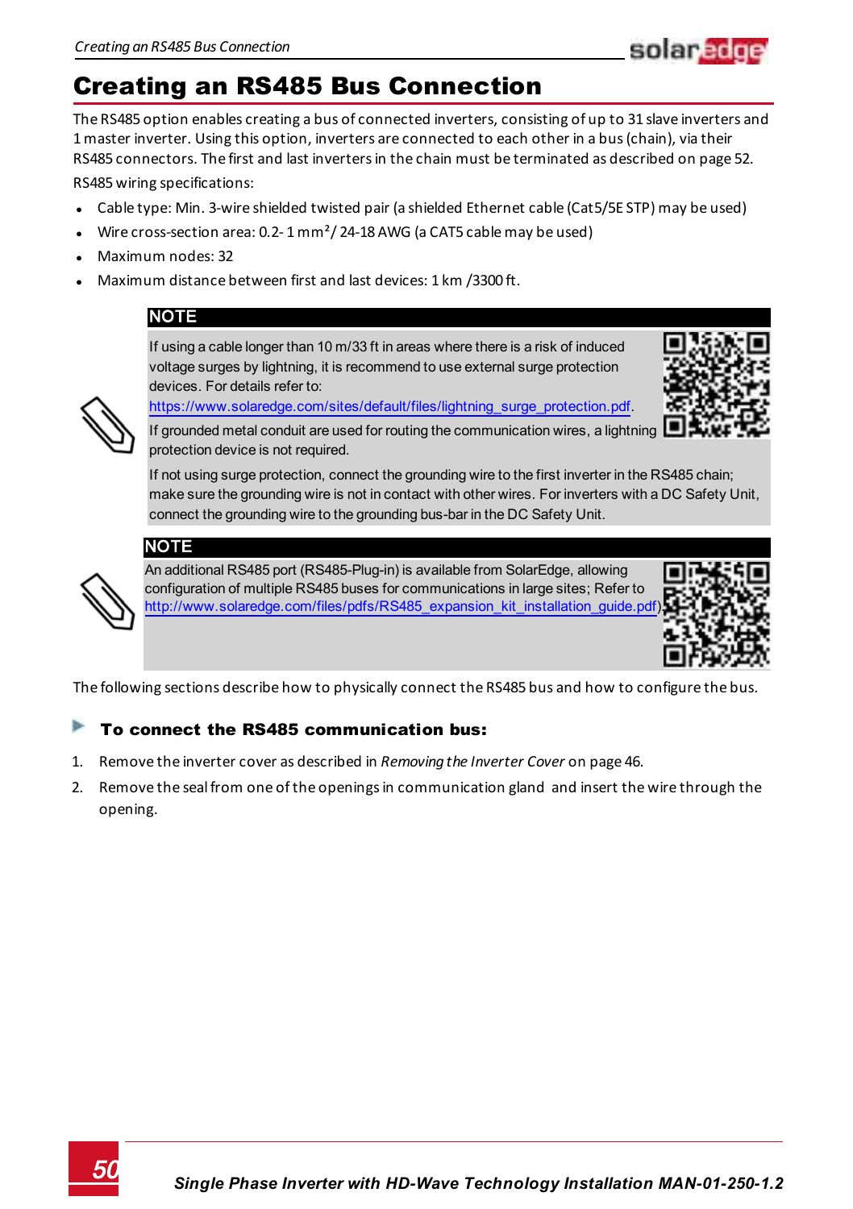# Creating an RS485 Bus Connection

The RS485 option enables creating a bus of connected inverters, consisting of up to 31 slave inverters and 1 master inverter. Using this option, inverters are connected to each other in a bus (chain), via their RS485 connectors. The first and last inverters in the chain must be terminated as described on page 52.

RS485 wiring specifications:

- Cable type: Min. 3-wire shielded twisted pair (a shielded Ethernet cable (Cat5/5E STP) may be used)
- Wire cross-section area: 0.2- 1 mm²/ 24-18 AWG (a CAT5 cable may be used)
- Maximum nodes: 32
- Maximum distance between first and last devices: 1 km /3300 ft.

**NOTE**

If using a cable longer than 10 m/33 ft in areas where there is a risk of induced voltage surges by lightning, it is recommend to use external surge protection devices. For details refer to: https://www.solaredge.com/sites/default/files/lightning_surge_protection.pdf.

If grounded metal conduit are used for routing the communication wires, a lightning protection device is not required.

If not using surge protection, connect the grounding wire to the first inverter in the RS485 chain; make sure the grounding wire is not in contact with other wires. For inverters with a DC Safety Unit, connect the grounding wire to the grounding bus-bar in the DC Safety Unit.

**NOTE**

An additional RS485 port (RS485-Plug-in) is available from SolarEdge, allowing configuration of multiple RS485 buses for communications in large sites; Refer to http://www.solaredge.com/files/pdfs/RS485_expansion_kit_installation_guide.pdf)

The following sections describe how to physically connect the RS485 bus and how to configure the bus.

### To connect the RS485 communication bus:

1. Remove the inverter cover as described in *Removing the Inverter Cover* on page 46.
2. Remove the seal from one of the openings in communication gland and insert the wire through the opening.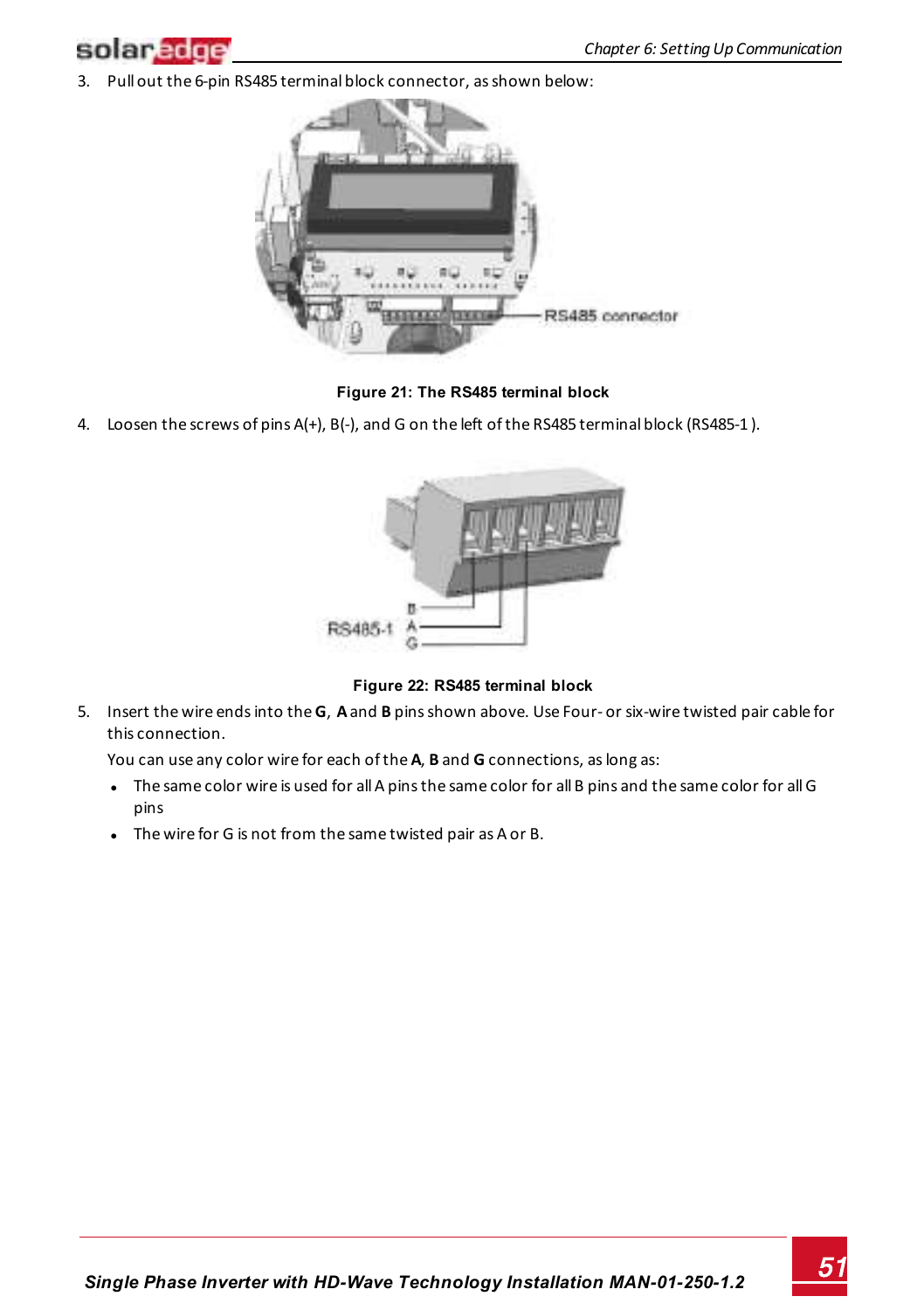3. Pull out the 6-pin RS485 terminal block connector, as shown below:

RS485 connector

**Figure 21: The RS485 terminal block**

4. Loosen the screws of pins A(+), B(-), and G on the left of the RS485 terminal block (RS485-1 ).

RS485-1 B A G

**Figure 22: RS485 terminal block**

5. Insert the wire ends into the **G**, **A** and **B** pins shown above. Use Four- or six-wire twisted pair cable for this connection.

   You can use any color wire for each of the **A**, **B** and **G** connections, as long as:

   - The same color wire is used for all A pins the same color for all B pins and the same color for all G pins
   - The wire for G is not from the same twisted pair as A or B.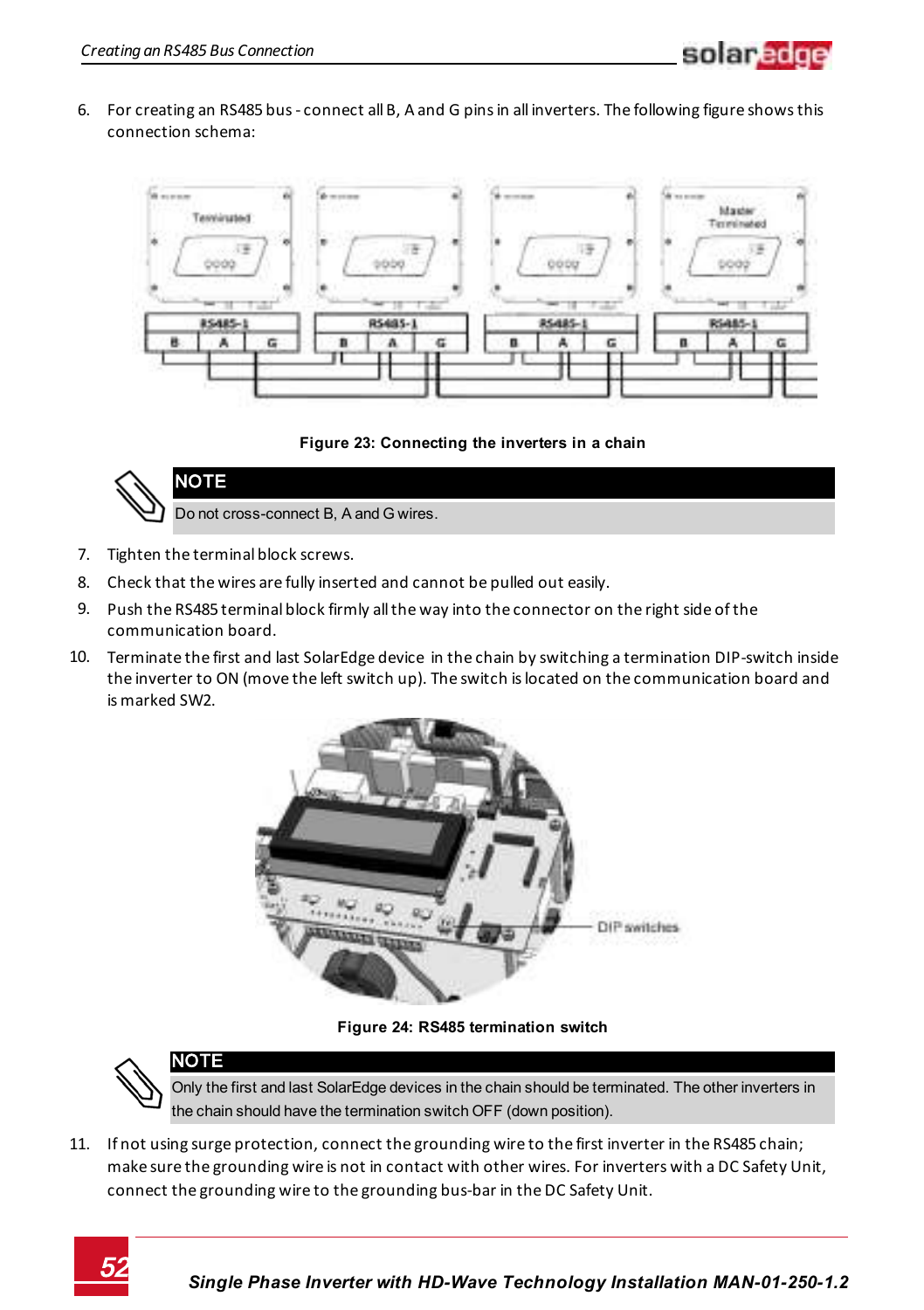6. For creating an RS485 bus - connect all B, A and G pins in all inverters. The following figure shows this connection schema:

**Figure 23: Connecting the inverters in a chain**

> **NOTE**
>
> Do not cross-connect B, A and G wires.

7. Tighten the terminal block screws.
8. Check that the wires are fully inserted and cannot be pulled out easily.
9. Push the RS485 terminal block firmly all the way into the connector on the right side of the communication board.
10. Terminate the first and last SolarEdge device in the chain by switching a termination DIP-switch inside the inverter to ON (move the left switch up). The switch is located on the communication board and is marked SW2.

**Figure 24: RS485 termination switch**

> **NOTE**
>
> Only the first and last SolarEdge devices in the chain should be terminated. The other inverters in the chain should have the termination switch OFF (down position).

11. If not using surge protection, connect the grounding wire to the first inverter in the RS485 chain; make sure the grounding wire is not in contact with other wires. For inverters with a DC Safety Unit, connect the grounding wire to the grounding bus-bar in the DC Safety Unit.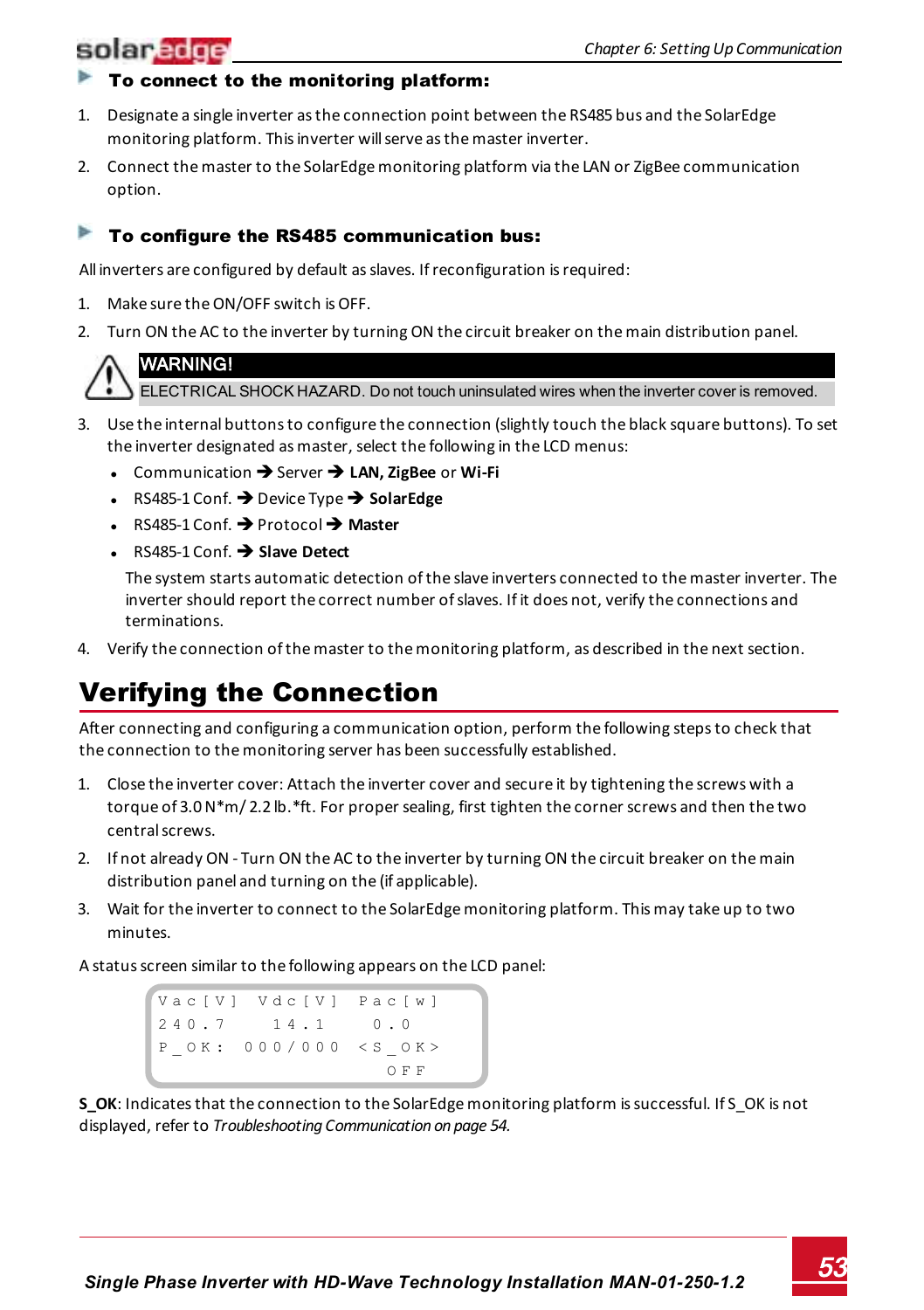### ▶ To connect to the monitoring platform:

1. Designate a single inverter as the connection point between the RS485 bus and the SolarEdge monitoring platform. This inverter will serve as the master inverter.
2. Connect the master to the SolarEdge monitoring platform via the LAN or ZigBee communication option.

### ▶ To configure the RS485 communication bus:

All inverters are configured by default as slaves. If reconfiguration is required:

1. Make sure the ON/OFF switch is OFF.
2. Turn ON the AC to the inverter by turning ON the circuit breaker on the main distribution panel.

> **WARNING!**
> ELECTRICAL SHOCK HAZARD. Do not touch uninsulated wires when the inverter cover is removed.

3. Use the internal buttons to configure the connection (slightly touch the black square buttons). To set the inverter designated as master, select the following in the LCD menus:
   - Communication ➔ Server ➔ **LAN, ZigBee** or **Wi-Fi**
   - RS485-1 Conf. ➔ Device Type ➔ **SolarEdge**
   - RS485-1 Conf. ➔ Protocol ➔ **Master**
   - RS485-1 Conf. ➔ **Slave Detect**

   The system starts automatic detection of the slave inverters connected to the master inverter. The inverter should report the correct number of slaves. If it does not, verify the connections and terminations.
4. Verify the connection of the master to the monitoring platform, as described in the next section.

## Verifying the Connection

After connecting and configuring a communication option, perform the following steps to check that the connection to the monitoring server has been successfully established.

1. Close the inverter cover: Attach the inverter cover and secure it by tightening the screws with a torque of 3.0 N*m/ 2.2 lb.*ft. For proper sealing, first tighten the corner screws and then the two central screws.
2. If not already ON - Turn ON the AC to the inverter by turning ON the circuit breaker on the main distribution panel and turning on the (if applicable).
3. Wait for the inverter to connect to the SolarEdge monitoring platform. This may take up to two minutes.

A status screen similar to the following appears on the LCD panel:

```
Vac[V]  Vdc[V]  Pac[w]
240.7    14.1     0.0
P_OK:  000/000  <S_OK>
                  OFF
```

**S_OK**: Indicates that the connection to the SolarEdge monitoring platform is successful. If S_OK is not displayed, refer to *Troubleshooting Communication on page 54.*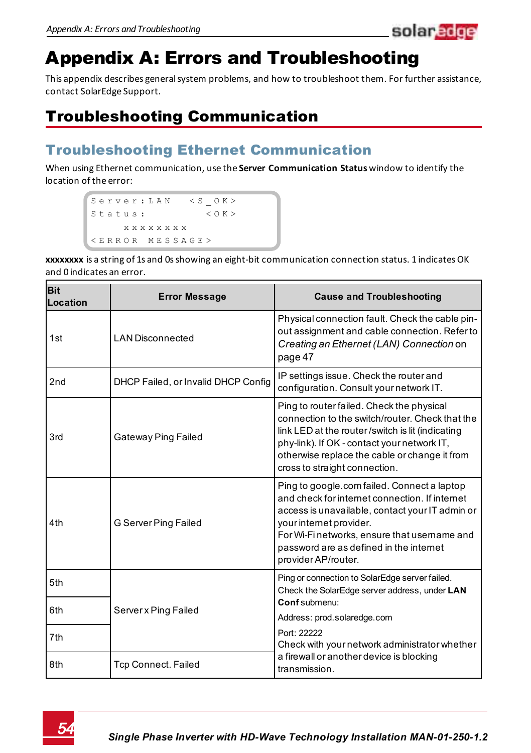# Appendix A: Errors and Troubleshooting

This appendix describes general system problems, and how to troubleshoot them. For further assistance, contact SolarEdge Support.

## Troubleshooting Communication

### Troubleshooting Ethernet Communication

When using Ethernet communication, use the **Server Communication Status** window to identify the location of the error:

```
Server:LAN    <S_OK>
Status:         <OK>
    xxxxxxxx
<ERROR MESSAGE>
```

**xxxxxxxx** is a string of 1s and 0s showing an eight-bit communication connection status. 1 indicates OK and 0 indicates an error.

| Bit Location | Error Message | Cause and Troubleshooting |
|---|---|---|
| 1st | LAN Disconnected | Physical connection fault. Check the cable pin-out assignment and cable connection. Refer to *Creating an Ethernet (LAN) Connection* on page 47 |
| 2nd | DHCP Failed, or Invalid DHCP Config | IP settings issue. Check the router and configuration. Consult your network IT. |
| 3rd | Gateway Ping Failed | Ping to router failed. Check the physical connection to the switch/router. Check that the link LED at the router /switch is lit (indicating phy-link). If OK - contact your network IT, otherwise replace the cable or change it from cross to straight connection. |
| 4th | G Server Ping Failed | Ping to google.com failed. Connect a laptop and check for internet connection. If internet access is unavailable, contact your IT admin or your internet provider.<br>For Wi-Fi networks, ensure that username and password are as defined in the internet provider AP/router. |
| 5th | Server x Ping Failed | Ping or connection to SolarEdge server failed. Check the SolarEdge server address, under **LAN Conf** submenu:<br>Address: prod.solaredge.com<br>Port: 22222<br>Check with your network administrator whether a firewall or another device is blocking transmission. |
| 6th | | |
| 7th | | |
| 8th | Tcp Connect. Failed | |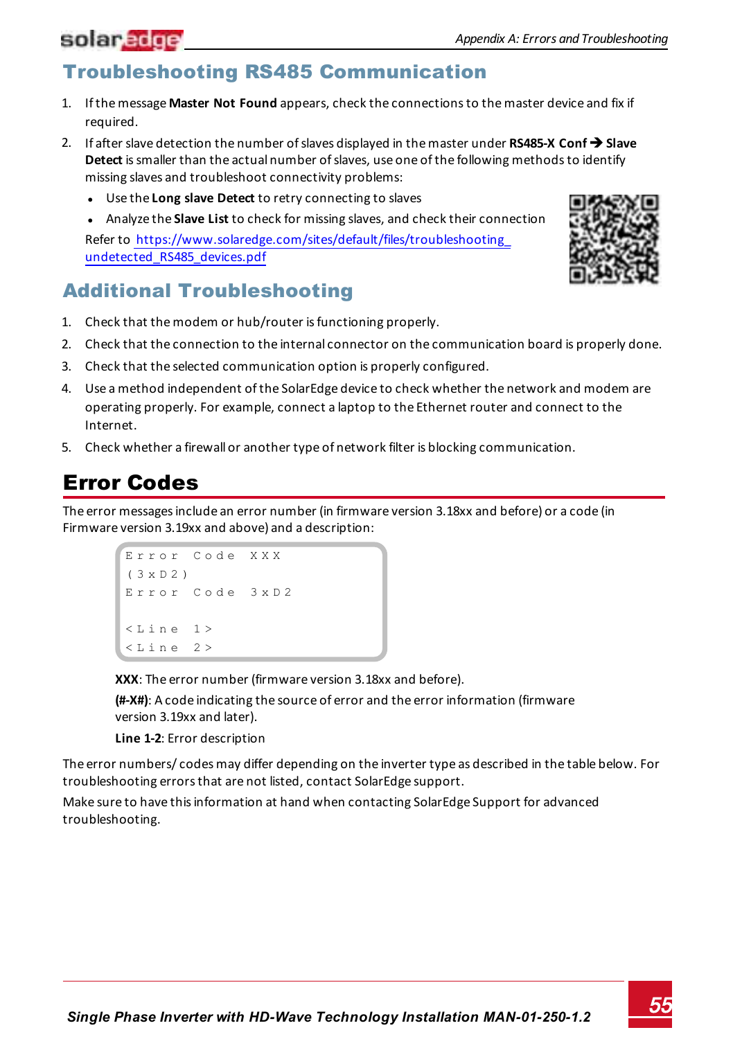## Troubleshooting RS485 Communication

1. If the message **Master Not Found** appears, check the connections to the master device and fix if required.
2. If after slave detection the number of slaves displayed in the master under **RS485-X Conf ➔ Slave Detect** is smaller than the actual number of slaves, use one of the following methods to identify missing slaves and troubleshoot connectivity problems:
   - Use the **Long slave Detect** to retry connecting to slaves
   - Analyze the **Slave List** to check for missing slaves, and check their connection

   Refer to https://www.solaredge.com/sites/default/files/troubleshooting_undetected_RS485_devices.pdf

## Additional Troubleshooting

1. Check that the modem or hub/router is functioning properly.
2. Check that the connection to the internal connector on the communication board is properly done.
3. Check that the selected communication option is properly configured.
4. Use a method independent of the SolarEdge device to check whether the network and modem are operating properly. For example, connect a laptop to the Ethernet router and connect to the Internet.
5. Check whether a firewall or another type of network filter is blocking communication.

# Error Codes

The error messages include an error number (in firmware version 3.18xx and before) or a code (in Firmware version 3.19xx and above) and a description:

```
E r r o r   C o d e   X X X
( 3 x D 2 )
E r r o r   C o d e   3 x D 2

< L i n e   1 >
< L i n e   2 >
```

**XXX**: The error number (firmware version 3.18xx and before).

**(#-X#)**: A code indicating the source of error and the error information (firmware version 3.19xx and later).

**Line 1-2**: Error description

The error numbers/ codes may differ depending on the inverter type as described in the table below. For troubleshooting errors that are not listed, contact SolarEdge support.

Make sure to have this information at hand when contacting SolarEdge Support for advanced troubleshooting.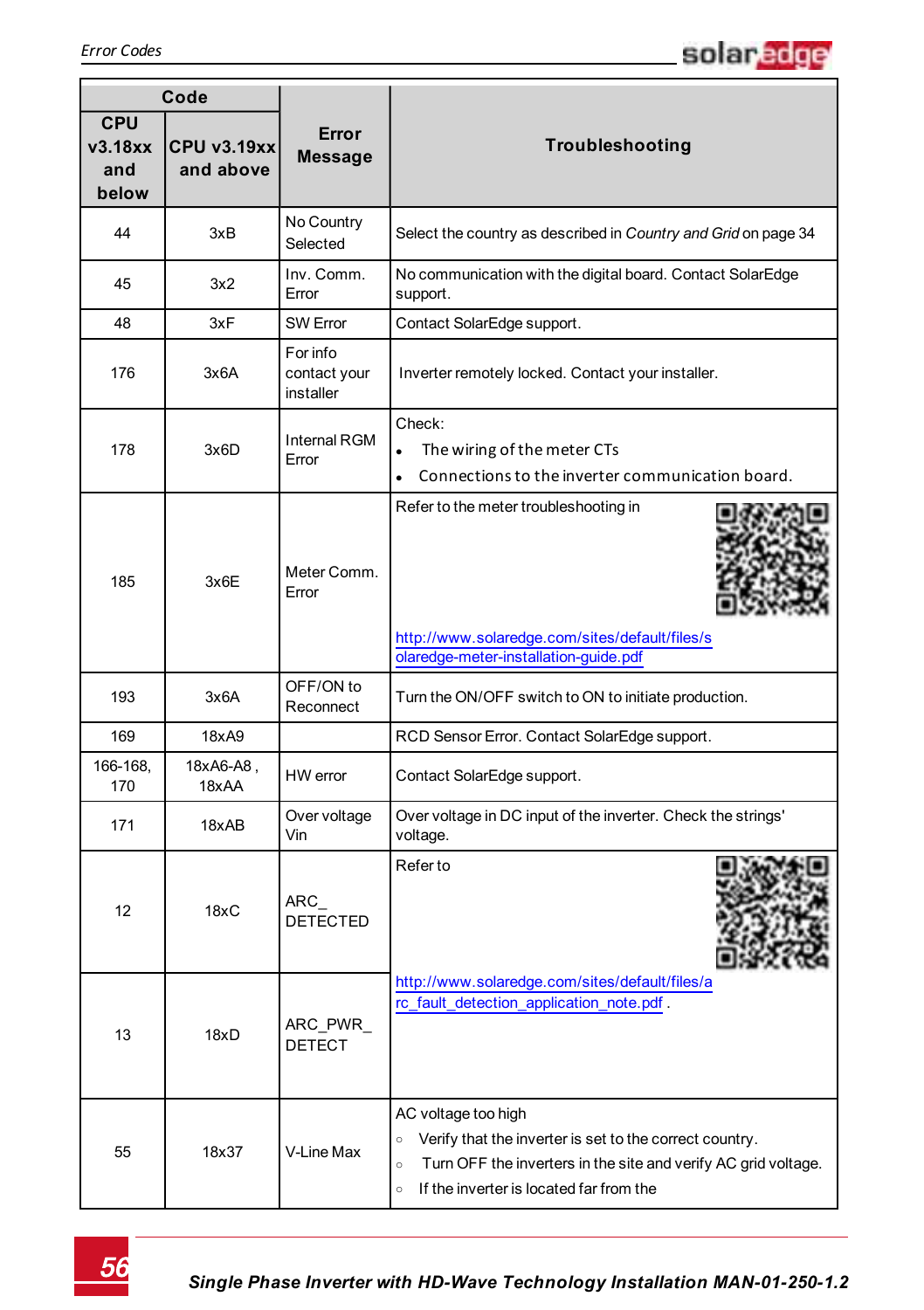| Code | | Error Message | Troubleshooting |
|---|---|---|---|
| CPU v3.18xx and below | CPU v3.19xx and above | | |
| 44 | 3xB | No Country Selected | Select the country as described in *Country and Grid* on page 34 |
| 45 | 3x2 | Inv. Comm. Error | No communication with the digital board. Contact SolarEdge support. |
| 48 | 3xF | SW Error | Contact SolarEdge support. |
| 176 | 3x6A | For info contact your installer | Inverter remotely locked. Contact your installer. |
| 178 | 3x6D | Internal RGM Error | Check:<br>• The wiring of the meter CTs<br>• Connections to the inverter communication board. |
| 185 | 3x6E | Meter Comm. Error | Refer to the meter troubleshooting in http://www.solaredge.com/sites/default/files/solaredge-meter-installation-guide.pdf |
| 193 | 3x6A | OFF/ON to Reconnect | Turn the ON/OFF switch to ON to initiate production. |
| 169 | 18xA9 | | RCD Sensor Error. Contact SolarEdge support. |
| 166-168, 170 | 18xA6-A8 , 18xAA | HW error | Contact SolarEdge support. |
| 171 | 18xAB | Over voltage Vin | Over voltage in DC input of the inverter. Check the strings' voltage. |
| 12 | 18xC | ARC_ DETECTED | Refer to http://www.solaredge.com/sites/default/files/arc_fault_detection_application_note.pdf . |
| 13 | 18xD | ARC_PWR_ DETECT | |
| 55 | 18x37 | V-Line Max | AC voltage too high<br>○ Verify that the inverter is set to the correct country.<br>○ Turn OFF the inverters in the site and verify AC grid voltage.<br>○ If the inverter is located far from the |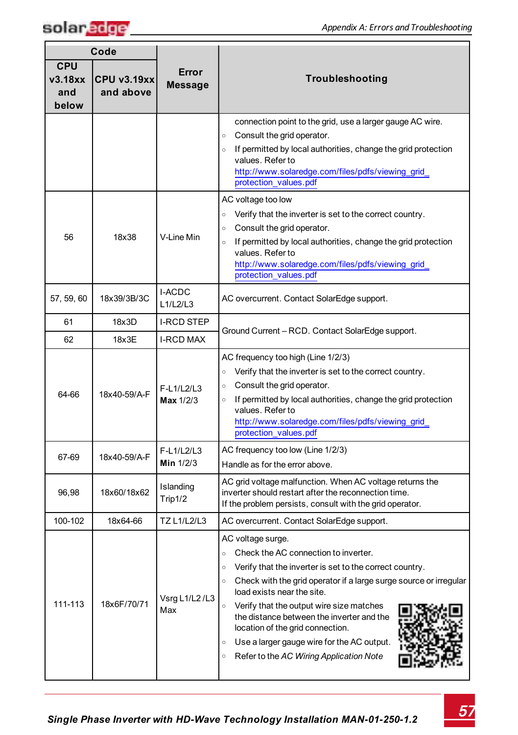| Code | | Error Message | Troubleshooting |
|---|---|---|---|
| CPU v3.18xx and below | CPU v3.19xx and above | | |
| | | | connection point to the grid, use a larger gauge AC wire.<br>○ Consult the grid operator.<br>○ If permitted by local authorities, change the grid protection values. Refer to http://www.solaredge.com/files/pdfs/viewing_grid_protection_values.pdf |
| 56 | 18x38 | V-Line Min | AC voltage too low<br>○ Verify that the inverter is set to the correct country.<br>○ Consult the grid operator.<br>○ If permitted by local authorities, change the grid protection values. Refer to http://www.solaredge.com/files/pdfs/viewing_grid_protection_values.pdf |
| 57, 59, 60 | 18x39/3B/3C | I-ACDC L1/L2/L3 | AC overcurrent. Contact SolarEdge support. |
| 61 | 18x3D | I-RCD STEP | Ground Current – RCD. Contact SolarEdge support. |
| 62 | 18x3E | I-RCD MAX | Ground Current – RCD. Contact SolarEdge support. |
| 64-66 | 18x40-59/A-F | F-L1/L2/L3 **Max** 1/2/3 | AC frequency too high (Line 1/2/3)<br>○ Verify that the inverter is set to the correct country.<br>○ Consult the grid operator.<br>○ If permitted by local authorities, change the grid protection values. Refer to http://www.solaredge.com/files/pdfs/viewing_grid_protection_values.pdf |
| 67-69 | 18x40-59/A-F | F-L1/L2/L3 **Min** 1/2/3 | AC frequency too low (Line 1/2/3)<br>Handle as for the error above. |
| 96,98 | 18x60/18x62 | Islanding Trip1/2 | AC grid voltage malfunction. When AC voltage returns the inverter should restart after the reconnection time.<br>If the problem persists, consult with the grid operator. |
| 100-102 | 18x64-66 | TZ L1/L2/L3 | AC overcurrent. Contact SolarEdge support. |
| 111-113 | 18x6F/70/71 | Vsrg L1/L2 /L3 Max | AC voltage surge.<br>○ Check the AC connection to inverter.<br>○ Verify that the inverter is set to the correct country.<br>○ Check with the grid operator if a large surge source or irregular load exists near the site.<br>○ Verify that the output wire size matches the distance between the inverter and the location of the grid connection.<br>○ Use a larger gauge wire for the AC output.<br>○ Refer to the *AC Wiring Application Note* |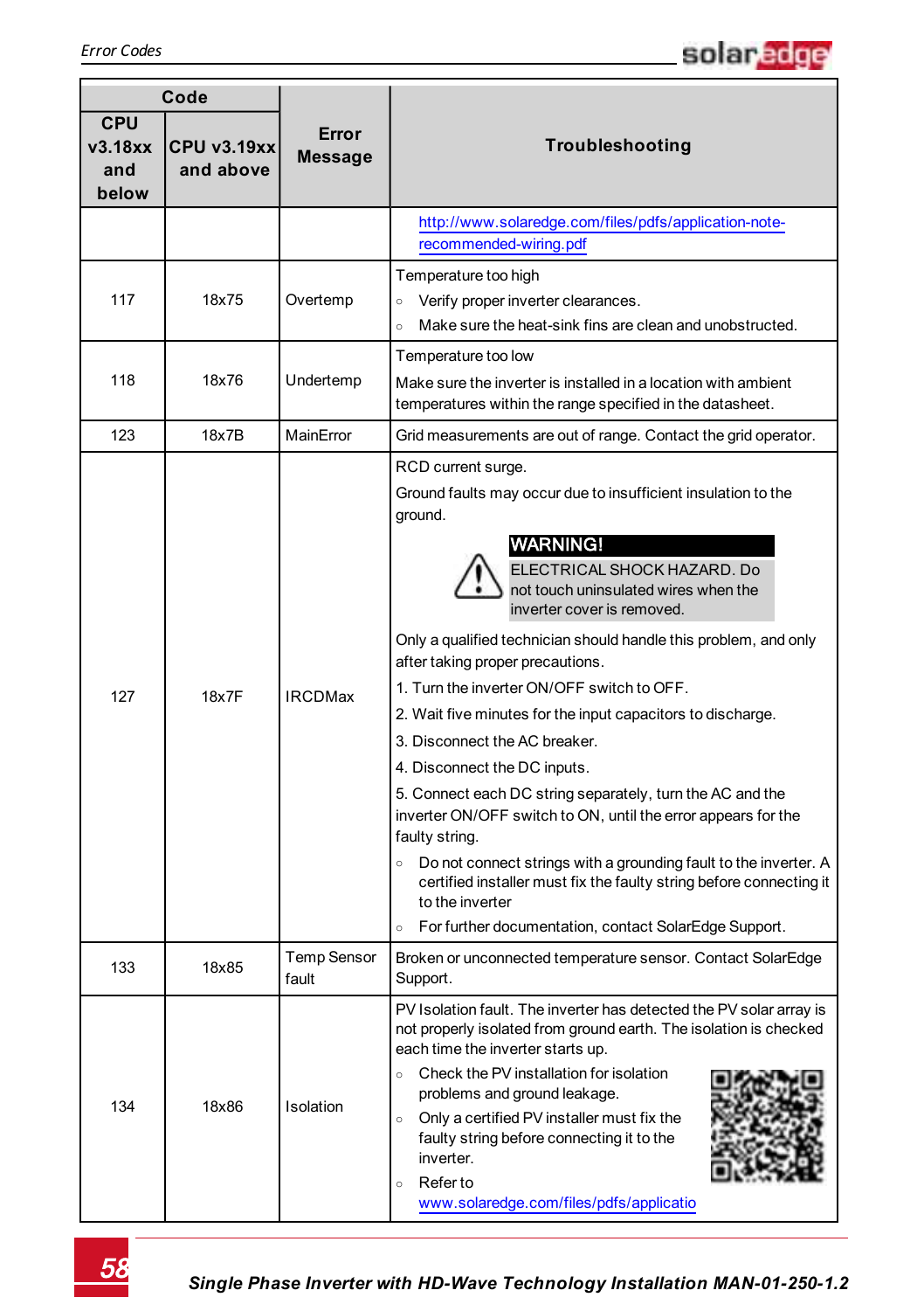| Code | | Error Message | Troubleshooting |
|---|---|---|---|
| CPU v3.18xx and below | CPU v3.19xx and above | | |
| | | | http://www.solaredge.com/files/pdfs/application-note-recommended-wiring.pdf |
| 117 | 18x75 | Overtemp | Temperature too high<br>○ Verify proper inverter clearances.<br>○ Make sure the heat-sink fins are clean and unobstructed. |
| 118 | 18x76 | Undertemp | Temperature too low<br>Make sure the inverter is installed in a location with ambient temperatures within the range specified in the datasheet. |
| 123 | 18x7B | MainError | Grid measurements are out of range. Contact the grid operator. |
| 127 | 18x7F | IRCDMax | RCD current surge.<br>Ground faults may occur due to insufficient insulation to the ground.<br>**WARNING!**<br>ELECTRICAL SHOCK HAZARD. Do not touch uninsulated wires when the inverter cover is removed.<br>Only a qualified technician should handle this problem, and only after taking proper precautions.<br>1. Turn the inverter ON/OFF switch to OFF.<br>2. Wait five minutes for the input capacitors to discharge.<br>3. Disconnect the AC breaker.<br>4. Disconnect the DC inputs.<br>5. Connect each DC string separately, turn the AC and the inverter ON/OFF switch to ON, until the error appears for the faulty string.<br>○ Do not connect strings with a grounding fault to the inverter. A certified installer must fix the faulty string before connecting it to the inverter<br>○ For further documentation, contact SolarEdge Support. |
| 133 | 18x85 | Temp Sensor fault | Broken or unconnected temperature sensor. Contact SolarEdge Support. |
| 134 | 18x86 | Isolation | PV Isolation fault. The inverter has detected the PV solar array is not properly isolated from ground earth. The isolation is checked each time the inverter starts up.<br>○ Check the PV installation for isolation problems and ground leakage.<br>○ Only a certified PV installer must fix the faulty string before connecting it to the inverter.<br>○ Refer to www.solaredge.com/files/pdfs/applicatio |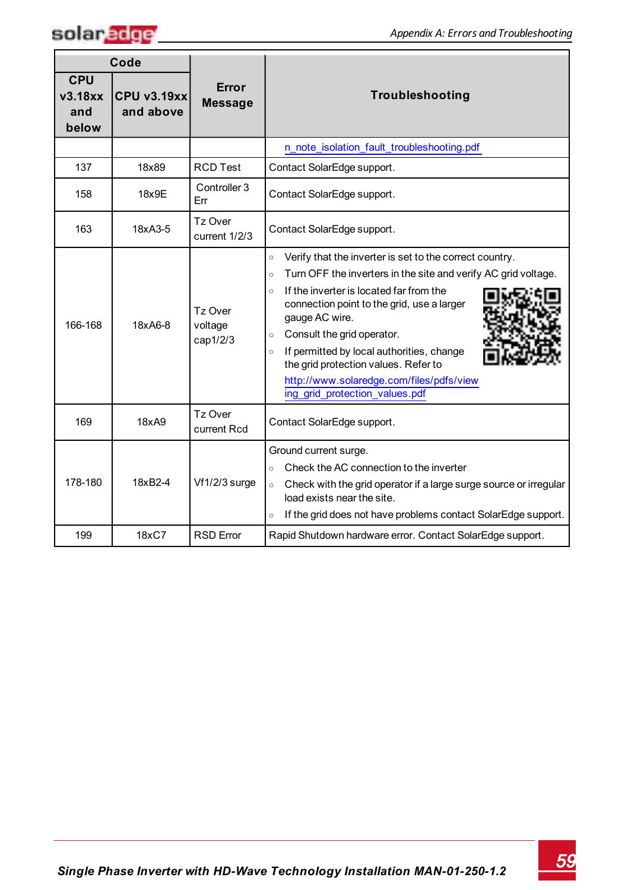| Code | | Error Message | Troubleshooting |
|---|---|---|---|
| CPU v3.18xx and below | CPU v3.19xx and above | | |
| | | | n_note_isolation_fault_troubleshooting.pdf |
| 137 | 18x89 | RCD Test | Contact SolarEdge support. |
| 158 | 18x9E | Controller 3 Err | Contact SolarEdge support. |
| 163 | 18xA3-5 | Tz Over current 1/2/3 | Contact SolarEdge support. |
| 166-168 | 18xA6-8 | Tz Over voltage cap1/2/3 | ○ Verify that the inverter is set to the correct country.<br>○ Turn OFF the inverters in the site and verify AC grid voltage.<br>○ If the inverter is located far from the connection point to the grid, use a larger gauge AC wire.<br>○ Consult the grid operator.<br>○ If permitted by local authorities, change the grid protection values. Refer to http://www.solaredge.com/files/pdfs/viewing_grid_protection_values.pdf |
| 169 | 18xA9 | Tz Over current Rcd | Contact SolarEdge support. |
| 178-180 | 18xB2-4 | Vf1/2/3 surge | Ground current surge.<br>○ Check the AC connection to the inverter<br>○ Check with the grid operator if a large surge source or irregular load exists near the site.<br>○ If the grid does not have problems contact SolarEdge support. |
| 199 | 18xC7 | RSD Error | Rapid Shutdown hardware error. Contact SolarEdge support. |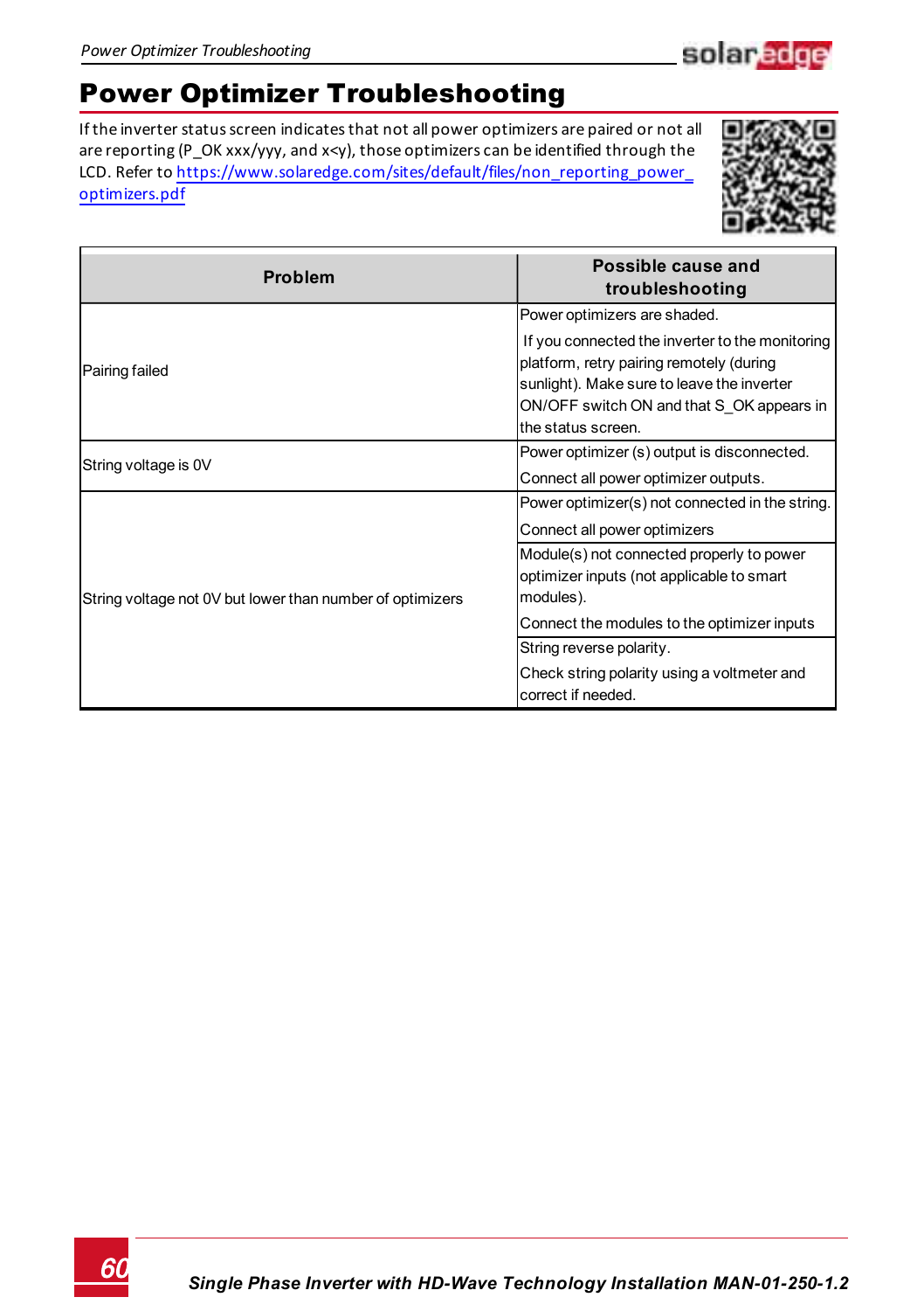# Power Optimizer Troubleshooting

If the inverter status screen indicates that not all power optimizers are paired or not all are reporting (P_OK xxx/yyy, and x<y), those optimizers can be identified through the LCD. Refer to https://www.solaredge.com/sites/default/files/non_reporting_power_optimizers.pdf

| Problem | Possible cause and troubleshooting |
| --- | --- |
| Pairing failed | Power optimizers are shaded.<br><br>If you connected the inverter to the monitoring platform, retry pairing remotely (during sunlight). Make sure to leave the inverter ON/OFF switch ON and that S_OK appears in the status screen. |
| String voltage is 0V | Power optimizer (s) output is disconnected.<br><br>Connect all power optimizer outputs. |
| String voltage not 0V but lower than number of optimizers | Power optimizer(s) not connected in the string.<br><br>Connect all power optimizers |
| | Module(s) not connected properly to power optimizer inputs (not applicable to smart modules).<br><br>Connect the modules to the optimizer inputs |
| | String reverse polarity.<br><br>Check string polarity using a voltmeter and correct if needed. |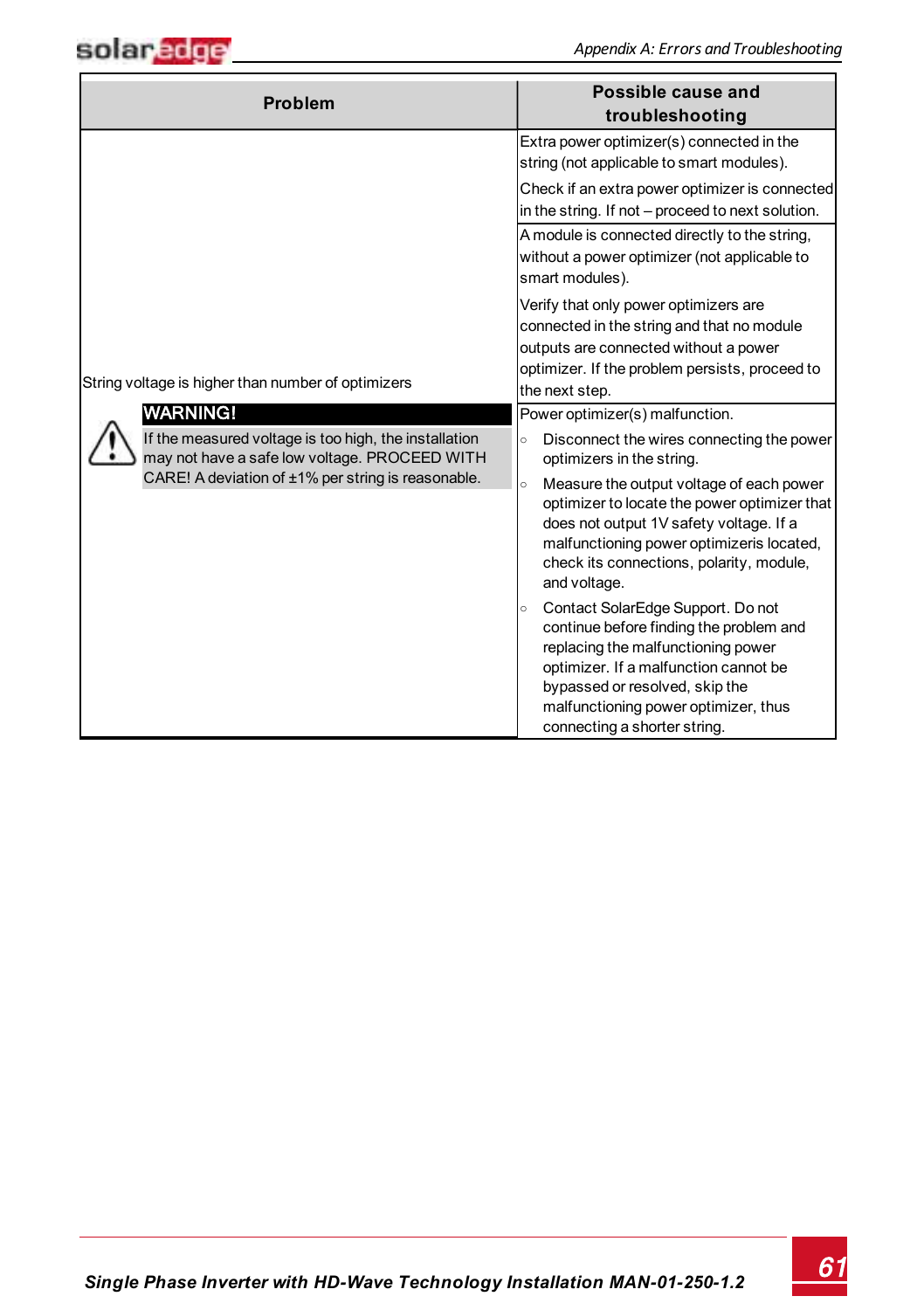| Problem | Possible cause and troubleshooting |
|---|---|
| String voltage is higher than number of optimizers<br><br>**WARNING!**<br>If the measured voltage is too high, the installation may not have a safe low voltage. PROCEED WITH CARE! A deviation of ±1% per string is reasonable. | Extra power optimizer(s) connected in the string (not applicable to smart modules).<br><br>Check if an extra power optimizer is connected in the string. If not – proceed to next solution. |
| | A module is connected directly to the string, without a power optimizer (not applicable to smart modules).<br><br>Verify that only power optimizers are connected in the string and that no module outputs are connected without a power optimizer. If the problem persists, proceed to the next step. |
| | Power optimizer(s) malfunction.<br>○ Disconnect the wires connecting the power optimizers in the string.<br>○ Measure the output voltage of each power optimizer to locate the power optimizer that does not output 1V safety voltage. If a malfunctioning power optimizeris located, check its connections, polarity, module, and voltage.<br>○ Contact SolarEdge Support. Do not continue before finding the problem and replacing the malfunctioning power optimizer. If a malfunction cannot be bypassed or resolved, skip the malfunctioning power optimizer, thus connecting a shorter string. |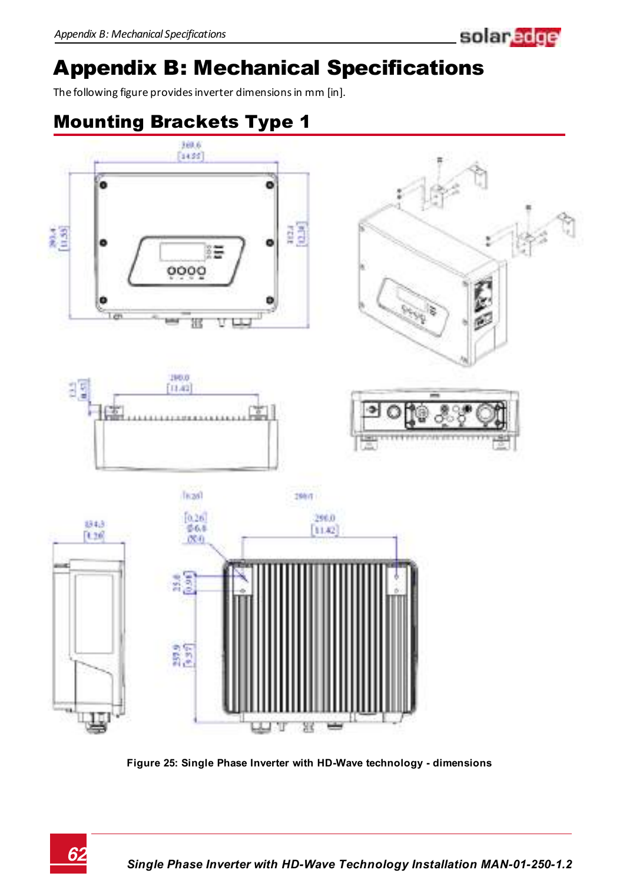# Appendix B: Mechanical Specifications

The following figure provides inverter dimensions in mm [in].

## Mounting Brackets Type 1

**Figure 25: Single Phase Inverter with HD-Wave technology - dimensions**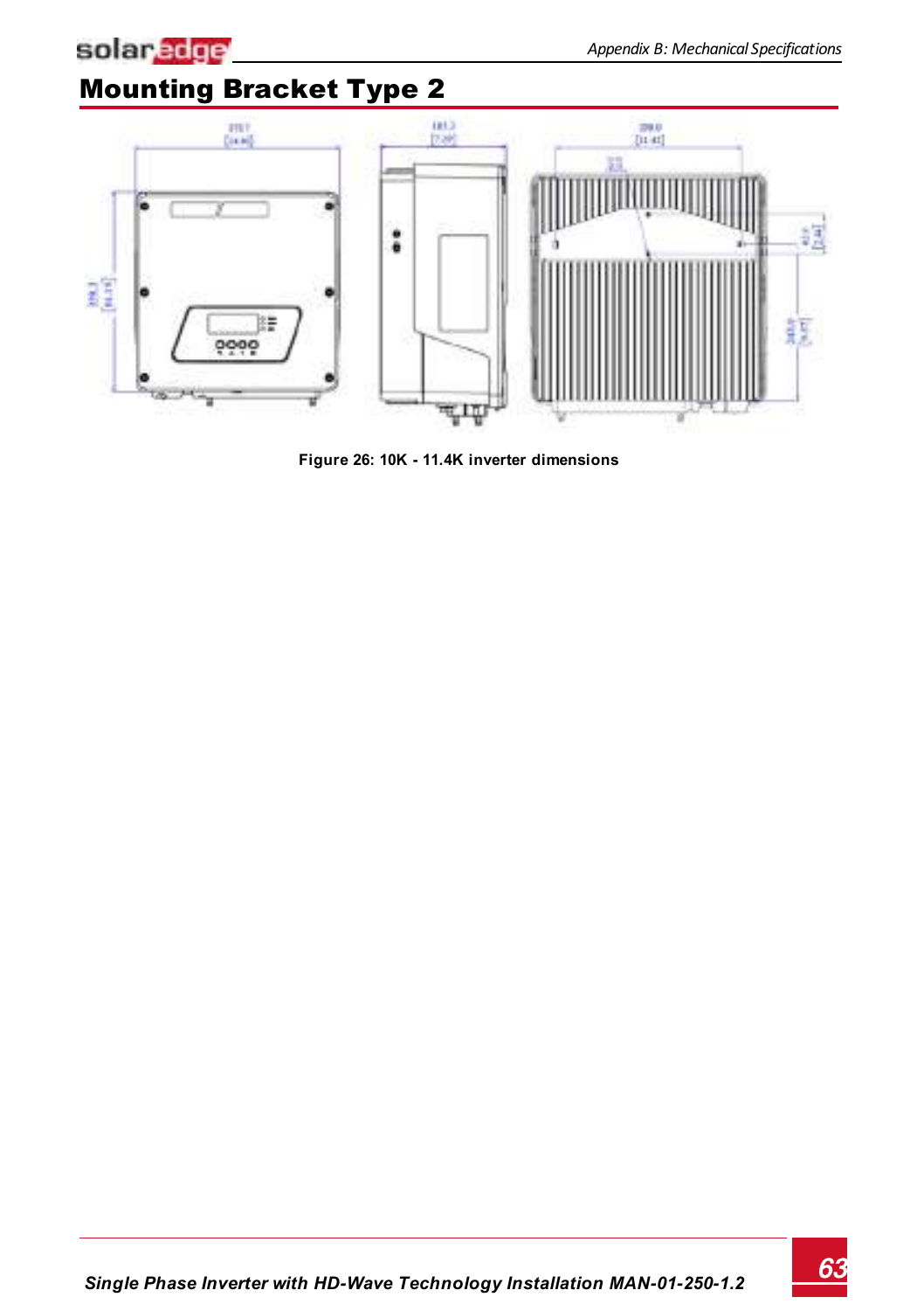# Mounting Bracket Type 2

Figure 26: 10K - 11.4K inverter dimensions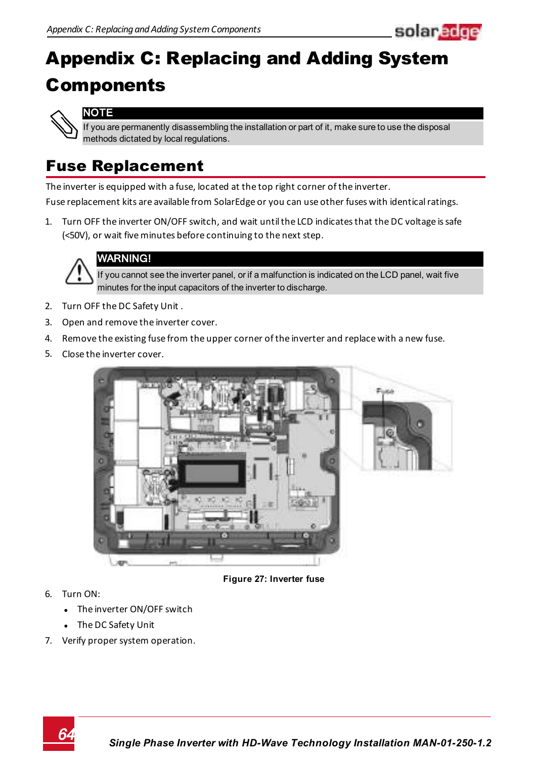# Appendix C: Replacing and Adding System Components

**NOTE**

If you are permanently disassembling the installation or part of it, make sure to use the disposal methods dictated by local regulations.

## Fuse Replacement

The inverter is equipped with a fuse, located at the top right corner of the inverter.

Fuse replacement kits are available from SolarEdge or you can use other fuses with identical ratings.

1. Turn OFF the inverter ON/OFF switch, and wait until the LCD indicates that the DC voltage is safe (<50V), or wait five minutes before continuing to the next step.

**WARNING!**

If you cannot see the inverter panel, or if a malfunction is indicated on the LCD panel, wait five minutes for the input capacitors of the inverter to discharge.

2. Turn OFF the DC Safety Unit .
3. Open and remove the inverter cover.
4. Remove the existing fuse from the upper corner of the inverter and replace with a new fuse.
5. Close the inverter cover.

**Figure 27: Inverter fuse**

6. Turn ON:
   - The inverter ON/OFF switch
   - The DC Safety Unit
7. Verify proper system operation.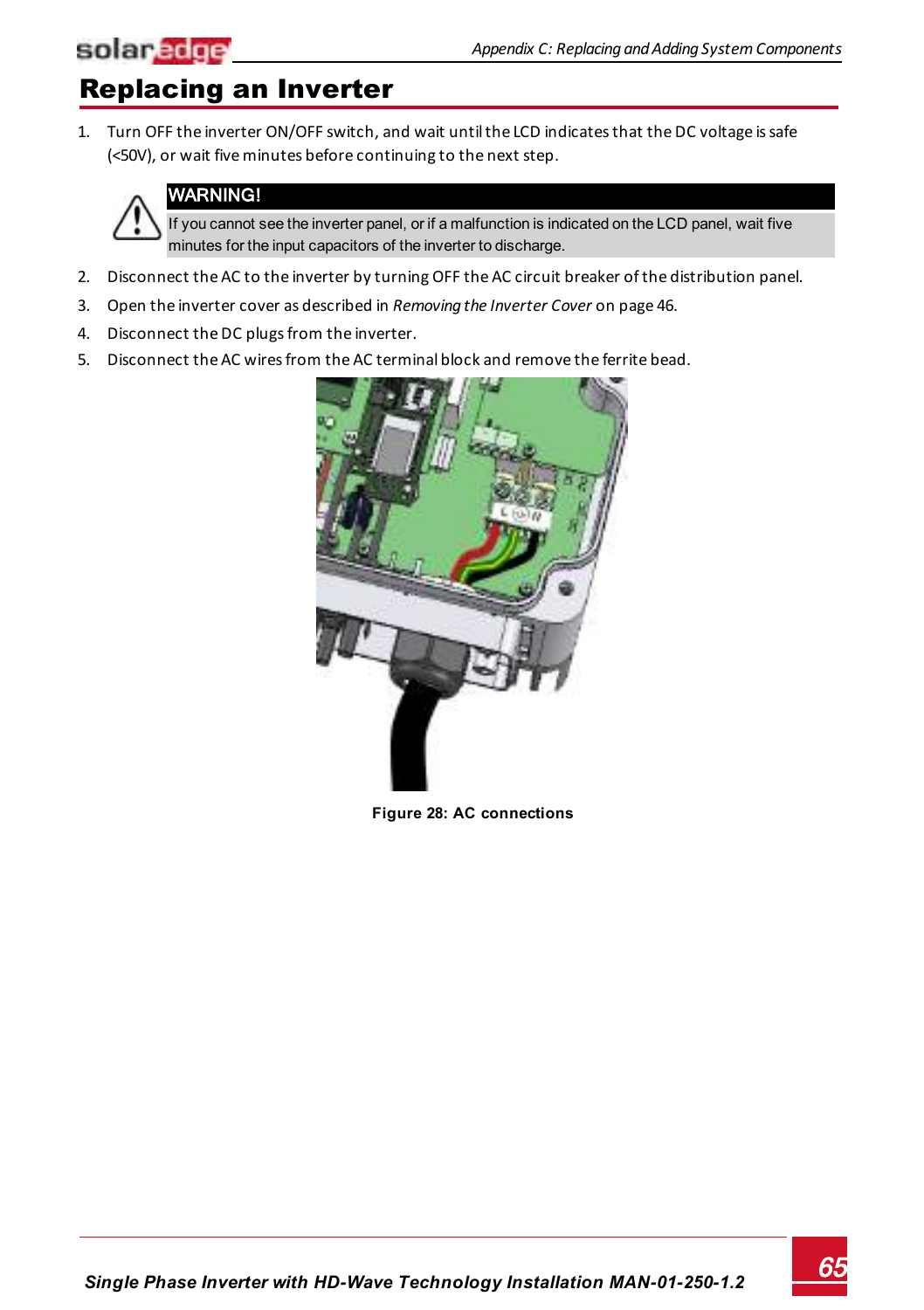# Replacing an Inverter

1. Turn OFF the inverter ON/OFF switch, and wait until the LCD indicates that the DC voltage is safe (<50V), or wait five minutes before continuing to the next step.

> **WARNING!**
> If you cannot see the inverter panel, or if a malfunction is indicated on the LCD panel, wait five minutes for the input capacitors of the inverter to discharge.

2. Disconnect the AC to the inverter by turning OFF the AC circuit breaker of the distribution panel.
3. Open the inverter cover as described in *Removing the Inverter Cover* on page 46.
4. Disconnect the DC plugs from the inverter.
5. Disconnect the AC wires from the AC terminal block and remove the ferrite bead.

**Figure 28: AC connections**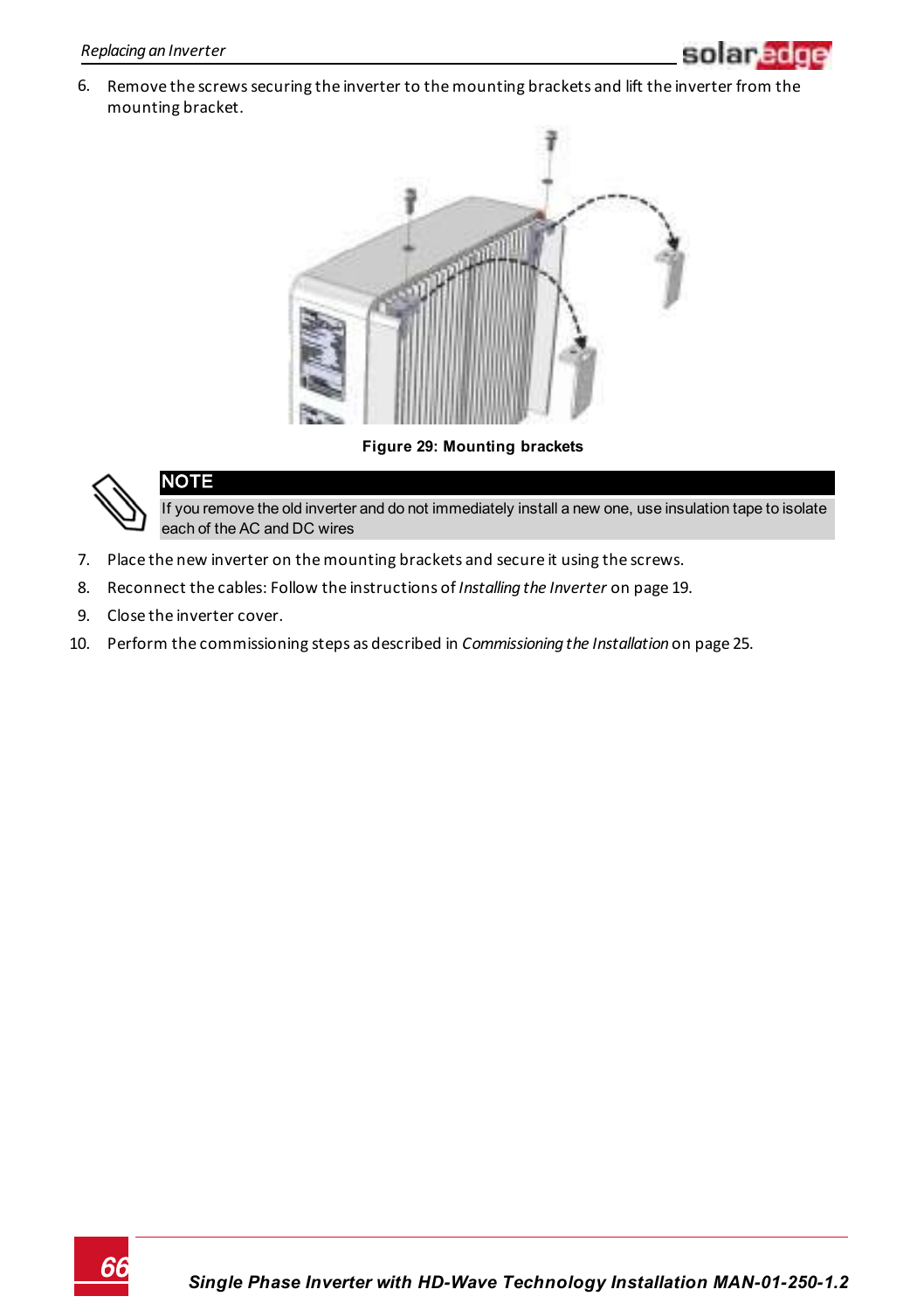6. Remove the screws securing the inverter to the mounting brackets and lift the inverter from the mounting bracket.

**Figure 29: Mounting brackets**

**NOTE**

If you remove the old inverter and do not immediately install a new one, use insulation tape to isolate each of the AC and DC wires

7. Place the new inverter on the mounting brackets and secure it using the screws.
8. Reconnect the cables: Follow the instructions of *Installing the Inverter* on page 19.
9. Close the inverter cover.
10. Perform the commissioning steps as described in *Commissioning the Installation* on page 25.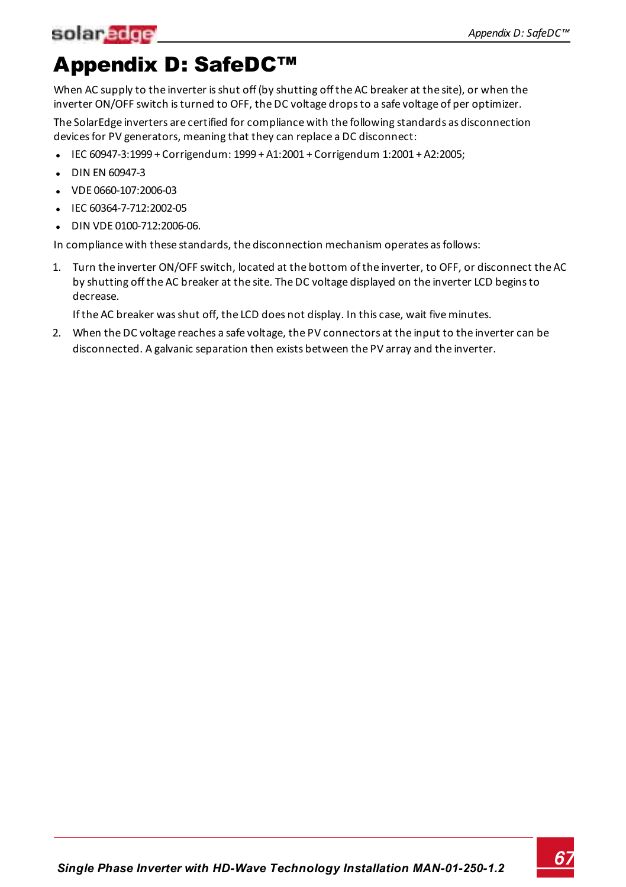# Appendix D: SafeDC™

When AC supply to the inverter is shut off (by shutting off the AC breaker at the site), or when the inverter ON/OFF switch is turned to OFF, the DC voltage drops to a safe voltage of per optimizer.

The SolarEdge inverters are certified for compliance with the following standards as disconnection devices for PV generators, meaning that they can replace a DC disconnect:

- IEC 60947-3:1999 + Corrigendum: 1999 + A1:2001 + Corrigendum 1:2001 + A2:2005;
- DIN EN 60947-3
- VDE 0660-107:2006-03
- IEC 60364-7-712:2002-05
- DIN VDE 0100-712:2006-06.

In compliance with these standards, the disconnection mechanism operates as follows:

1. Turn the inverter ON/OFF switch, located at the bottom of the inverter, to OFF, or disconnect the AC by shutting off the AC breaker at the site. The DC voltage displayed on the inverter LCD begins to decrease.

   If the AC breaker was shut off, the LCD does not display. In this case, wait five minutes.

2. When the DC voltage reaches a safe voltage, the PV connectors at the input to the inverter can be disconnected. A galvanic separation then exists between the PV array and the inverter.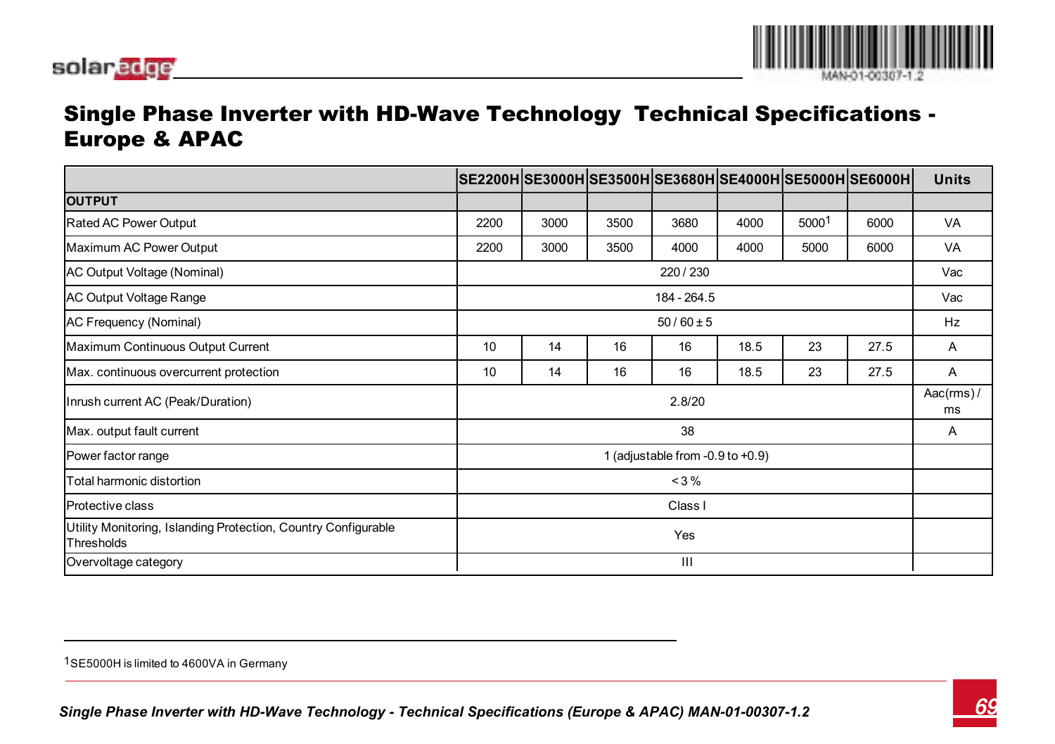# Single Phase Inverter with HD-Wave Technology Technical Specifications - Europe & APAC

| | SE2200H | SE3000H | SE3500H | SE3680H | SE4000H | SE5000H | SE6000H | Units |
|---|---|---|---|---|---|---|---|---|
| **OUTPUT** | | | | | | | | |
| Rated AC Power Output | 2200 | 3000 | 3500 | 3680 | 4000 | 5000[1] | 6000 | VA |
| Maximum AC Power Output | 2200 | 3000 | 3500 | 4000 | 4000 | 5000 | 6000 | VA |
| AC Output Voltage (Nominal) | 220 / 230 | | | | | | | Vac |
| AC Output Voltage Range | 184 - 264.5 | | | | | | | Vac |
| AC Frequency (Nominal) | 50 / 60 ± 5 | | | | | | | Hz |
| Maximum Continuous Output Current | 10 | 14 | 16 | 16 | 18.5 | 23 | 27.5 | A |
| Max. continuous overcurrent protection | 10 | 14 | 16 | 16 | 18.5 | 23 | 27.5 | A |
| Inrush current AC (Peak/Duration) | 2.8/20 | | | | | | | Aac(rms) / ms |
| Max. output fault current | 38 | | | | | | | A |
| Power factor range | 1 (adjustable from -0.9 to +0.9) | | | | | | | |
| Total harmonic distortion | < 3 % | | | | | | | |
| Protective class | Class I | | | | | | | |
| Utility Monitoring, Islanding Protection, Country Configurable Thresholds | Yes | | | | | | | |
| Overvoltage category | III | | | | | | | |

[1] SE5000H is limited to 4600VA in Germany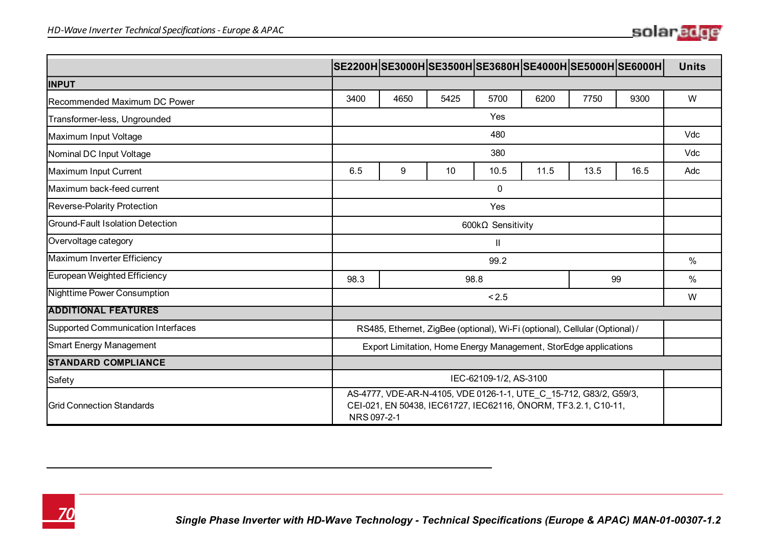| | SE2200H | SE3000H | SE3500H | SE3680H | SE4000H | SE5000H | SE6000H | Units |
|---|---|---|---|---|---|---|---|---|
| **INPUT** | | | | | | | | |
| Recommended Maximum DC Power | 3400 | 4650 | 5425 | 5700 | 6200 | 7750 | 9300 | W |
| Transformer-less, Ungrounded | Yes | | | | | | | |
| Maximum Input Voltage | 480 | | | | | | | Vdc |
| Nominal DC Input Voltage | 380 | | | | | | | Vdc |
| Maximum Input Current | 6.5 | 9 | 10 | 10.5 | 11.5 | 13.5 | 16.5 | Adc |
| Maximum back-feed current | 0 | | | | | | | |
| Reverse-Polarity Protection | Yes | | | | | | | |
| Ground-Fault Isolation Detection | 600kΩ Sensitivity | | | | | | | |
| Overvoltage category | II | | | | | | | |
| Maximum Inverter Efficiency | 99.2 | | | | | | | % |
| European Weighted Efficiency | 98.3 | 98.8 | | | | 99 | | % |
| Nighttime Power Consumption | < 2.5 | | | | | | | W |
| **ADDITIONAL FEATURES** | | | | | | | | |
| Supported Communication Interfaces | RS485, Ethernet, ZigBee (optional), Wi-Fi (optional), Cellular (Optional) / | | | | | | | |
| Smart Energy Management | Export Limitation, Home Energy Management, StorEdge applications | | | | | | | |
| **STANDARD COMPLIANCE** | | | | | | | | |
| Safety | IEC-62109-1/2, AS-3100 | | | | | | | |
| Grid Connection Standards | AS-4777, VDE-AR-N-4105, VDE 0126-1-1, UTE_C_15-712, G83/2, G59/3, CEI-021, EN 50438, IEC61727, IEC62116, ÖNORM, TF3.2.1, C10-11, NRS 097-2-1 | | | | | | | |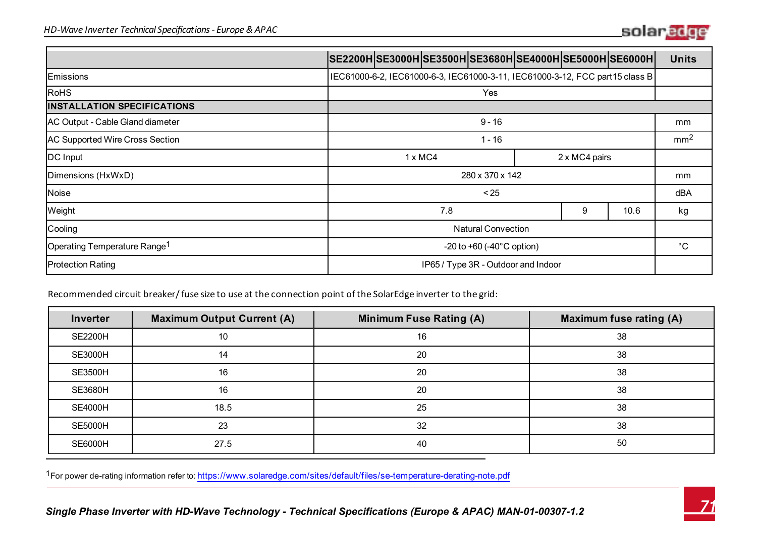| | SE2200H | SE3000H | SE3500H | SE3680H | SE4000H | SE5000H | SE6000H | Units |
|---|---|---|---|---|---|---|---|---|
| Emissions | IEC61000-6-2, IEC61000-6-3, IEC61000-3-11, IEC61000-3-12, FCC part15 class B | | | | | | | |
| RoHS | Yes | | | | | | | |
| **INSTALLATION SPECIFICATIONS** | | | | | | | | |
| AC Output - Cable Gland diameter | 9 - 16 | | | | | | | mm |
| AC Supported Wire Cross Section | 1 - 16 | | | | | | | $mm^2$ |
| DC Input | 1 x MC4 | | | | 2 x MC4 pairs | | | |
| Dimensions (HxWxD) | 280 x 370 x 142 | | | | | | | mm |
| Noise | < 25 | | | | | | | dBA |
| Weight | 7.8 | | | | | 9 | 10.6 | kg |
| Cooling | Natural Convection | | | | | | | |
| Operating Temperature Range[1] | -20 to +60 (-40°C option) | | | | | | | °C |
| Protection Rating | IP65 / Type 3R - Outdoor and Indoor | | | | | | | |

Recommended circuit breaker/ fuse size to use at the connection point of the SolarEdge inverter to the grid:

| Inverter | Maximum Output Current (A) | Minimum Fuse Rating (A) | Maximum fuse rating (A) |
|---|---|---|---|
| SE2200H | 10 | 16 | 38 |
| SE3000H | 14 | 20 | 38 |
| SE3500H | 16 | 20 | 38 |
| SE3680H | 16 | 20 | 38 |
| SE4000H | 18.5 | 25 | 38 |
| SE5000H | 23 | 32 | 38 |
| SE6000H | 27.5 | 40 | 50 |

[1] For power de-rating information refer to: https://www.solaredge.com/sites/default/files/se-temperature-derating-note.pdf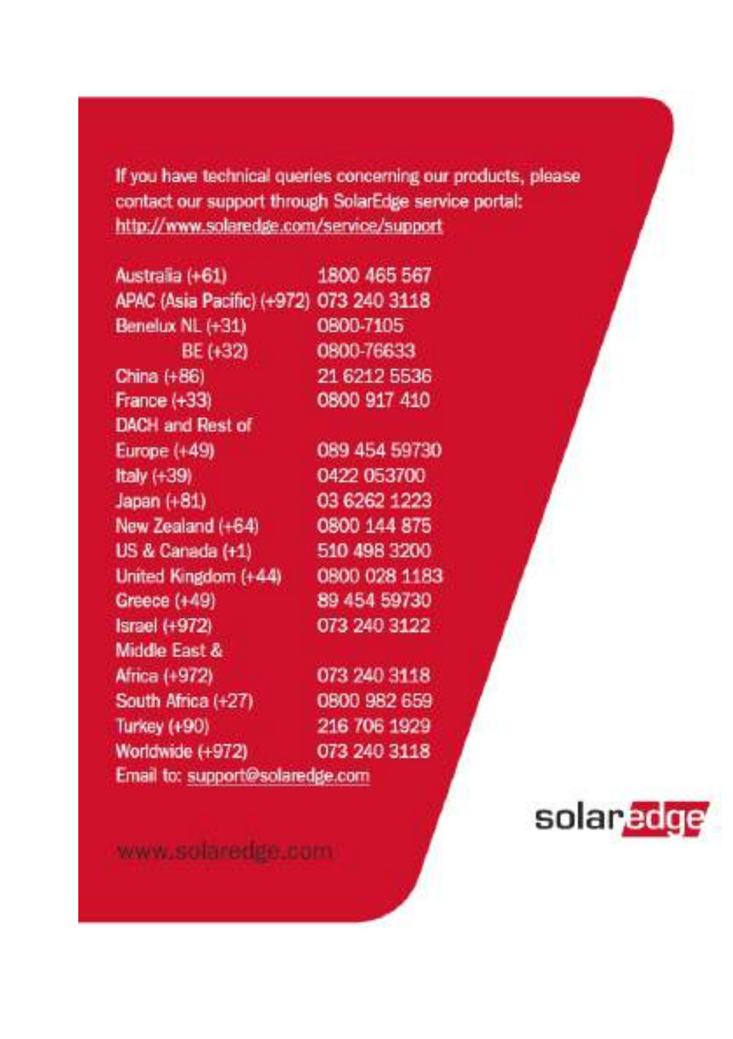If you have technical queries concerning our products, please contact our support through SolarEdge service portal: http://www.solaredge.com/service/support

| | |
|---|---|
| Australia (+61) | 1800 465 567 |
| APAC (Asia Pacific) (+972) | 073 240 3118 |
| Benelux NL (+31) | 0800-7105 |
| BE (+32) | 0800-76633 |
| China (+86) | 21 6212 5536 |
| France (+33) | 0800 917 410 |
| DACH and Rest of Europe (+49) | 089 454 59730 |
| Italy (+39) | 0422 053700 |
| Japan (+81) | 03 6262 1223 |
| New Zealand (+64) | 0800 144 875 |
| US & Canada (+1) | 510 498 3200 |
| United Kingdom (+44) | 0800 028 1183 |
| Greece (+49) | 89 454 59730 |
| Israel (+972) | 073 240 3122 |
| Middle East & Africa (+972) | 073 240 3118 |
| South Africa (+27) | 0800 982 659 |
| Turkey (+90) | 216 706 1929 |
| Worldwide (+972) | 073 240 3118 |

Email to: support@solaredge.com

www.solaredge.com

solaredge